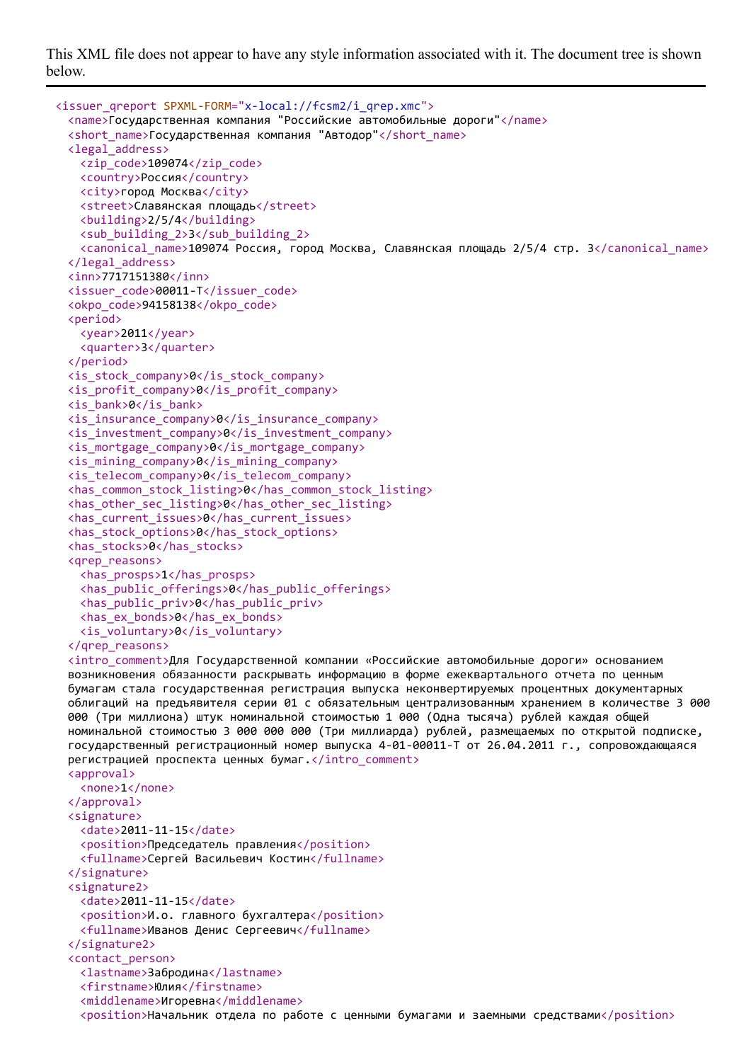This XML file does not appear to have any style information associated with it. The document tree is shown below.

```
<issuer_qreport SPXML-FORM="x-local://fcsm2/i_qrep.xmc">
  <name>Государственная компания "Российские автомобильные дороги"</name>
  <short_name>Государственная компания "Автодор"</short_name>
  <legal_address>
    <zip_code>109074</zip_code>
    <country>Россия</country>
    <city>город Москва</city>
    <street>Славянская площадь</street>
    <building>2/5/4</building>
    <sub_building_2>3</sub_building_2>
    <canonical_name>109074 Россия, город Москва, Славянская площадь 2/5/4 стр. 3</canonical_name>
  </legal_address>
  <inn>7717151380</inn>
  <issuer_code>00011-T</issuer_code>
  <okpo_code>94158138</okpo_code>
  <period>
    <year>2011</year>
    <quarter>3</quarter>
  </period>
  <is_stock_company>0</is_stock_company>
  <is_profit_company>0</is_profit_company>
  <is_bank>0</is_bank>
  <is_insurance_company>0</is_insurance_company>
  <is_investment_company>0</is_investment_company>
  <is_mortgage_company>0</is_mortgage_company>
  <is_mining_company>0</is_mining_company>
  <is_telecom_company>0</is_telecom_company>
  <has_common_stock_listing>0</has_common_stock_listing>
  <has_other_sec_listing>0</has_other_sec_listing>
  <has_current_issues>0</has_current_issues>
  <has_stock_options>0</has_stock_options>
  <has_stocks>0</has_stocks>
  <qrep_reasons>
    <has_prosps>1</has_prosps>
    <has_public_offerings>0</has_public_offerings>
    <has_public_priv>0</has_public_priv>
    <has_ex_bonds>0</has_ex_bonds>
    <is_voluntary>0</is_voluntary>
  </qrep_reasons>
  <intro_comment>Для Государственной компании «Российские автомобильные дороги» основанием
  возникновения обязанности раскрывать информацию в форме ежеквартального отчета по ценным
  бумагам стала государственная регистрация выпуска неконвертируемых процентных документарных
  облигаций на предъявителя серии 01 с обязательным централизованным хранением в количестве 3 000
  000 (Три миллиона) штук номинальной стоимостью 1 000 (Одна тысяча) рублей каждая общей
  номинальной стоимостью 3 000 000 000 (Три миллиарда) рублей, размещаемых по открытой подписке,
  государственный регистрационный номер выпуска 4-01-00011-T от 26.04.2011 г., сопровождающаяся
  регистрацией проспекта ценных бумаг.</intro_comment>
  <approval>
    <none>1</none>
  </approval>
  <signature>
    <date>2011-11-15</date>
    <position>Председатель правления</position>
    <fullname>Сергей Васильевич Костин</fullname>
  </signature>
  <signature2>
    <date>2011-11-15</date>
    <position>И.о. главного бухгалтера</position>
    <fullname>Иванов Денис Сергеевич</fullname>
  </signature2>
  <contact_person>
    <lastname>Забродина</lastname>
    <firstname>Юлия</firstname>
    <middlename>Игоревна</middlename>
    <position>Начальник отдела по работе с ценными бумагами и заемными средствами</position>
```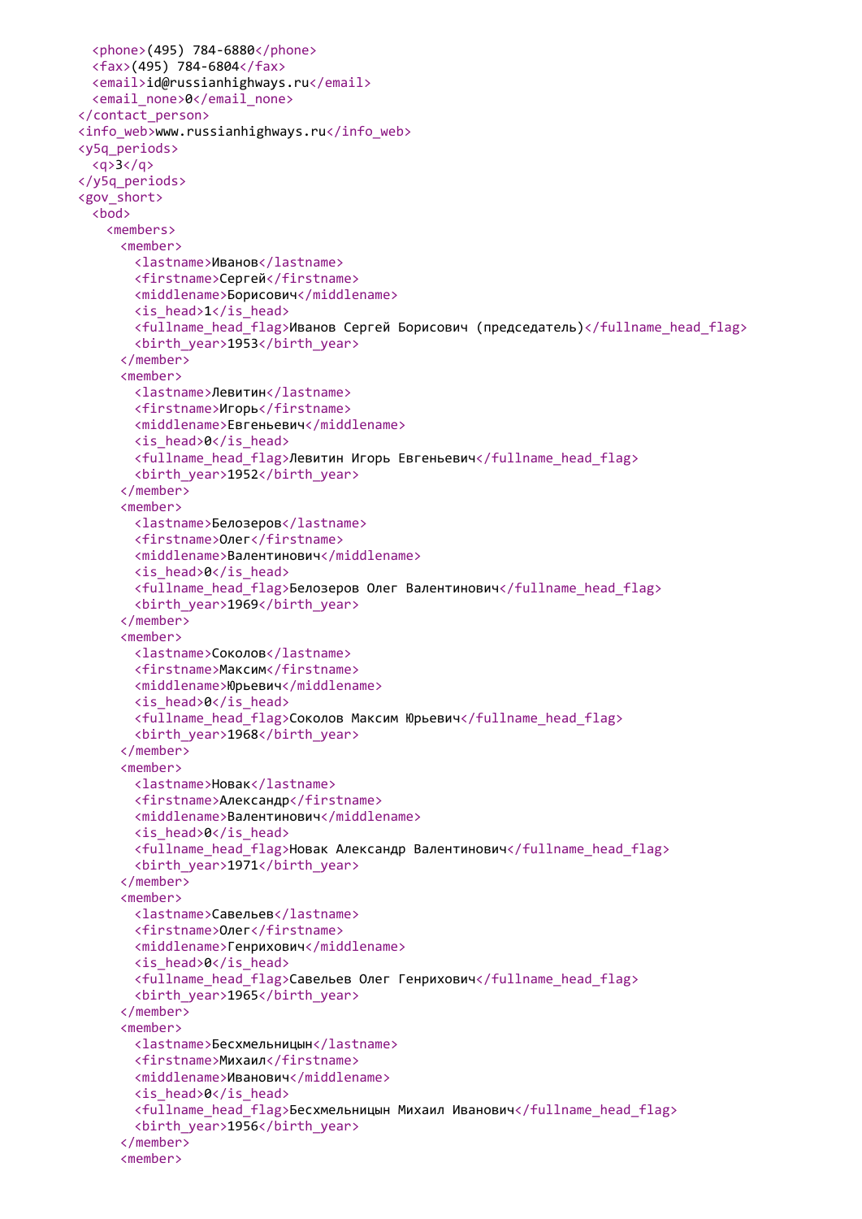```xml
      <phone>(495) 784-6880</phone>
      <fax>(495) 784-6804</fax>
      <email>id@russianhighways.ru</email>
      <email_none>0</email_none>
    </contact_person>
    <info_web>www.russianhighways.ru</info_web>
    <y5q_periods>
      <q>3</q>
    </y5q_periods>
    <gov_short>
      <bod>
        <members>
          <member>
            <lastname>Иванов</lastname>
            <firstname>Сергей</firstname>
            <middlename>Борисович</middlename>
            <is_head>1</is_head>
            <fullname_head_flag>Иванов Сергей Борисович (председатель)</fullname_head_flag>
            <birth_year>1953</birth_year>
          </member>
          <member>
            <lastname>Левитин</lastname>
            <firstname>Игорь</firstname>
            <middlename>Евгеньевич</middlename>
            <is_head>0</is_head>
            <fullname_head_flag>Левитин Игорь Евгеньевич</fullname_head_flag>
            <birth_year>1952</birth_year>
          </member>
          <member>
            <lastname>Белозеров</lastname>
            <firstname>Олег</firstname>
            <middlename>Валентинович</middlename>
            <is_head>0</is_head>
            <fullname_head_flag>Белозеров Олег Валентинович</fullname_head_flag>
            <birth_year>1969</birth_year>
          </member>
          <member>
            <lastname>Соколов</lastname>
            <firstname>Максим</firstname>
            <middlename>Юрьевич</middlename>
            <is_head>0</is_head>
            <fullname_head_flag>Соколов Максим Юрьевич</fullname_head_flag>
            <birth_year>1968</birth_year>
          </member>
          <member>
            <lastname>Новак</lastname>
            <firstname>Александр</firstname>
            <middlename>Валентинович</middlename>
            <is_head>0</is_head>
            <fullname_head_flag>Новак Александр Валентинович</fullname_head_flag>
            <birth_year>1971</birth_year>
          </member>
          <member>
            <lastname>Савельев</lastname>
            <firstname>Олег</firstname>
            <middlename>Генрихович</middlename>
            <is_head>0</is_head>
            <fullname_head_flag>Савельев Олег Генрихович</fullname_head_flag>
            <birth_year>1965</birth_year>
          </member>
          <member>
            <lastname>Бесхмельницын</lastname>
            <firstname>Михаил</firstname>
            <middlename>Иванович</middlename>
            <is_head>0</is_head>
            <fullname_head_flag>Бесхмельницын Михаил Иванович</fullname_head_flag>
            <birth_year>1956</birth_year>
          </member>
          <member>
```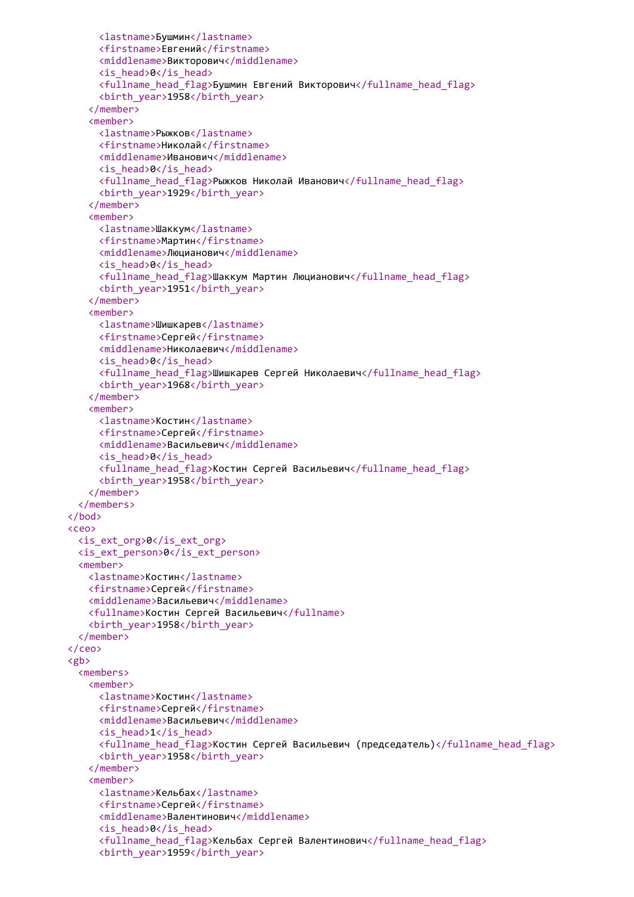```xml
        <lastname>Бушмин</lastname>
        <firstname>Евгений</firstname>
        <middlename>Викторович</middlename>
        <is_head>0</is_head>
        <fullname_head_flag>Бушмин Евгений Викторович</fullname_head_flag>
        <birth_year>1958</birth_year>
      </member>
      <member>
        <lastname>Рыжков</lastname>
        <firstname>Николай</firstname>
        <middlename>Иванович</middlename>
        <is_head>0</is_head>
        <fullname_head_flag>Рыжков Николай Иванович</fullname_head_flag>
        <birth_year>1929</birth_year>
      </member>
      <member>
        <lastname>Шаккум</lastname>
        <firstname>Мартин</firstname>
        <middlename>Люцианович</middlename>
        <is_head>0</is_head>
        <fullname_head_flag>Шаккум Мартин Люцианович</fullname_head_flag>
        <birth_year>1951</birth_year>
      </member>
      <member>
        <lastname>Шишкарев</lastname>
        <firstname>Сергей</firstname>
        <middlename>Николаевич</middlename>
        <is_head>0</is_head>
        <fullname_head_flag>Шишкарев Сергей Николаевич</fullname_head_flag>
        <birth_year>1968</birth_year>
      </member>
      <member>
        <lastname>Костин</lastname>
        <firstname>Сергей</firstname>
        <middlename>Васильевич</middlename>
        <is_head>0</is_head>
        <fullname_head_flag>Костин Сергей Васильевич</fullname_head_flag>
        <birth_year>1958</birth_year>
      </member>
    </members>
  </bod>
  <ceo>
    <is_ext_org>0</is_ext_org>
    <is_ext_person>0</is_ext_person>
    <member>
      <lastname>Костин</lastname>
      <firstname>Сергей</firstname>
      <middlename>Васильевич</middlename>
      <fullname>Костин Сергей Васильевич</fullname>
      <birth_year>1958</birth_year>
    </member>
  </ceo>
  <gb>
    <members>
      <member>
        <lastname>Костин</lastname>
        <firstname>Сергей</firstname>
        <middlename>Васильевич</middlename>
        <is_head>1</is_head>
        <fullname_head_flag>Костин Сергей Васильевич (председатель)</fullname_head_flag>
        <birth_year>1958</birth_year>
      </member>
      <member>
        <lastname>Кельбах</lastname>
        <firstname>Сергей</firstname>
        <middlename>Валентинович</middlename>
        <is_head>0</is_head>
        <fullname_head_flag>Кельбах Сергей Валентинович</fullname_head_flag>
        <birth_year>1959</birth_year>
```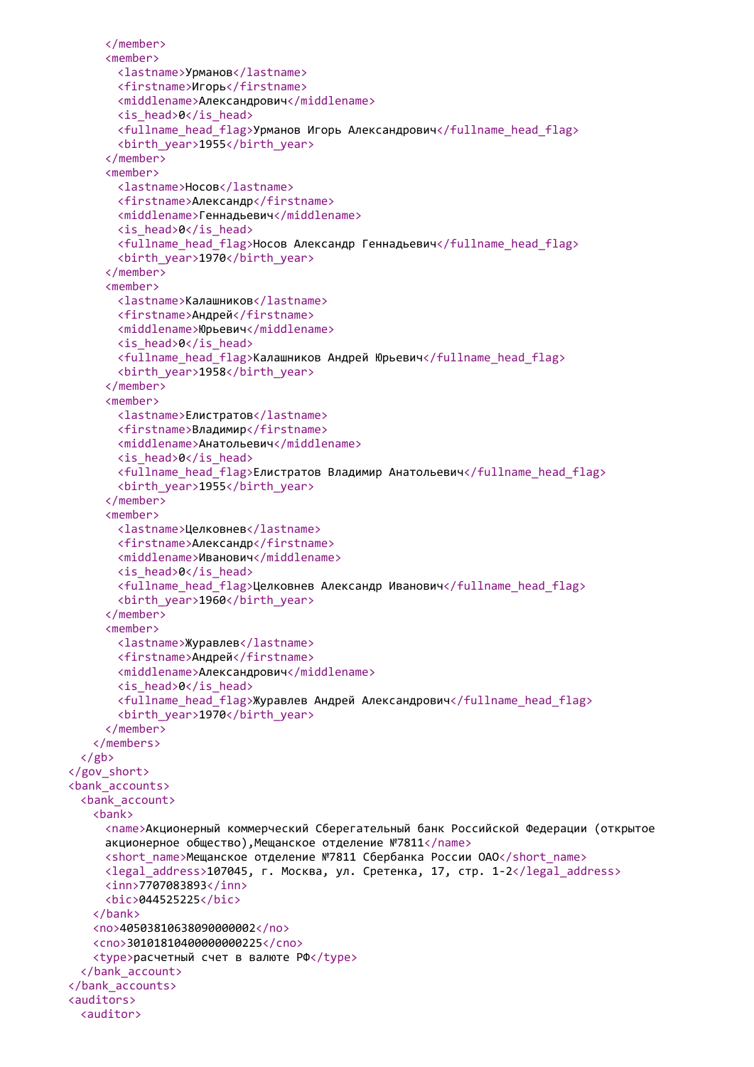```xml
      </member>
      <member>
        <lastname>Урманов</lastname>
        <firstname>Игорь</firstname>
        <middlename>Александрович</middlename>
        <is_head>0</is_head>
        <fullname_head_flag>Урманов Игорь Александрович</fullname_head_flag>
        <birth_year>1955</birth_year>
      </member>
      <member>
        <lastname>Носов</lastname>
        <firstname>Александр</firstname>
        <middlename>Геннадьевич</middlename>
        <is_head>0</is_head>
        <fullname_head_flag>Носов Александр Геннадьевич</fullname_head_flag>
        <birth_year>1970</birth_year>
      </member>
      <member>
        <lastname>Калашников</lastname>
        <firstname>Андрей</firstname>
        <middlename>Юрьевич</middlename>
        <is_head>0</is_head>
        <fullname_head_flag>Калашников Андрей Юрьевич</fullname_head_flag>
        <birth_year>1958</birth_year>
      </member>
      <member>
        <lastname>Елистратов</lastname>
        <firstname>Владимир</firstname>
        <middlename>Анатольевич</middlename>
        <is_head>0</is_head>
        <fullname_head_flag>Елистратов Владимир Анатольевич</fullname_head_flag>
        <birth_year>1955</birth_year>
      </member>
      <member>
        <lastname>Целковнев</lastname>
        <firstname>Александр</firstname>
        <middlename>Иванович</middlename>
        <is_head>0</is_head>
        <fullname_head_flag>Целковнев Александр Иванович</fullname_head_flag>
        <birth_year>1960</birth_year>
      </member>
      <member>
        <lastname>Журавлев</lastname>
        <firstname>Андрей</firstname>
        <middlename>Александрович</middlename>
        <is_head>0</is_head>
        <fullname_head_flag>Журавлев Андрей Александрович</fullname_head_flag>
        <birth_year>1970</birth_year>
      </member>
    </members>
  </gb>
</gov_short>
<bank_accounts>
  <bank_account>
    <bank>
      <name>Акционерный коммерческий Сберегательный банк Российской Федерации (открытое
      акционерное общество),Мещанское отделение №7811</name>
      <short_name>Мещанское отделение №7811 Сбербанка России ОАО</short_name>
      <legal_address>107045, г. Москва, ул. Сретенка, 17, стр. 1-2</legal_address>
      <inn>7707083893</inn>
      <bic>044525225</bic>
    </bank>
    <no>40503810638090000002</no>
    <cno>30101810400000000225</cno>
    <type>расчетный счет в валюте РФ</type>
  </bank_account>
</bank_accounts>
<auditors>
  <auditor>
```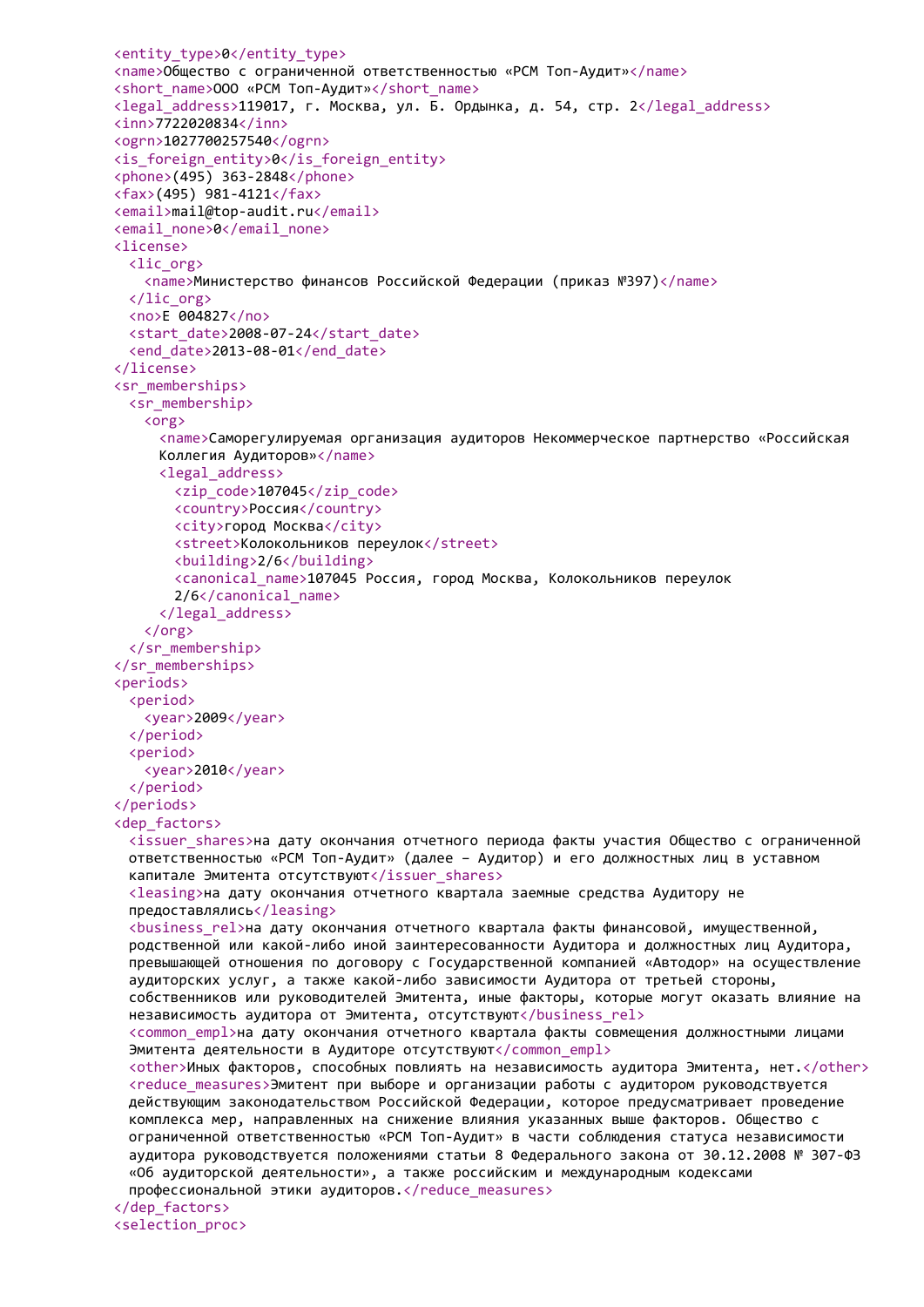```
<entity_type>0</entity_type>
<name>Общество с ограниченной ответственностью «РСМ Топ-Аудит»</name>
<short_name>ООО «РСМ Топ-Аудит»</short_name>
<legal_address>119017, г. Москва, ул. Б. Ордынка, д. 54, стр. 2</legal_address>
<inn>7722020834</inn>
<ogrn>1027700257540</ogrn>
<is_foreign_entity>0</is_foreign_entity>
<phone>(495) 363-2848</phone>
<fax>(495) 981-4121</fax>
<email>mail@top-audit.ru</email>
<email_none>0</email_none>
<license>
  <lic_org>
    <name>Министерство финансов Российской Федерации (приказ №397)</name>
  </lic_org>
  <no>Е 004827</no>
  <start_date>2008-07-24</start_date>
  <end_date>2013-08-01</end_date>
</license>
<sr_memberships>
  <sr_membership>
    <org>
      <name>Саморегулируемая организация аудиторов Некоммерческое партнерство «Российская
      Коллегия Аудиторов»</name>
      <legal_address>
        <zip_code>107045</zip_code>
        <country>Россия</country>
        <city>город Москва</city>
        <street>Колокольников переулок</street>
        <building>2/6</building>
        <canonical_name>107045 Россия, город Москва, Колокольников переулок
        2/6</canonical_name>
      </legal_address>
    </org>
  </sr_membership>
</sr_memberships>
<periods>
  <period>
    <year>2009</year>
  </period>
  <period>
    <year>2010</year>
  </period>
</periods>
<dep_factors>
  <issuer_shares>на дату окончания отчетного периода факты участия Общество с ограниченной
  ответственностью «РСМ Топ-Аудит» (далее – Аудитор) и его должностных лиц в уставном
  капитале Эмитента отсутствуют</issuer_shares>
  <leasing>на дату окончания отчетного квартала заемные средства Аудитору не
  предоставлялись</leasing>
  <business_rel>на дату окончания отчетного квартала факты финансовой, имущественной,
  родственной или какой-либо иной заинтересованности Аудитора и должностных лиц Аудитора,
  превышающей отношения по договору с Государственной компанией «Автодор» на осуществление
  аудиторских услуг, а также какой-либо зависимости Аудитора от третьей стороны,
  собственников или руководителей Эмитента, иные факторы, которые могут оказать влияние на
  независимость аудитора от Эмитента, отсутствуют</business_rel>
  <common_empl>на дату окончания отчетного квартала факты совмещения должностными лицами
  Эмитента деятельности в Аудиторе отсутствуют</common_empl>
  <other>Иных факторов, способных повлиять на независимость аудитора Эмитента, нет.</other>
  <reduce_measures>Эмитент при выборе и организации работы с аудитором руководствуется
  действующим законодательством Российской Федерации, которое предусматривает проведение
  комплекса мер, направленных на снижение влияния указанных выше факторов. Общество с
  ограниченной ответственностью «РСМ Топ-Аудит» в части соблюдения статуса независимости
  аудитора руководствуется положениями статьи 8 Федерального закона от 30.12.2008 № 307-ФЗ
  «Об аудиторской деятельности», а также российским и международным кодексами
  профессиональной этики аудиторов.</reduce_measures>
</dep_factors>
<selection_proc>
```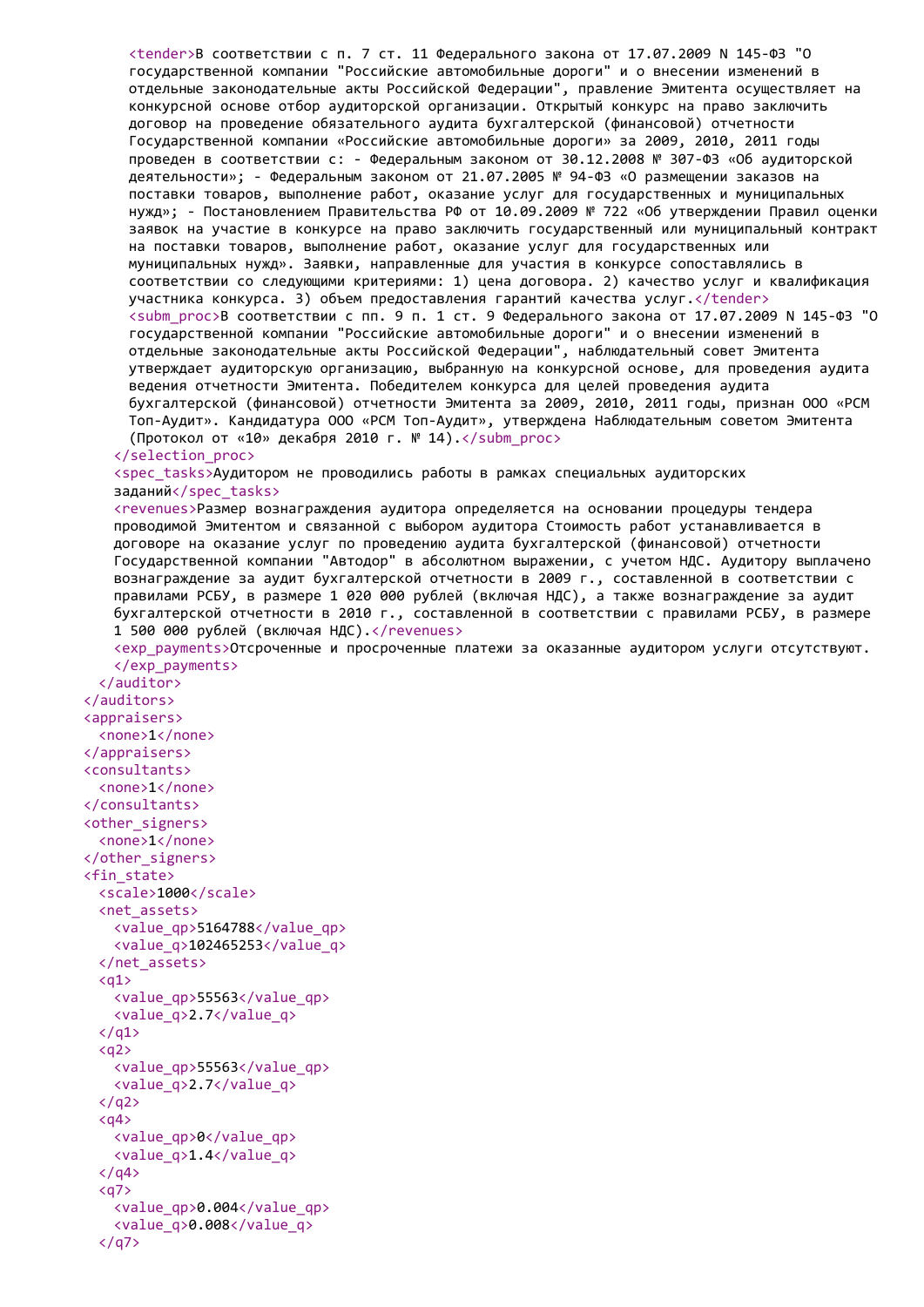```xml
      <tender>В соответствии с п. 7 ст. 11 Федерального закона от 17.07.2009 N 145-ФЗ "О
      государственной компании "Российские автомобильные дороги" и о внесении изменений в
      отдельные законодательные акты Российской Федерации", правление Эмитента осуществляет на
      конкурсной основе отбор аудиторской организации. Открытый конкурс на право заключить
      договор на проведение обязательного аудита бухгалтерской (финансовой) отчетности
      Государственной компании «Российские автомобильные дороги» за 2009, 2010, 2011 годы
      проведен в соответствии с: - Федеральным законом от 30.12.2008 № 307-ФЗ «Об аудиторской
      деятельности»; - Федеральным законом от 21.07.2005 № 94-ФЗ «О размещении заказов на
      поставки товаров, выполнение работ, оказание услуг для государственных и муниципальных
      нужд»; - Постановлением Правительства РФ от 10.09.2009 № 722 «Об утверждении Правил оценки
      заявок на участие в конкурсе на право заключить государственный или муниципальный контракт
      на поставки товаров, выполнение работ, оказание услуг для государственных или
      муниципальных нужд». Заявки, направленные для участия в конкурсе сопоставлялись в
      соответствии со следующими критериями: 1) цена договора. 2) качество услуг и квалификация
      участника конкурса. 3) объем предоставления гарантий качества услуг.</tender>
      <subm_proc>В соответствии с пп. 9 п. 1 ст. 9 Федерального закона от 17.07.2009 N 145-ФЗ "О
      государственной компании "Российские автомобильные дороги" и о внесении изменений в
      отдельные законодательные акты Российской Федерации", наблюдательный совет Эмитента
      утверждает аудиторскую организацию, выбранную на конкурсной основе, для проведения аудита
      ведения отчетности Эмитента. Победителем конкурса для целей проведения аудита
      бухгалтерской (финансовой) отчетности Эмитента за 2009, 2010, 2011 годы, признан ООО «РСМ
      Топ-Аудит». Кандидатура ООО «РСМ Топ-Аудит», утверждена Наблюдательным советом Эмитента
      (Протокол от «10» декабря 2010 г. № 14).</subm_proc>
    </selection_proc>
    <spec_tasks>Аудитором не проводились работы в рамках специальных аудиторских
    заданий</spec_tasks>
    <revenues>Размер вознаграждения аудитора определяется на основании процедуры тендера
    проводимой Эмитентом и связанной с выбором аудитора Стоимость работ устанавливается в
    договоре на оказание услуг по проведению аудита бухгалтерской (финансовой) отчетности
    Государственной компании "Автодор" в абсолютном выражении, с учетом НДС. Аудитору выплачено
    вознаграждение за аудит бухгалтерской отчетности в 2009 г., составленной в соответствии с
    правилами РСБУ, в размере 1 020 000 рублей (включая НДС), а также вознаграждение за аудит
    бухгалтерской отчетности в 2010 г., составленной в соответствии с правилами РСБУ, в размере
    1 500 000 рублей (включая НДС).</revenues>
    <exp_payments>Отсроченные и просроченные платежи за оказанные аудитором услуги отсутствуют.
    </exp_payments>
  </auditor>
</auditors>
<appraisers>
  <none>1</none>
</appraisers>
<consultants>
  <none>1</none>
</consultants>
<other_signers>
  <none>1</none>
</other_signers>
<fin_state>
  <scale>1000</scale>
  <net_assets>
    <value_qp>5164788</value_qp>
    <value_q>102465253</value_q>
  </net_assets>
  <q1>
    <value_qp>55563</value_qp>
    <value_q>2.7</value_q>
  </q1>
  <q2>
    <value_qp>55563</value_qp>
    <value_q>2.7</value_q>
  </q2>
  <q4>
    <value_qp>0</value_qp>
    <value_q>1.4</value_q>
  </q4>
  <q7>
    <value_qp>0.004</value_qp>
    <value_q>0.008</value_q>
  </q7>
```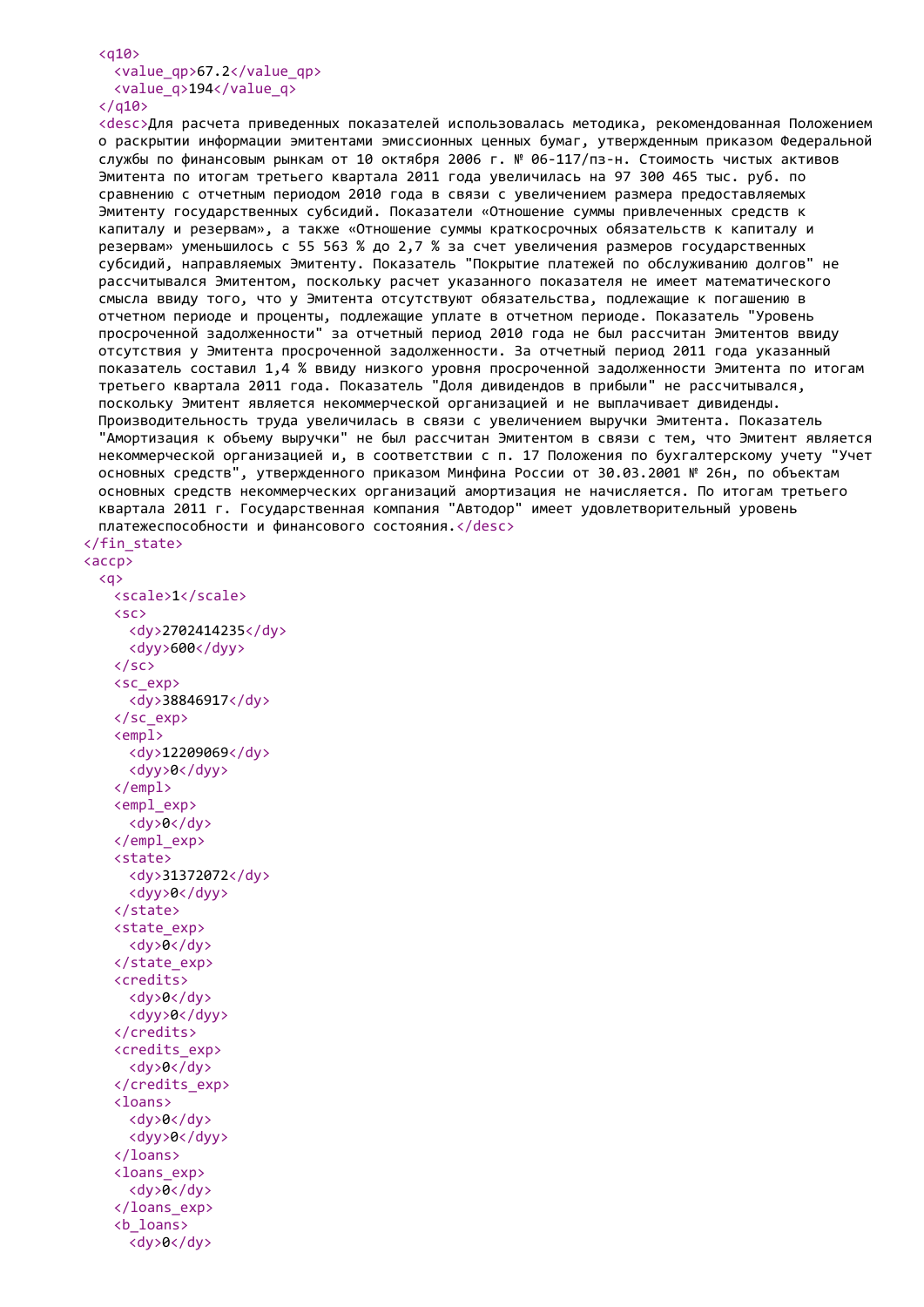```xml
      <q10>
        <value_qp>67.2</value_qp>
        <value_q>194</value_q>
      </q10>
      <desc>Для расчета приведенных показателей использовалась методика, рекомендованная Положением о раскрытии информации эмитентами эмиссионных ценных бумаг, утвержденным приказом Федеральной службы по финансовым рынкам от 10 октября 2006 г. № 06-117/пз-н. Стоимость чистых активов Эмитента по итогам третьего квартала 2011 года увеличилась на 97 300 465 тыс. руб. по сравнению с отчетным периодом 2010 года в связи с увеличением размера предоставляемых Эмитенту государственных субсидий. Показатели «Отношение суммы привлеченных средств к капиталу и резервам», а также «Отношение суммы краткосрочных обязательств к капиталу и резервам» уменьшилось с 55 563 % до 2,7 % за счет увеличения размеров государственных субсидий, направляемых Эмитенту. Показатель "Покрытие платежей по обслуживанию долгов" не рассчитывался Эмитентом, поскольку расчет указанного показателя не имеет математического смысла ввиду того, что у Эмитента отсутствуют обязательства, подлежащие к погашению в отчетном периоде и проценты, подлежащие уплате в отчетном периоде. Показатель "Уровень просроченной задолженности" за отчетный период 2010 года не был рассчитан Эмитентов ввиду отсутствия у Эмитента просроченной задолженности. За отчетный период 2011 года указанный показатель составил 1,4 % ввиду низкого уровня просроченной задолженности Эмитента по итогам третьего квартала 2011 года. Показатель "Доля дивидендов в прибыли" не рассчитывался, поскольку Эмитент является некоммерческой организацией и не выплачивает дивиденды. Производительность труда увеличилась в связи с увеличением выручки Эмитента. Показатель "Амортизация к объему выручки" не был рассчитан Эмитентом в связи с тем, что Эмитент является некоммерческой организацией и, в соответствии с п. 17 Положения по бухгалтерскому учету "Учет основных средств", утвержденного приказом Минфина России от 30.03.2001 № 26н, по объектам основных средств некоммерческих организаций амортизация не начисляется. По итогам третьего квартала 2011 г. Государственная компания "Автодор" имеет удовлетворительный уровень платежеспособности и финансового состояния.</desc>
    </fin_state>
    <accp>
      <q>
        <scale>1</scale>
        <sc>
          <dy>2702414235</dy>
          <dyy>600</dyy>
        </sc>
        <sc_exp>
          <dy>38846917</dy>
        </sc_exp>
        <empl>
          <dy>12209069</dy>
          <dyy>0</dyy>
        </empl>
        <empl_exp>
          <dy>0</dy>
        </empl_exp>
        <state>
          <dy>31372072</dy>
          <dyy>0</dyy>
        </state>
        <state_exp>
          <dy>0</dy>
        </state_exp>
        <credits>
          <dy>0</dy>
          <dyy>0</dyy>
        </credits>
        <credits_exp>
          <dy>0</dy>
        </credits_exp>
        <loans>
          <dy>0</dy>
          <dyy>0</dyy>
        </loans>
        <loans_exp>
          <dy>0</dy>
        </loans_exp>
        <b_loans>
          <dy>0</dy>
```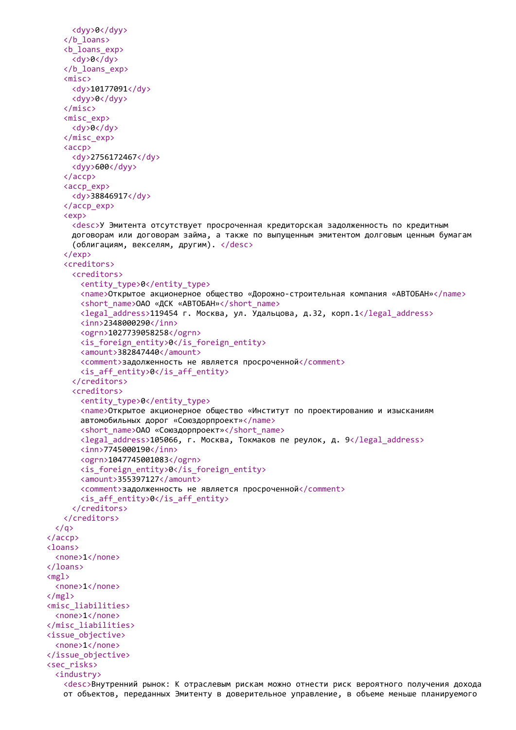```
      <dyy>0</dyy>
    </b_loans>
    <b_loans_exp>
      <dy>0</dy>
    </b_loans_exp>
    <misc>
      <dy>10177091</dy>
      <dyy>0</dyy>
    </misc>
    <misc_exp>
      <dy>0</dy>
    </misc_exp>
    <accp>
      <dy>2756172467</dy>
      <dyy>600</dyy>
    </accp>
    <accp_exp>
      <dy>38846917</dy>
    </accp_exp>
    <exp>
      <desc>У Эмитента отсутствует просроченная кредиторская задолженность по кредитным
      договорам или договорам займа, а также по выпущенным эмитентом долговым ценным бумагам
      (облигациям, векселям, другим). </desc>
    </exp>
    <creditors>
      <creditors>
        <entity_type>0</entity_type>
        <name>Открытое акционерное общество «Дорожно-строительная компания «АВТОБАН»</name>
        <short_name>ОАО «ДСК «АВТОБАН»</short_name>
        <legal_address>119454 г. Москва, ул. Удальцова, д.32, корп.1</legal_address>
        <inn>2348000290</inn>
        <ogrn>1027739058258</ogrn>
        <is_foreign_entity>0</is_foreign_entity>
        <amount>382847440</amount>
        <comment>задолженность не является просроченной</comment>
        <is_aff_entity>0</is_aff_entity>
      </creditors>
      <creditors>
        <entity_type>0</entity_type>
        <name>Открытое акционерное общество «Институт по проектированию и изысканиям
        автомобильных дорог «Союздорпроект»</name>
        <short_name>ОАО «Союздорпроект»</short_name>
        <legal_address>105066, г. Москва, Токмаков пе реулок, д. 9</legal_address>
        <inn>7745000190</inn>
        <ogrn>1047745001083</ogrn>
        <is_foreign_entity>0</is_foreign_entity>
        <amount>355397127</amount>
        <comment>задолженность не является просроченной</comment>
        <is_aff_entity>0</is_aff_entity>
      </creditors>
    </creditors>
  </q>
</accp>
<loans>
  <none>1</none>
</loans>
<mgl>
  <none>1</none>
</mgl>
<misc_liabilities>
  <none>1</none>
</misc_liabilities>
<issue_objective>
  <none>1</none>
</issue_objective>
<sec_risks>
  <industry>
    <desc>Внутренний рынок: К отраслевым рискам можно отнести риск вероятного получения дохода
    от объектов, переданных Эмитенту в доверительное управление, в объеме меньше планируемого
```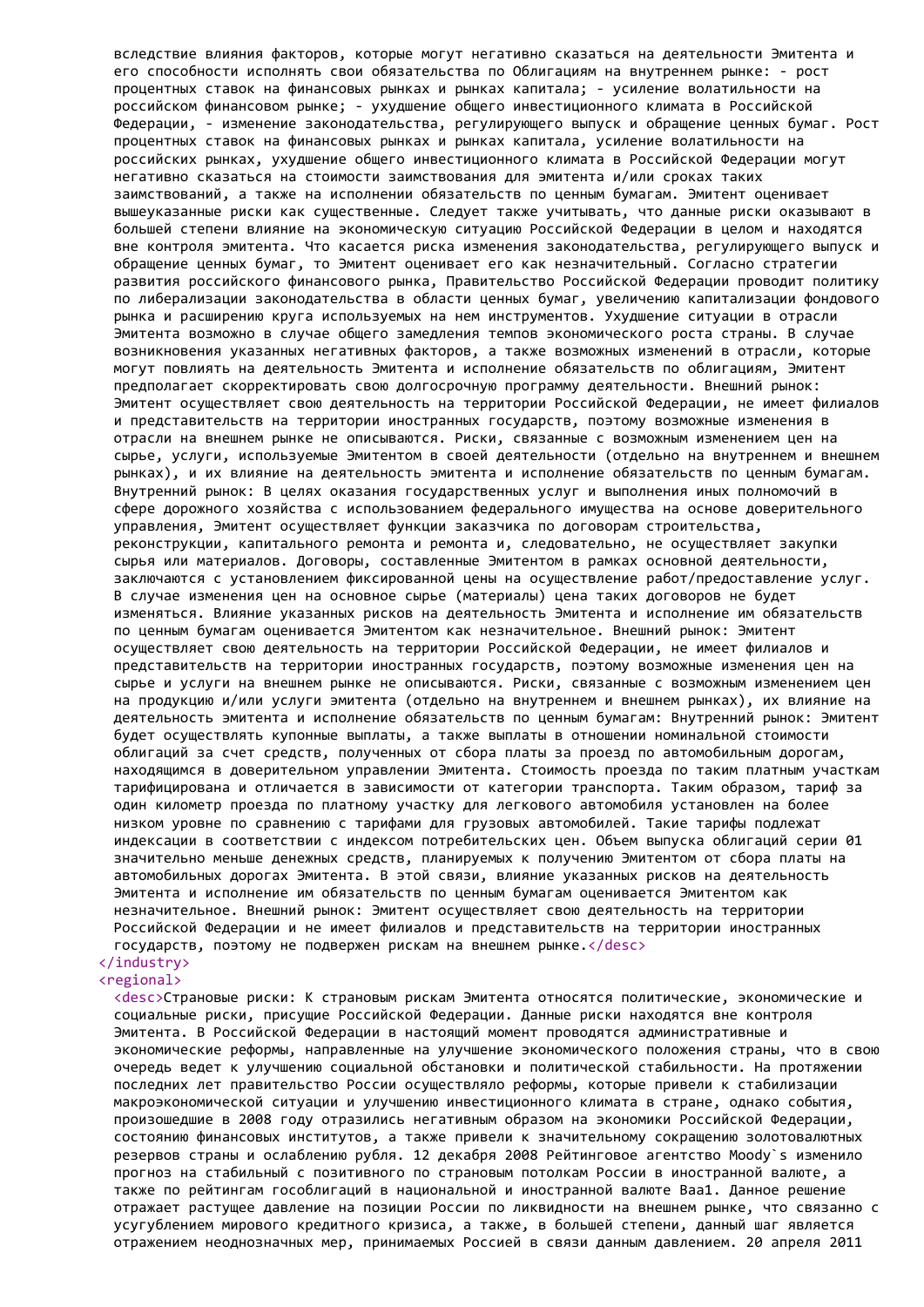вследствие влияния факторов, которые могут негативно сказаться на деятельности Эмитента и его способности исполнять свои обязательства по Облигациям на внутреннем рынке: - рост процентных ставок на финансовых рынках и рынках капитала; - усиление волатильности на российском финансовом рынке; - ухудшение общего инвестиционного климата в Российской Федерации, - изменение законодательства, регулирующего выпуск и обращение ценных бумаг. Рост процентных ставок на финансовых рынках и рынках капитала, усиление волатильности на российских рынках, ухудшение общего инвестиционного климата в Российской Федерации могут негативно сказаться на стоимости заимствования для эмитента и/или сроках таких заимствований, а также на исполнении обязательств по ценным бумагам. Эмитент оценивает вышеуказанные риски как существенные. Следует также учитывать, что данные риски оказывают в большей степени влияние на экономическую ситуацию Российской Федерации в целом и находятся вне контроля эмитента. Что касается риска изменения законодательства, регулирующего выпуск и обращение ценных бумаг, то Эмитент оценивает его как незначительный. Согласно стратегии развития российского финансового рынка, Правительство Российской Федерации проводит политику по либерализации законодательства в области ценных бумаг, увеличению капитализации фондового рынка и расширению круга используемых на нем инструментов. Ухудшение ситуации в отрасли Эмитента возможно в случае общего замедления темпов экономического роста страны. В случае возникновения указанных негативных факторов, а также возможных изменений в отрасли, которые могут повлиять на деятельность Эмитента и исполнение обязательств по облигациям, Эмитент предполагает скорректировать свою долгосрочную программу деятельности. Внешний рынок: Эмитент осуществляет свою деятельность на территории Российской Федерации, не имеет филиалов и представительств на территории иностранных государств, поэтому возможные изменения в отрасли на внешнем рынке не описываются. Риски, связанные с возможным изменением цен на сырье, услуги, используемые Эмитентом в своей деятельности (отдельно на внутреннем и внешнем рынках), и их влияние на деятельность эмитента и исполнение обязательств по ценным бумагам. Внутренний рынок: В целях оказания государственных услуг и выполнения иных полномочий в сфере дорожного хозяйства с использованием федерального имущества на основе доверительного управления, Эмитент осуществляет функции заказчика по договорам строительства, реконструкции, капитального ремонта и ремонта и, следовательно, не осуществляет закупки сырья или материалов. Договоры, составленные Эмитентом в рамках основной деятельности, заключаются с установлением фиксированной цены на осуществление работ/предоставление услуг. В случае изменения цен на основное сырье (материалы) цена таких договоров не будет изменяться. Влияние указанных рисков на деятельность Эмитента и исполнение им обязательств по ценным бумагам оценивается Эмитентом как незначительное. Внешний рынок: Эмитент осуществляет свою деятельность на территории Российской Федерации, не имеет филиалов и представительств на территории иностранных государств, поэтому возможные изменения цен на сырье и услуги на внешнем рынке не описываются. Риски, связанные с возможным изменением цен на продукцию и/или услуги эмитента (отдельно на внутреннем и внешнем рынках), их влияние на деятельность эмитента и исполнение обязательств по ценным бумагам: Внутренний рынок: Эмитент будет осуществлять купонные выплаты, а также выплаты в отношении номинальной стоимости облигаций за счет средств, полученных от сбора платы за проезд по автомобильным дорогам, находящимся в доверительном управлении Эмитента. Стоимость проезда по таким платным участкам тарифицирована и отличается в зависимости от категории транспорта. Таким образом, тариф за один километр проезда по платному участку для легкового автомобиля установлен на более низком уровне по сравнению с тарифами для грузовых автомобилей. Такие тарифы подлежат индексации в соответствии с индексом потребительских цен. Объем выпуска облигаций серии 01 значительно меньше денежных средств, планируемых к получению Эмитентом от сбора платы на автомобильных дорогах Эмитента. В этой связи, влияние указанных рисков на деятельность Эмитента и исполнение им обязательств по ценным бумагам оценивается Эмитентом как незначительное. Внешний рынок: Эмитент осуществляет свою деятельность на территории Российской Федерации и не имеет филиалов и представительств на территории иностранных государств, поэтому не подвержен рискам на внешнем рынке.</desc>
</industry>
<regional>
<desc>Страновые риски: К страновым рискам Эмитента относятся политические, экономические и социальные риски, присущие Российской Федерации. Данные риски находятся вне контроля Эмитента. В Российской Федерации в настоящий момент проводятся административные и экономические реформы, направленные на улучшение экономического положения страны, что в свою очередь ведет к улучшению социальной обстановки и политической стабильности. На протяжении последних лет правительство России осуществляло реформы, которые привели к стабилизации макроэкономической ситуации и улучшению инвестиционного климата в стране, однако события, произошедшие в 2008 году отразились негативным образом на экономики Российской Федерации, состоянию финансовых институтов, а также привели к значительному сокращению золотовалютных резервов страны и ослаблению рубля. 12 декабря 2008 Рейтинговое агентство Moody`s изменило прогноз на стабильный с позитивного по страновым потолкам России в иностранной валюте, а также по рейтингам гособлигаций в национальной и иностранной валюте Baa1. Данное решение отражает растущее давление на позиции России по ликвидности на внешнем рынке, что связанно с усугублением мирового кредитного кризиса, а также, в большей степени, данный шаг является отражением неоднозначных мер, принимаемых Россией в связи данным давлением. 20 апреля 2011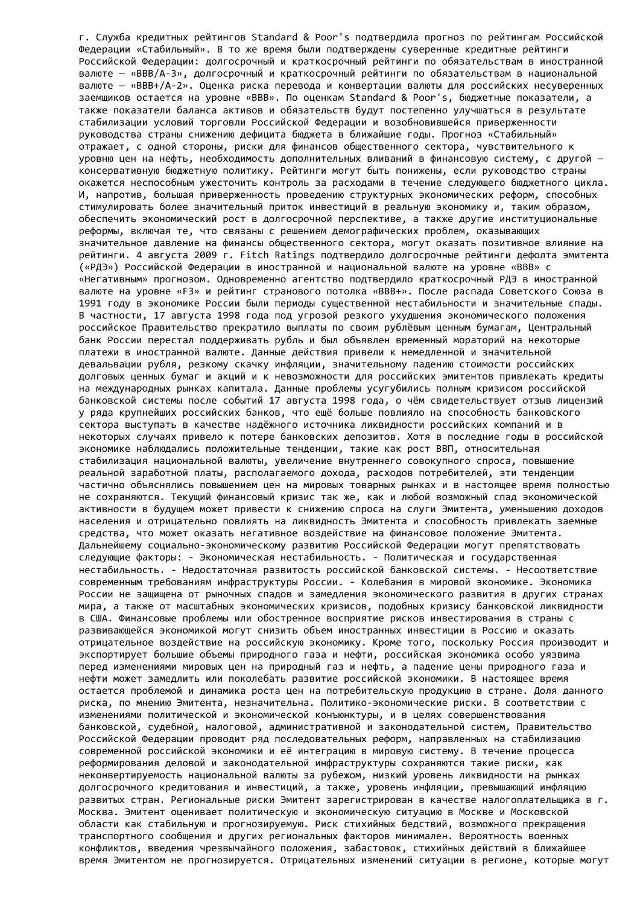г. Служба кредитных рейтингов Standard & Poor's подтвердила прогноз по рейтингам Российской Федерации «Стабильный». В то же время были подтверждены суверенные кредитные рейтинги Российской Федерации: долгосрочный и краткосрочный рейтинги по обязательствам в иностранной валюте — «BBB/A-3», долгосрочный и краткосрочный рейтинги по обязательствам в национальной валюте — «BBB+/A-2». Оценка риска перевода и конвертации валюты для российских несуверенных заемщиков остается на уровне «BBB». По оценкам Standard & Poor's, бюджетные показатели, а также показатели баланса активов и обязательств будут постепенно улучшаться в результате стабилизации условий торговли Российской Федерации и возобновившейся приверженности руководства страны снижению дефицита бюджета в ближайшие годы. Прогноз «Стабильный» отражает, с одной стороны, риски для финансов общественного сектора, чувствительного к уровню цен на нефть, необходимость дополнительных вливаний в финансовую систему, с другой — консервативную бюджетную политику. Рейтинги могут быть понижены, если руководство страны окажется неспособным ужесточить контроль за расходами в течение следующего бюджетного цикла. И, напротив, большая приверженность проведению структурных экономических реформ, способных стимулировать более значительный приток инвестиций в реальную экономику и, таким образом, обеспечить экономический рост в долгосрочной перспективе, а также другие институциональные реформы, включая те, что связаны с решением демографических проблем, оказывающих значительное давление на финансы общественного сектора, могут оказать позитивное влияние на рейтинги. 4 августа 2009 г. Fitch Ratings подтвердило долгосрочные рейтинги дефолта эмитента («РДЭ») Российской Федерации в иностранной и национальной валюте на уровне «BBB» с «Негативным» прогнозом. Одновременно агентство подтвердило краткосрочный РДЭ в иностранной валюте на уровне «F3» и рейтинг странового потолка «BBB+». После распада Советского Союза в 1991 году в экономике России были периоды существенной нестабильности и значительные спады. В частности, 17 августа 1998 года под угрозой резкого ухудшения экономического положения российское Правительство прекратило выплаты по своим рублёвым ценным бумагам, Центральный банк России перестал поддерживать рубль и был объявлен временный мораторий на некоторые платежи в иностранной валюте. Данные действия привели к немедленной и значительной девальвации рубля, резкому скачку инфляции, значительному падению стоимости российских долговых ценных бумаг и акций и к невозможности для российских эмитентов привлекать кредиты на международных рынках капитала. Данные проблемы усугубились полным кризисом российской банковской системы после событий 17 августа 1998 года, о чём свидетельствует отзыв лицензий у ряда крупнейших российских банков, что ещё больше повлияло на способность банковского сектора выступать в качестве надёжного источника ликвидности российских компаний и в некоторых случаях привело к потере банковских депозитов. Хотя в последние годы в российской экономике наблюдались положительные тенденции, такие как рост ВВП, относительная стабилизация национальной валюты, увеличение внутреннего совокупного спроса, повышение реальной заработной платы, располагаемого дохода, расходов потребителей, эти тенденции частично объяснялись повышением цен на мировых товарных рынках и в настоящее время полностью не сохраняются. Текущий финансовый кризис так же, как и любой возможный спад экономической активности в будущем может привести к снижению спроса на слуги Эмитента, уменьшению доходов населения и отрицательно повлиять на ликвидность Эмитента и способность привлекать заемные средства, что может оказать негативное воздействие на финансовое положение Эмитента. Дальнейшему социально-экономическому развитию Российской Федерации могут препятствовать следующие факторы: - Экономическая нестабильность. - Политическая и государственная нестабильность. - Недостаточная развитость российской банковской системы. - Несоответствие современным требованиям инфраструктуры России. - Колебания в мировой экономике. Экономика России не защищена от рыночных спадов и замедления экономического развития в других странах мира, а также от масштабных экономических кризисов, подобных кризису банковской ликвидности в США. Финансовые проблемы или обостренное восприятие рисков инвестирования в страны с развивающейся экономикой могут снизить объем иностранных инвестиции в Россию и оказать отрицательное воздействие на российскую экономику. Кроме того, поскольку Россия производит и экспортирует большие объемы природного газа и нефти, российская экономика особо уязвима перед изменениями мировых цен на природный газ и нефть, а падение цены природного газа и нефти может замедлить или поколебать развитие российской экономики. В настоящее время остается проблемой и динамика роста цен на потребительскую продукцию в стране. Доля данного риска, по мнению Эмитента, незначительна. Политико-экономические риски. В соответствии с изменениями политической и экономической конъюнктуры, и в целях совершенствования банковской, судебной, налоговой, административной и законодательной систем, Правительство Российской Федерации проводит ряд последовательных реформ, направленных на стабилизацию современной российской экономики и её интеграцию в мировую систему. В течение процесса реформирования деловой и законодательной инфраструктуры сохраняются такие риски, как неконвертируемость национальной валюты за рубежом, низкий уровень ликвидности на рынках долгосрочного кредитования и инвестиций, а также, уровень инфляции, превышающий инфляцию развитых стран. Региональные риски Эмитент зарегистрирован в качестве налогоплательщика в г. Москва. Эмитент оценивает политическую и экономическую ситуацию в Москве и Московской области как стабильную и прогнозируемую. Риск стихийных бедствий, возможного прекращения транспортного сообщения и других региональных факторов минимален. Вероятность военных конфликтов, введения чрезвычайного положения, забастовок, стихийных действий в ближайшее время Эмитентом не прогнозируется. Отрицательных изменений ситуации в регионе, которые могут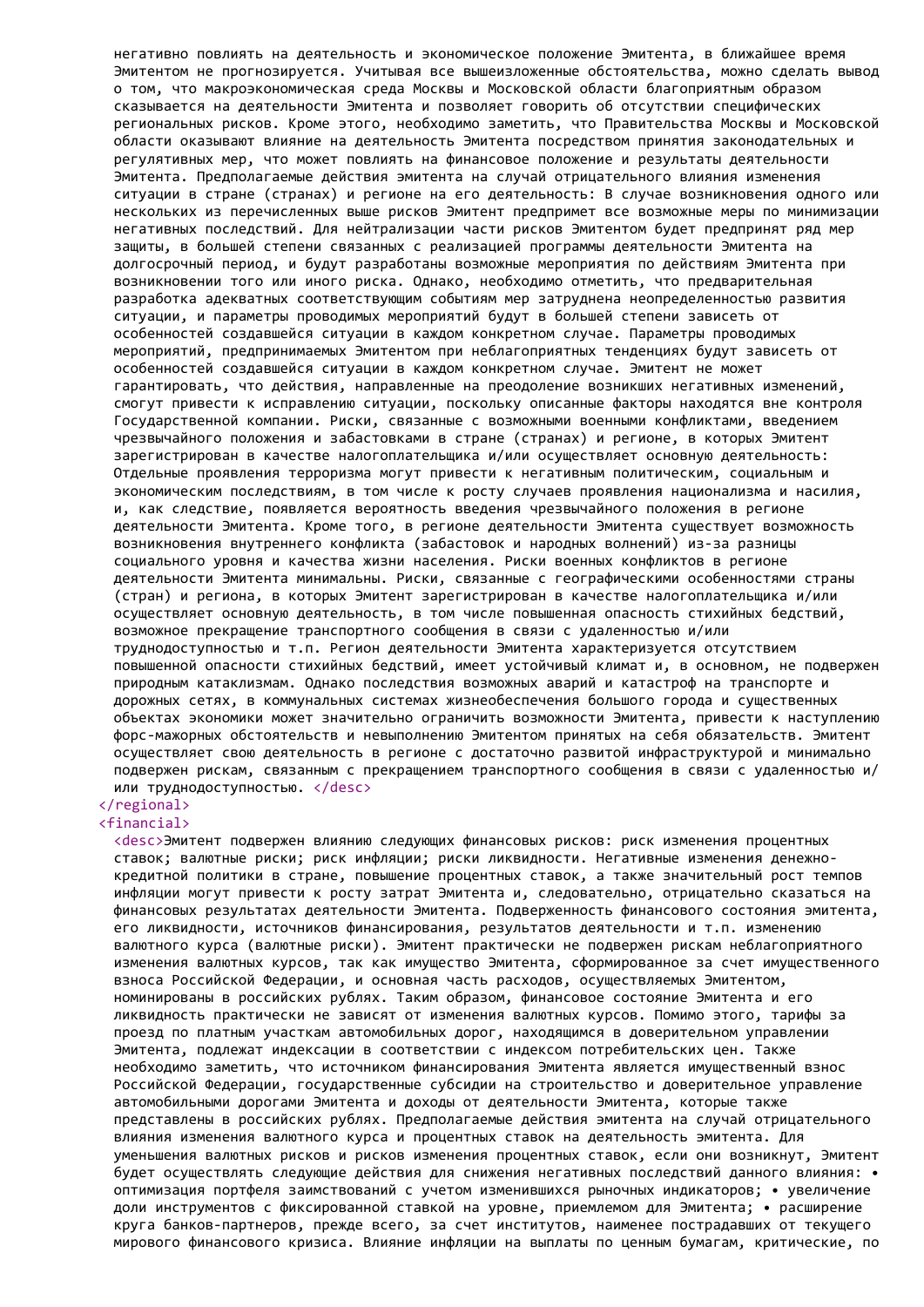негативно повлиять на деятельность и экономическое положение Эмитента, в ближайшее время Эмитентом не прогнозируется. Учитывая все вышеизложенные обстоятельства, можно сделать вывод о том, что макроэкономическая среда Москвы и Московской области благоприятным образом сказывается на деятельности Эмитента и позволяет говорить об отсутствии специфических региональных рисков. Кроме этого, необходимо заметить, что Правительства Москвы и Московской области оказывают влияние на деятельность Эмитента посредством принятия законодательных и регулятивных мер, что может повлиять на финансовое положение и результаты деятельности Эмитента. Предполагаемые действия эмитента на случай отрицательного влияния изменения ситуации в стране (странах) и регионе на его деятельность: В случае возникновения одного или нескольких из перечисленных выше рисков Эмитент предпримет все возможные меры по минимизации негативных последствий. Для нейтрализации части рисков Эмитентом будет предпринят ряд мер защиты, в большей степени связанных с реализацией программы деятельности Эмитента на долгосрочный период, и будут разработаны возможные мероприятия по действиям Эмитента при возникновении того или иного риска. Однако, необходимо отметить, что предварительная разработка адекватных соответствующим событиям мер затруднена неопределенностью развития ситуации, и параметры проводимых мероприятий будут в большей степени зависеть от особенностей создавшейся ситуации в каждом конкретном случае. Параметры проводимых мероприятий, предпринимаемых Эмитентом при неблагоприятных тенденциях будут зависеть от особенностей создавшейся ситуации в каждом конкретном случае. Эмитент не может гарантировать, что действия, направленные на преодоление возникших негативных изменений, смогут привести к исправлению ситуации, поскольку описанные факторы находятся вне контроля Государственной компании. Риски, связанные с возможными военными конфликтами, введением чрезвычайного положения и забастовками в стране (странах) и регионе, в которых Эмитент зарегистрирован в качестве налогоплательщика и/или осуществляет основную деятельность: Отдельные проявления терроризма могут привести к негативным политическим, социальным и экономическим последствиям, в том числе к росту случаев проявления национализма и насилия, и, как следствие, появляется вероятность введения чрезвычайного положения в регионе деятельности Эмитента. Кроме того, в регионе деятельности Эмитента существует возможность возникновения внутреннего конфликта (забастовок и народных волнений) из-за разницы социального уровня и качества жизни населения. Риски военных конфликтов в регионе деятельности Эмитента минимальны. Риски, связанные с географическими особенностями страны (стран) и региона, в которых Эмитент зарегистрирован в качестве налогоплательщика и/или осуществляет основную деятельность, в том числе повышенная опасность стихийных бедствий, возможное прекращение транспортного сообщения в связи с удаленностью и/или труднодоступностью и т.п. Регион деятельности Эмитента характеризуется отсутствием повышенной опасности стихийных бедствий, имеет устойчивый климат и, в основном, не подвержен природным катаклизмам. Однако последствия возможных аварий и катастроф на транспорте и дорожных сетях, в коммунальных системах жизнеобеспечения большого города и существенных объектах экономики может значительно ограничить возможности Эмитента, привести к наступлению форс-мажорных обстоятельств и невыполнению Эмитентом принятых на себя обязательств. Эмитент осуществляет свою деятельность в регионе с достаточно развитой инфраструктурой и минимально подвержен рискам, связанным с прекращением транспортного сообщения в связи с удаленностью и/или труднодоступностью. </desc>
</regional>
<financial>
<desc>Эмитент подвержен влиянию следующих финансовых рисков: риск изменения процентных ставок; валютные риски; риск инфляции; риски ликвидности. Негативные изменения денежно-кредитной политики в стране, повышение процентных ставок, а также значительный рост темпов инфляции могут привести к росту затрат Эмитента и, следовательно, отрицательно сказаться на финансовых результатах деятельности Эмитента. Подверженность финансового состояния эмитента, его ликвидности, источников финансирования, результатов деятельности и т.п. изменению валютного курса (валютные риски). Эмитент практически не подвержен рискам неблагоприятного изменения валютных курсов, так как имущество Эмитента, сформированное за счет имущественного взноса Российской Федерации, и основная часть расходов, осуществляемых Эмитентом, номинированы в российских рублях. Таким образом, финансовое состояние Эмитента и его ликвидность практически не зависят от изменения валютных курсов. Помимо этого, тарифы за проезд по платным участкам автомобильных дорог, находящимся в доверительном управлении Эмитента, подлежат индексации в соответствии с индексом потребительских цен. Также необходимо заметить, что источником финансирования Эмитента является имущественный взнос Российской Федерации, государственные субсидии на строительство и доверительное управление автомобильными дорогами Эмитента и доходы от деятельности Эмитента, которые также представлены в российских рублях. Предполагаемые действия эмитента на случай отрицательного влияния изменения валютного курса и процентных ставок на деятельность эмитента. Для уменьшения валютных рисков и рисков изменения процентных ставок, если они возникнут, Эмитент будет осуществлять следующие действия для снижения негативных последствий данного влияния: • оптимизация портфеля заимствований с учетом изменившихся рыночных индикаторов; • увеличение доли инструментов с фиксированной ставкой на уровне, приемлемом для Эмитента; • расширение круга банков-партнеров, прежде всего, за счет институтов, наименее пострадавших от текущего мирового финансового кризиса. Влияние инфляции на выплаты по ценным бумагам, критические, по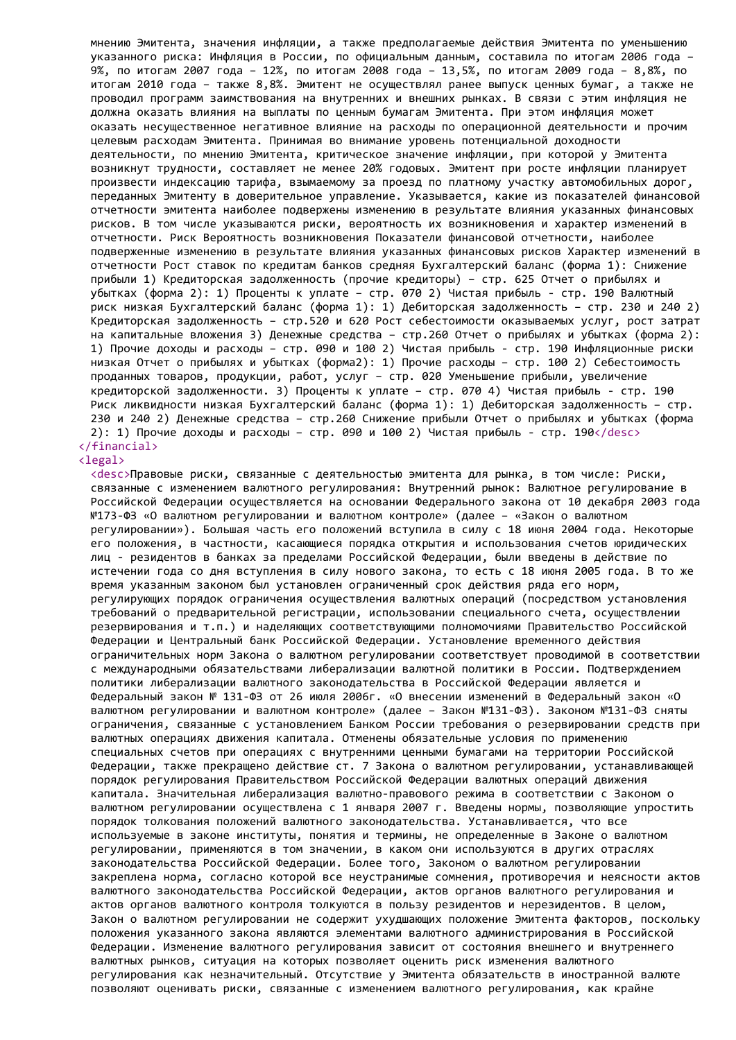мнению Эмитента, значения инфляции, а также предполагаемые действия Эмитента по уменьшению указанного риска: Инфляция в России, по официальным данным, составила по итогам 2006 года – 9%, по итогам 2007 года – 12%, по итогам 2008 года – 13,5%, по итогам 2009 года – 8,8%, по итогам 2010 года – также 8,8%. Эмитент не осуществлял ранее выпуск ценных бумаг, а также не проводил программ заимствования на внутренних и внешних рынках. В связи с этим инфляция не должна оказать влияния на выплаты по ценным бумагам Эмитента. При этом инфляция может оказать несущественное негативное влияние на расходы по операционной деятельности и прочим целевым расходам Эмитента. Принимая во внимание уровень потенциальной доходности деятельности, по мнению Эмитента, критическое значение инфляции, при которой у Эмитента возникнут трудности, составляет не менее 20% годовых. Эмитент при росте инфляции планирует произвести индексацию тарифа, взымаемому за проезд по платному участку автомобильных дорог, переданных Эмитенту в доверительное управление. Указывается, какие из показателей финансовой отчетности эмитента наиболее подвержены изменению в результате влияния указанных финансовых рисков. В том числе указываются риски, вероятность их возникновения и характер изменений в отчетности. Риск Вероятность возникновения Показатели финансовой отчетности, наиболее подверженные изменению в результате влияния указанных финансовых рисков Характер изменений в отчетности Рост ставок по кредитам банков средняя Бухгалтерский баланс (форма 1): Снижение прибыли 1) Кредиторская задолженность (прочие кредиторы) – стр. 625 Отчет о прибылях и убытках (форма 2): 1) Проценты к уплате – стр. 070 2) Чистая прибыль - стр. 190 Валютный риск низкая Бухгалтерский баланс (форма 1): 1) Дебиторская задолженность – стр. 230 и 240 2) Кредиторская задолженность – стр.520 и 620 Рост себестоимости оказываемых услуг, рост затрат на капитальные вложения 3) Денежные средства – стр.260 Отчет о прибылях и убытках (форма 2): 1) Прочие доходы и расходы – стр. 090 и 100 2) Чистая прибыль - стр. 190 Инфляционные риски низкая Отчет о прибылях и убытках (форма2): 1) Прочие расходы – стр. 100 2) Себестоимость проданных товаров, продукции, работ, услуг – стр. 020 Уменьшение прибыли, увеличение кредиторской задолженности. 3) Проценты к уплате – стр. 070 4) Чистая прибыль - стр. 190 Риск ликвидности низкая Бухгалтерский баланс (форма 1): 1) Дебиторская задолженность – стр. 230 и 240 2) Денежные средства – стр.260 Снижение прибыли Отчет о прибылях и убытках (форма 2): 1) Прочие доходы и расходы – стр. 090 и 100 2) Чистая прибыль - стр. 190</desc>
</financial>
<legal>
<desc>Правовые риски, связанные с деятельностью эмитента для рынка, в том числе: Риски, связанные с изменением валютного регулирования: Внутренний рынок: Валютное регулирование в Российской Федерации осуществляется на основании Федерального закона от 10 декабря 2003 года №173-ФЗ «О валютном регулировании и валютном контроле» (далее – «Закон о валютном регулировании»). Большая часть его положений вступила в силу с 18 июня 2004 года. Некоторые его положения, в частности, касающиеся порядка открытия и использования счетов юридических лиц - резидентов в банках за пределами Российской Федерации, были введены в действие по истечении года со дня вступления в силу нового закона, то есть с 18 июня 2005 года. В то же время указанным законом был установлен ограниченный срок действия ряда его норм, регулирующих порядок ограничения осуществления валютных операций (посредством установления требований о предварительной регистрации, использовании специального счета, осуществлении резервирования и т.п.) и наделяющих соответствующими полномочиями Правительство Российской Федерации и Центральный банк Российской Федерации. Установление временного действия ограничительных норм Закона о валютном регулировании соответствует проводимой в соответствии с международными обязательствами либерализации валютной политики в России. Подтверждением политики либерализации валютного законодательства в Российской Федерации является и Федеральный закон № 131-ФЗ от 26 июля 2006г. «О внесении изменений в Федеральный закон «О валютном регулировании и валютном контроле» (далее – Закон №131-ФЗ). Законом №131-ФЗ сняты ограничения, связанные с установлением Банком России требования о резервировании средств при валютных операциях движения капитала. Отменены обязательные условия по применению специальных счетов при операциях с внутренними ценными бумагами на территории Российской Федерации, также прекращено действие ст. 7 Закона о валютном регулировании, устанавливающей порядок регулирования Правительством Российской Федерации валютных операций движения капитала. Значительная либерализация валютно-правового режима в соответствии с Законом о валютном регулировании осуществлена с 1 января 2007 г. Введены нормы, позволяющие упростить порядок толкования положений валютного законодательства. Устанавливается, что все используемые в законе институты, понятия и термины, не определенные в Законе о валютном регулировании, применяются в том значении, в каком они используются в других отраслях законодательства Российской Федерации. Более того, Законом о валютном регулировании закреплена норма, согласно которой все неустранимые сомнения, противоречия и неясности актов валютного законодательства Российской Федерации, актов органов валютного регулирования и актов органов валютного контроля толкуются в пользу резидентов и нерезидентов. В целом, Закон о валютном регулировании не содержит ухудшающих положение Эмитента факторов, поскольку положения указанного закона являются элементами валютного администрирования в Российской Федерации. Изменение валютного регулирования зависит от состояния внешнего и внутреннего валютных рынков, ситуация на которых позволяет оценить риск изменения валютного регулирования как незначительный. Отсутствие у Эмитента обязательств в иностранной валюте позволяют оценивать риски, связанные с изменением валютного регулирования, как крайне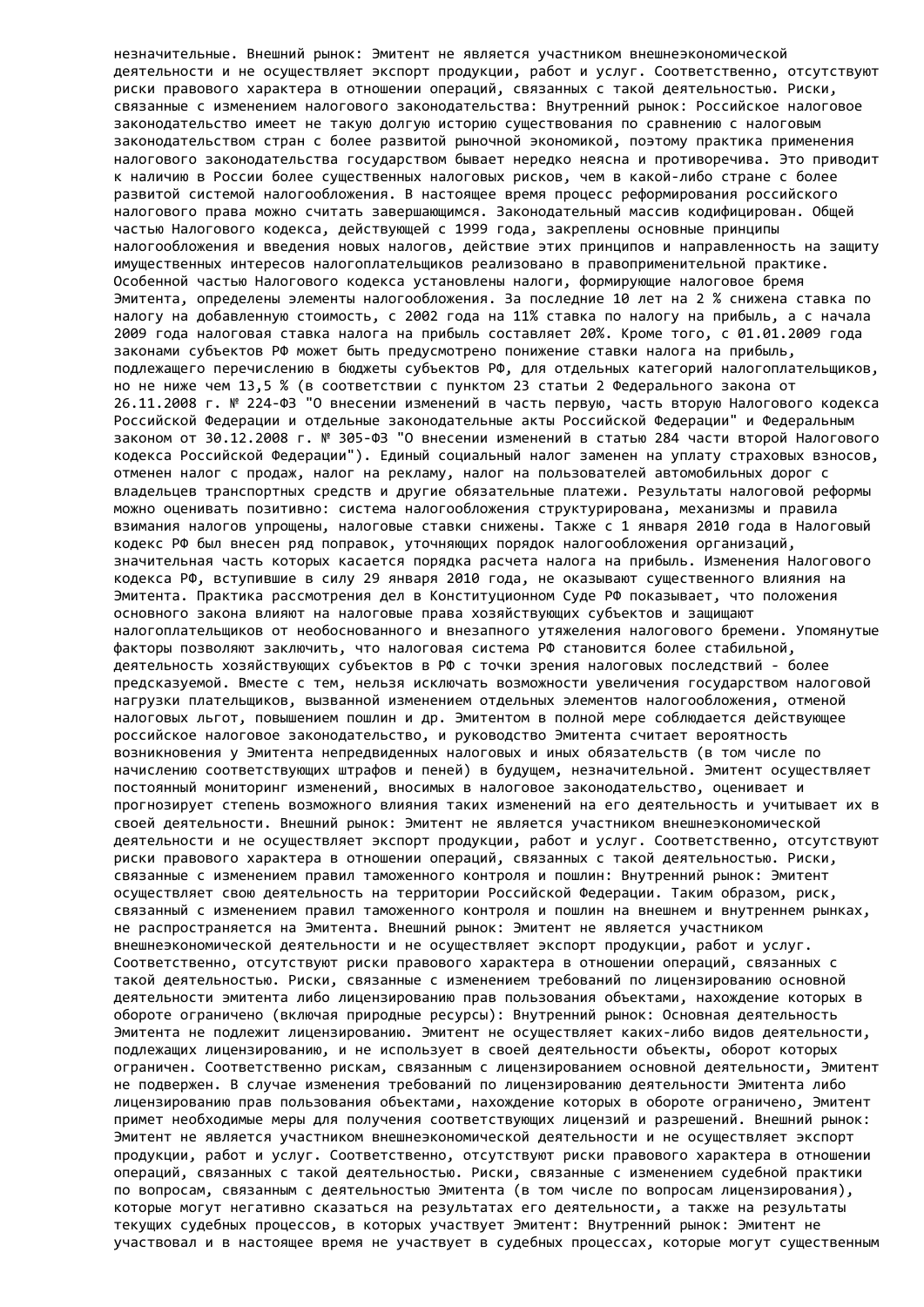незначительные. Внешний рынок: Эмитент не является участником внешнеэкономической деятельности и не осуществляет экспорт продукции, работ и услуг. Соответственно, отсутствуют риски правового характера в отношении операций, связанных с такой деятельностью. Риски, связанные с изменением налогового законодательства: Внутренний рынок: Российское налоговое законодательство имеет не такую долгую историю существования по сравнению с налоговым законодательством стран с более развитой рыночной экономикой, поэтому практика применения налогового законодательства государством бывает нередко неясна и противоречива. Это приводит к наличию в России более существенных налоговых рисков, чем в какой-либо стране с более развитой системой налогообложения. В настоящее время процесс реформирования российского налогового права можно считать завершающимся. Законодательный массив кодифицирован. Общей частью Налогового кодекса, действующей с 1999 года, закреплены основные принципы налогообложения и введения новых налогов, действие этих принципов и направленность на защиту имущественных интересов налогоплательщиков реализовано в правоприменительной практике. Особенной частью Налогового кодекса установлены налоги, формирующие налоговое бремя Эмитента, определены элементы налогообложения. За последние 10 лет на 2 % снижена ставка по налогу на добавленную стоимость, с 2002 года на 11% ставка по налогу на прибыль, а с начала 2009 года налоговая ставка налога на прибыль составляет 20%. Кроме того, с 01.01.2009 года законами субъектов РФ может быть предусмотрено понижение ставки налога на прибыль, подлежащего перечислению в бюджеты субъектов РФ, для отдельных категорий налогоплательщиков, но не ниже чем 13,5 % (в соответствии с пунктом 23 статьи 2 Федерального закона от 26.11.2008 г. № 224-ФЗ "О внесении изменений в часть первую, часть вторую Налогового кодекса Российской Федерации и отдельные законодательные акты Российской Федерации" и Федеральным законом от 30.12.2008 г. № 305-ФЗ "О внесении изменений в статью 284 части второй Налогового кодекса Российской Федерации"). Единый социальный налог заменен на уплату страховых взносов, отменен налог с продаж, налог на рекламу, налог на пользователей автомобильных дорог с владельцев транспортных средств и другие обязательные платежи. Результаты налоговой реформы можно оценивать позитивно: система налогообложения структурирована, механизмы и правила взимания налогов упрощены, налоговые ставки снижены. Также с 1 января 2010 года в Налоговый кодекс РФ был внесен ряд поправок, уточняющих порядок налогообложения организаций, значительная часть которых касается порядка расчета налога на прибыль. Изменения Налогового кодекса РФ, вступившие в силу 29 января 2010 года, не оказывают существенного влияния на Эмитента. Практика рассмотрения дел в Конституционном Суде РФ показывает, что положения основного закона влияют на налоговые права хозяйствующих субъектов и защищают налогоплательщиков от необоснованного и внезапного утяжеления налогового бремени. Упомянутые факторы позволяют заключить, что налоговая система РФ становится более стабильной, деятельность хозяйствующих субъектов в РФ с точки зрения налоговых последствий - более предсказуемой. Вместе с тем, нельзя исключать возможности увеличения государством налоговой нагрузки плательщиков, вызванной изменением отдельных элементов налогообложения, отменой налоговых льгот, повышением пошлин и др. Эмитентом в полной мере соблюдается действующее российское налоговое законодательство, и руководство Эмитента считает вероятность возникновения у Эмитента непредвиденных налоговых и иных обязательств (в том числе по начислению соответствующих штрафов и пеней) в будущем, незначительной. Эмитент осуществляет постоянный мониторинг изменений, вносимых в налоговое законодательство, оценивает и прогнозирует степень возможного влияния таких изменений на его деятельность и учитывает их в своей деятельности. Внешний рынок: Эмитент не является участником внешнеэкономической деятельности и не осуществляет экспорт продукции, работ и услуг. Соответственно, отсутствуют риски правового характера в отношении операций, связанных с такой деятельностью. Риски, связанные с изменением правил таможенного контроля и пошлин: Внутренний рынок: Эмитент осуществляет свою деятельность на территории Российской Федерации. Таким образом, риск, связанный с изменением правил таможенного контроля и пошлин на внешнем и внутреннем рынках, не распространяется на Эмитента. Внешний рынок: Эмитент не является участником внешнеэкономической деятельности и не осуществляет экспорт продукции, работ и услуг. Соответственно, отсутствуют риски правового характера в отношении операций, связанных с такой деятельностью. Риски, связанные с изменением требований по лицензированию основной деятельности эмитента либо лицензированию прав пользования объектами, нахождение которых в обороте ограничено (включая природные ресурсы): Внутренний рынок: Основная деятельность Эмитента не подлежит лицензированию. Эмитент не осуществляет каких-либо видов деятельности, подлежащих лицензированию, и не использует в своей деятельности объекты, оборот которых ограничен. Соответственно рискам, связанным с лицензированием основной деятельности, Эмитент не подвержен. В случае изменения требований по лицензированию деятельности Эмитента либо лицензированию прав пользования объектами, нахождение которых в обороте ограничено, Эмитент примет необходимые меры для получения соответствующих лицензий и разрешений. Внешний рынок: Эмитент не является участником внешнеэкономической деятельности и не осуществляет экспорт продукции, работ и услуг. Соответственно, отсутствуют риски правового характера в отношении операций, связанных с такой деятельностью. Риски, связанные с изменением судебной практики по вопросам, связанным с деятельностью Эмитента (в том числе по вопросам лицензирования), которые могут негативно сказаться на результатах его деятельности, а также на результаты текущих судебных процессов, в которых участвует Эмитент: Внутренний рынок: Эмитент не участвовал и в настоящее время не участвует в судебных процессах, которые могут существенным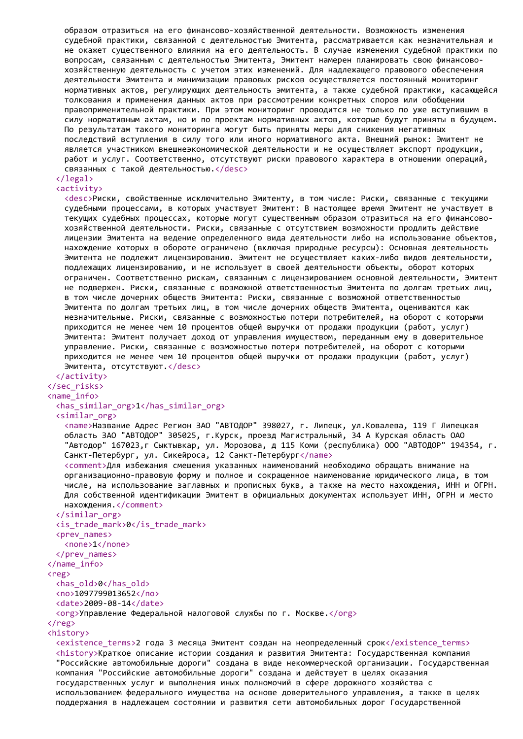```
образом отразиться на его финансово-хозяйственной деятельности. Возможность изменения судебной практики, связанной с деятельностью Эмитента, рассматривается как незначительная и не окажет существенного влияния на его деятельность. В случае изменения судебной практики по вопросам, связанным с деятельностью Эмитента, Эмитент намерен планировать свою финансово-хозяйственную деятельность с учетом этих изменений. Для надлежащего правового обеспечения деятельности Эмитента и минимизации правовых рисков осуществляется постоянный мониторинг нормативных актов, регулирующих деятельность эмитента, а также судебной практики, касающейся толкования и применения данных актов при рассмотрении конкретных споров или обобщении правоприменительной практики. При этом мониторинг проводится не только по уже вступившим в силу нормативным актам, но и по проектам нормативных актов, которые будут приняты в будущем. По результатам такого мониторинга могут быть приняты меры для снижения негативных последствий вступления в силу того или иного нормативного акта. Внешний рынок: Эмитент не является участником внешнеэкономической деятельности и не осуществляет экспорт продукции, работ и услуг. Соответственно, отсутствуют риски правового характера в отношении операций, связанных с такой деятельностью.</desc>
  </legal>
  <activity>
    <desc>Риски, свойственные исключительно Эмитенту, в том числе: Риски, связанные с текущими судебными процессами, в которых участвует Эмитент: В настоящее время Эмитент не участвует в текущих судебных процессах, которые могут существенным образом отразиться на его финансово-хозяйственной деятельности. Риски, связанные с отсутствием возможности продлить действие лицензии Эмитента на ведение определенного вида деятельности либо на использование объектов, нахождение которых в обороте ограничено (включая природные ресурсы): Основная деятельность Эмитента не подлежит лицензированию. Эмитент не осуществляет каких-либо видов деятельности, подлежащих лицензированию, и не использует в своей деятельности объекты, оборот которых ограничен. Соответственно рискам, связанным с лицензированием основной деятельности, Эмитент не подвержен. Риски, связанные с возможной ответственностью Эмитента по долгам третьих лиц, в том числе дочерних обществ Эмитента: Риски, связанные с возможной ответственностью Эмитента по долгам третьих лиц, в том числе дочерних обществ Эмитента, оцениваются как незначительные. Риски, связанные с возможностью потери потребителей, на оборот с которыми приходится не менее чем 10 процентов общей выручки от продажи продукции (работ, услуг) Эмитента: Эмитент получает доход от управления имуществом, переданным ему в доверительное управление. Риски, связанные с возможностью потери потребителей, на оборот с которыми приходится не менее чем 10 процентов общей выручки от продажи продукции (работ, услуг) Эмитента, отсутствуют.</desc>
  </activity>
</sec_risks>
<name_info>
  <has_similar_org>1</has_similar_org>
  <similar_org>
    <name>Название Адрес Регион ЗАО "АВТОДОР" 398027, г. Липецк, ул.Ковалева, 119 Г Липецкая область ЗАО "АВТОДОР" 305025, г.Курск, проезд Магистральный, 34 А Курская область ОАО "Автодор" 167023,г Сыктывкар, ул. Морозова, д 115 Коми (республика) ООО "АВТОДОР" 194354, г. Санкт-Петербург, ул. Сикейроса, 12 Санкт-Петербург</name>
    <comment>Для избежания смешения указанных наименований необходимо обращать внимание на организационно-правовую форму и полное и сокращенное наименование юридического лица, в том числе, на использование заглавных и прописных букв, а также на место нахождения, ИНН и ОГРН. Для собственной идентификации Эмитент в официальных документах использует ИНН, ОГРН и место нахождения.</comment>
  </similar_org>
  <is_trade_mark>0</is_trade_mark>
  <prev_names>
    <none>1</none>
  </prev_names>
</name_info>
<reg>
  <has_old>0</has_old>
  <no>1097799013652</no>
  <date>2009-08-14</date>
  <org>Управление Федеральной налоговой службы по г. Москве.</org>
</reg>
<history>
  <existence_terms>2 года 3 месяца Эмитент создан на неопределенный срок</existence_terms>
  <history>Краткое описание истории создания и развития Эмитента: Государственная компания "Российские автомобильные дороги" создана в виде некоммерческой организации. Государственная компания "Российские автомобильные дороги" создана и действует в целях оказания государственных услуг и выполнения иных полномочий в сфере дорожного хозяйства с использованием федерального имущества на основе доверительного управления, а также в целях поддержания в надлежащем состоянии и развития сети автомобильных дорог Государственной
```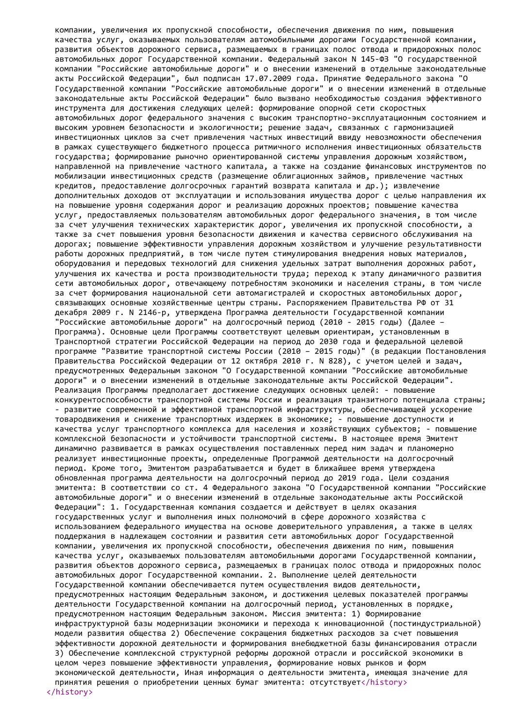компании, увеличения их пропускной способности, обеспечения движения по ним, повышения качества услуг, оказываемых пользователям автомобильными дорогами Государственной компании, развития объектов дорожного сервиса, размещаемых в границах полос отвода и придорожных полос автомобильных дорог Государственной компании. Федеральный закон N 145-ФЗ "О государственной компании "Российские автомобильные дороги" и о внесении изменений в отдельные законодательные акты Российской Федерации", был подписан 17.07.2009 года. Принятие Федерального закона "О Государственной компании "Российские автомобильные дороги" и о внесении изменений в отдельные законодательные акты Российской Федерации" было вызвано необходимостью создания эффективного инструмента для достижения следующих целей: формирование опорной сети скоростных автомобильных дорог федерального значения с высоким транспортно-эксплуатационным состоянием и высоким уровнем безопасности и экологичности; решение задач, связанных с гармонизацией инвестиционных циклов за счет привлечения частных инвестиций ввиду невозможности обеспечения в рамках существующего бюджетного процесса ритмичного исполнения инвестиционных обязательств государства; формирование рыночно ориентированной системы управления дорожным хозяйством, направленной на привлечение частного капитала, а также на создание финансовых инструментов по мобилизации инвестиционных средств (размещение облигационных займов, привлечение частных кредитов, предоставление долгосрочных гарантий возврата капитала и др.); извлечение дополнительных доходов от эксплуатации и использования имущества дорог с целью направления их на повышение уровня содержания дорог и реализацию дорожных проектов; повышение качества услуг, предоставляемых пользователям автомобильных дорог федерального значения, в том числе за счет улучшения технических характеристик дорог, увеличения их пропускной способности, а также за счет повышения уровня безопасности движения и качества сервисного обслуживания на дорогах; повышение эффективности управления дорожным хозяйством и улучшение результативности работы дорожных предприятий, в том числе путем стимулирования внедрения новых материалов, оборудования и передовых технологий для снижения удельных затрат выполнения дорожных работ, улучшения их качества и роста производительности труда; переход к этапу динамичного развития сети автомобильных дорог, отвечающему потребностям экономики и населения страны, в том числе за счет формирования национальной сети автомагистралей и скоростных автомобильных дорог, связывающих основные хозяйственные центры страны. Распоряжением Правительства РФ от 31 декабря 2009 г. N 2146-р, утверждена Программа деятельности Государственной компании "Российские автомобильные дороги" на долгосрочный период (2010 - 2015 годы) (Далее – Программа). Основные цели Программы соответствуют целевым ориентирам, установленным в Транспортной стратегии Российской Федерации на период до 2030 года и федеральной целевой программе "Развитие транспортной системы России (2010 – 2015 годы)" (в редакции Постановления Правительства Российской Федерации от 12 октября 2010 г. N 828), с учетом целей и задач, предусмотренных Федеральным законом "О Государственной компании "Российские автомобильные дороги" и о внесении изменений в отдельные законодательные акты Российской Федерации". Реализация Программы предполагает достижение следующих основных целей: - повышение конкурентоспособности транспортной системы России и реализация транзитного потенциала страны; - развитие современной и эффективной транспортной инфраструктуры, обеспечивающей ускорение товародвижения и снижение транспортных издержек в экономике; - повышение доступности и качества услуг транспортного комплекса для населения и хозяйствующих субъектов; - повышение комплексной безопасности и устойчивости транспортной системы. В настоящее время Эмитент динамично развивается в рамках осуществления поставленных перед ним задач и планомерно реализует инвестиционные проекты, определенные Программой деятельности на долгосрочный период. Кроме того, Эмитентом разрабатывается и будет в ближайшее время утверждена обновленная программа деятельности на долгосрочный период до 2019 года. Цели создания эмитента: В соответствии со ст. 4 Федерального закона "О Государственной компании "Российские автомобильные дороги" и о внесении изменений в отдельные законодательные акты Российской Федерации": 1. Государственная компания создается и действует в целях оказания государственных услуг и выполнения иных полномочий в сфере дорожного хозяйства с использованием федерального имущества на основе доверительного управления, а также в целях поддержания в надлежащем состоянии и развития сети автомобильных дорог Государственной компании, увеличения их пропускной способности, обеспечения движения по ним, повышения качества услуг, оказываемых пользователям автомобильными дорогами Государственной компании, развития объектов дорожного сервиса, размещаемых в границах полос отвода и придорожных полос автомобильных дорог Государственной компании. 2. Выполнение целей деятельности Государственной компании обеспечивается путем осуществления видов деятельности, предусмотренных настоящим Федеральным законом, и достижения целевых показателей программы деятельности Государственной компании на долгосрочный период, установленных в порядке, предусмотренном настоящим Федеральным законом. Миссия эмитента: 1) Формирование инфраструктурной базы модернизации экономики и перехода к инновационной (постиндустриальной) модели развития общества 2) Обеспечение сокращения бюджетных расходов за счет повышения эффективности дорожной деятельности и формирования внебюджетной базы финансирования отрасли 3) Обеспечение комплексной структурной реформы дорожной отрасли и российской экономики в целом через повышение эффективности управления, формирование новых рынков и форм экономической деятельности, Иная информация о деятельности эмитента, имеющая значение для принятия решения о приобретении ценных бумаг эмитента: отсутствует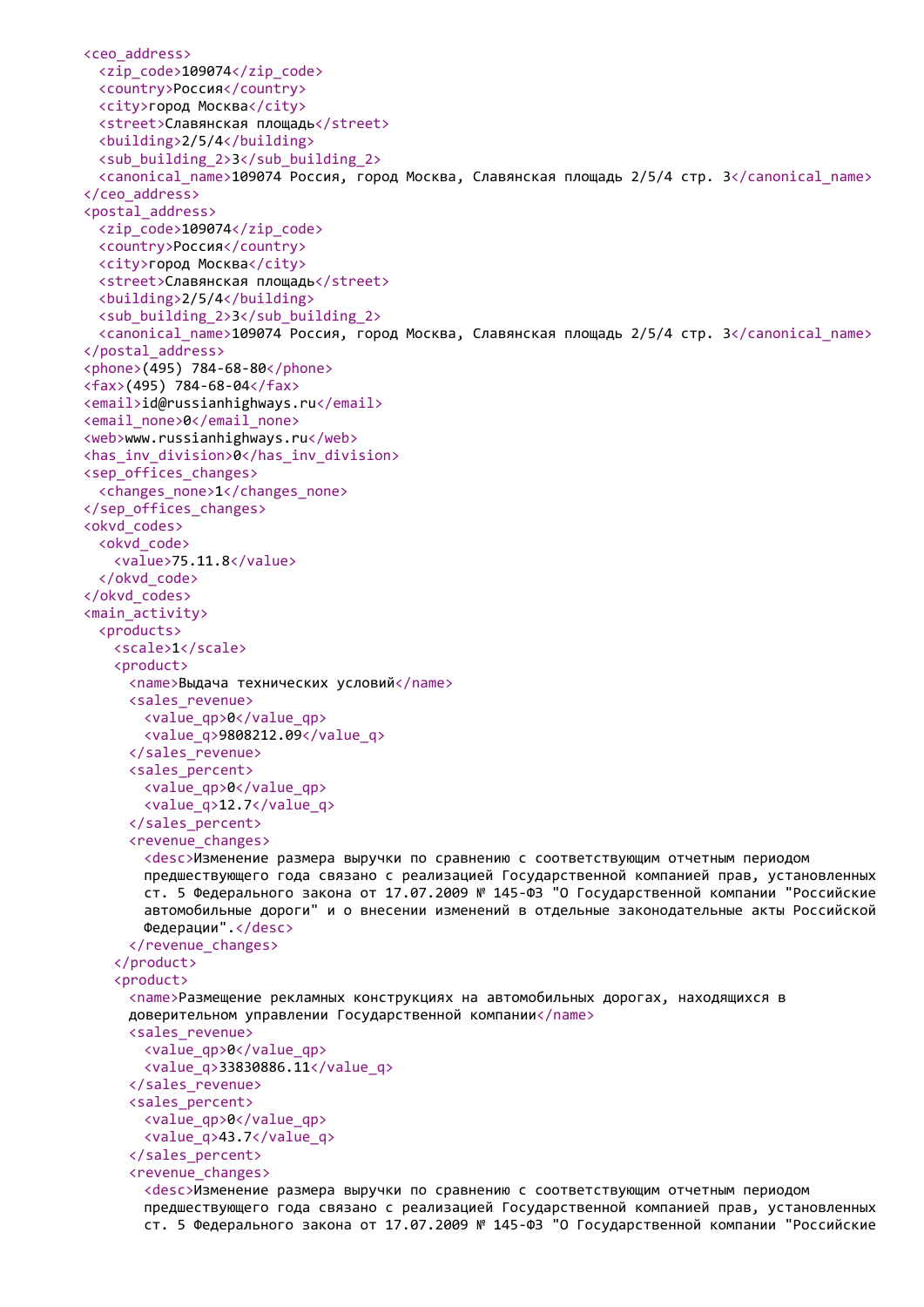```xml
<ceo_address>
  <zip_code>109074</zip_code>
  <country>Россия</country>
  <city>город Москва</city>
  <street>Славянская площадь</street>
  <building>2/5/4</building>
  <sub_building_2>3</sub_building_2>
  <canonical_name>109074 Россия, город Москва, Славянская площадь 2/5/4 стр. 3</canonical_name>
</ceo_address>
<postal_address>
  <zip_code>109074</zip_code>
  <country>Россия</country>
  <city>город Москва</city>
  <street>Славянская площадь</street>
  <building>2/5/4</building>
  <sub_building_2>3</sub_building_2>
  <canonical_name>109074 Россия, город Москва, Славянская площадь 2/5/4 стр. 3</canonical_name>
</postal_address>
<phone>(495) 784-68-80</phone>
<fax>(495) 784-68-04</fax>
<email>id@russianhighways.ru</email>
<email_none>0</email_none>
<web>www.russianhighways.ru</web>
<has_inv_division>0</has_inv_division>
<sep_offices_changes>
  <changes_none>1</changes_none>
</sep_offices_changes>
<okvd_codes>
  <okvd_code>
    <value>75.11.8</value>
  </okvd_code>
</okvd_codes>
<main_activity>
  <products>
    <scale>1</scale>
    <product>
      <name>Выдача технических условий</name>
      <sales_revenue>
        <value_qp>0</value_qp>
        <value_q>9808212.09</value_q>
      </sales_revenue>
      <sales_percent>
        <value_qp>0</value_qp>
        <value_q>12.7</value_q>
      </sales_percent>
      <revenue_changes>
        <desc>Изменение размера выручки по сравнению с соответствующим отчетным периодом
        предшествующего года связано с реализацией Государственной компанией прав, установленных
        ст. 5 Федерального закона от 17.07.2009 № 145-ФЗ "О Государственной компании "Российские
        автомобильные дороги" и о внесении изменений в отдельные законодательные акты Российской
        Федерации".</desc>
      </revenue_changes>
    </product>
    <product>
      <name>Размещение рекламных конструкциях на автомобильных дорогах, находящихся в
      доверительном управлении Государственной компании</name>
      <sales_revenue>
        <value_qp>0</value_qp>
        <value_q>33830886.11</value_q>
      </sales_revenue>
      <sales_percent>
        <value_qp>0</value_qp>
        <value_q>43.7</value_q>
      </sales_percent>
      <revenue_changes>
        <desc>Изменение размера выручки по сравнению с соответствующим отчетным периодом
        предшествующего года связано с реализацией Государственной компанией прав, установленных
        ст. 5 Федерального закона от 17.07.2009 № 145-ФЗ "О Государственной компании "Российские
```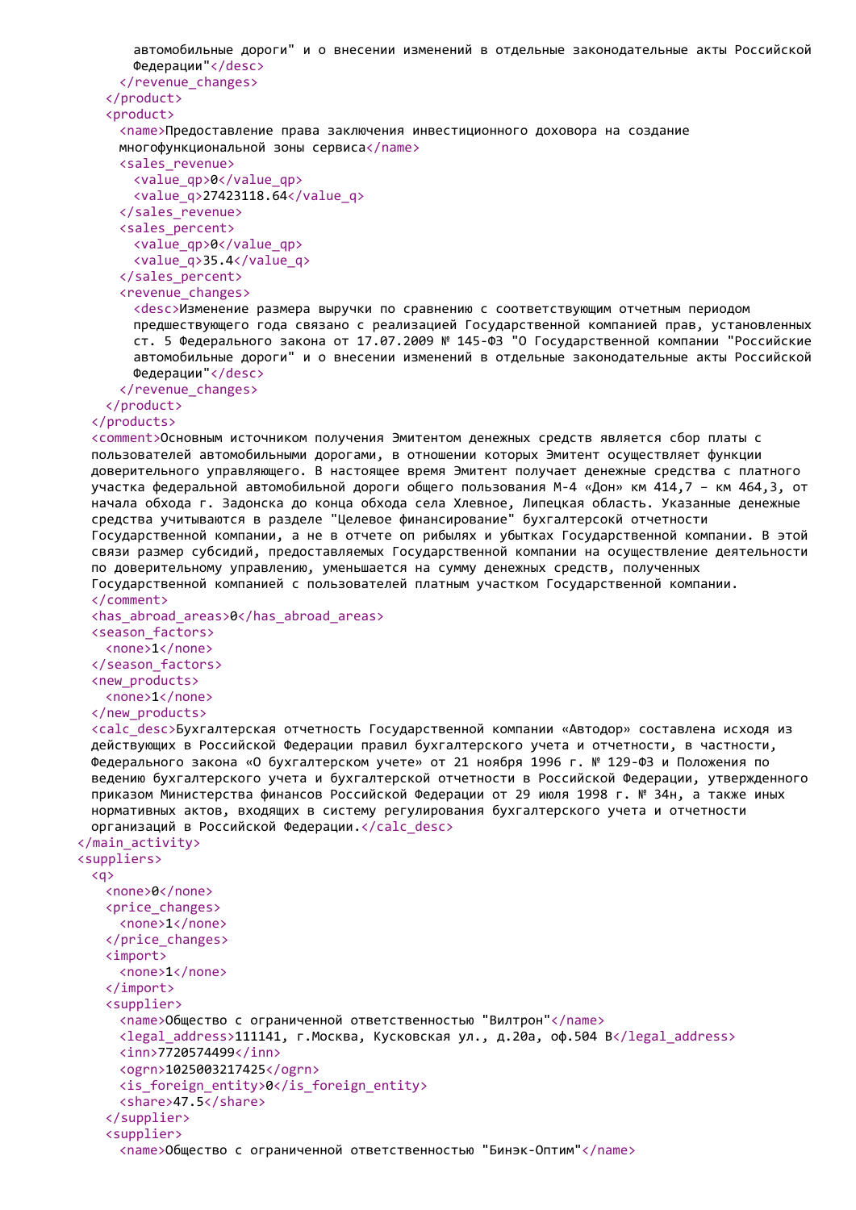```
        автомобильные дороги" и о внесении изменений в отдельные законодательные акты Российской
        Федерации"</desc>
      </revenue_changes>
    </product>
    <product>
      <name>Предоставление права заключения инвестиционного доховора на создание
      многофункциональной зоны сервиса</name>
      <sales_revenue>
        <value_qp>0</value_qp>
        <value_q>27423118.64</value_q>
      </sales_revenue>
      <sales_percent>
        <value_qp>0</value_qp>
        <value_q>35.4</value_q>
      </sales_percent>
      <revenue_changes>
        <desc>Изменение размера выручки по сравнению с соответствующим отчетным периодом
        предшествующего года связано с реализацией Государственной компанией прав, установленных
        ст. 5 Федерального закона от 17.07.2009 № 145-ФЗ "О Государственной компании "Российские
        автомобильные дороги" и о внесении изменений в отдельные законодательные акты Российской
        Федерации"</desc>
      </revenue_changes>
    </product>
  </products>
  <comment>Основным источником получения Эмитентом денежных средств является сбор платы с
  пользователей автомобильными дорогами, в отношении которых Эмитент осуществляет функции
  доверительного управляющего. В настоящее время Эмитент получает денежные средства с платного
  участка федеральной автомобильной дороги общего пользования М-4 «Дон» км 414,7 – км 464,3, от
  начала обхода г. Задонска до конца обхода села Хлевное, Липецкая область. Указанные денежные
  средства учитываются в разделе "Целевое финансирование" бухгалтерсокй отчетности
  Государственной компании, а не в отчете оп рибылях и убытках Государственной компании. В этой
  связи размер субсидий, предоставляемых Государственной компании на осуществление деятельности
  по доверительному управлению, уменьшается на сумму денежных средств, полученных
  Государственной компанией с пользователей платным участком Государственной компании.
  </comment>
  <has_abroad_areas>0</has_abroad_areas>
  <season_factors>
    <none>1</none>
  </season_factors>
  <new_products>
    <none>1</none>
  </new_products>
  <calc_desc>Бухгалтерская отчетность Государственной компании «Автодор» составлена исходя из
  действующих в Российской Федерации правил бухгалтерского учета и отчетности, в частности,
  Федерального закона «О бухгалтерском учете» от 21 ноября 1996 г. № 129-ФЗ и Положения по
  ведению бухгалтерского учета и бухгалтерской отчетности в Российской Федерации, утвержденного
  приказом Министерства финансов Российской Федерации от 29 июля 1998 г. № 34н, а также иных
  нормативных актов, входящих в систему регулирования бухгалтерского учета и отчетности
  организаций в Российской Федерации.</calc_desc>
</main_activity>
<suppliers>
  <q>
    <none>0</none>
    <price_changes>
      <none>1</none>
    </price_changes>
    <import>
      <none>1</none>
    </import>
    <supplier>
      <name>Общество с ограниченной ответственностью "Вилтрон"</name>
      <legal_address>111141, г.Москва, Кусковская ул., д.20а, оф.504 В</legal_address>
      <inn>7720574499</inn>
      <ogrn>1025003217425</ogrn>
      <is_foreign_entity>0</is_foreign_entity>
      <share>47.5</share>
    </supplier>
    <supplier>
      <name>Общество с ограниченной ответственностью "Бинэк-Оптим"</name>
```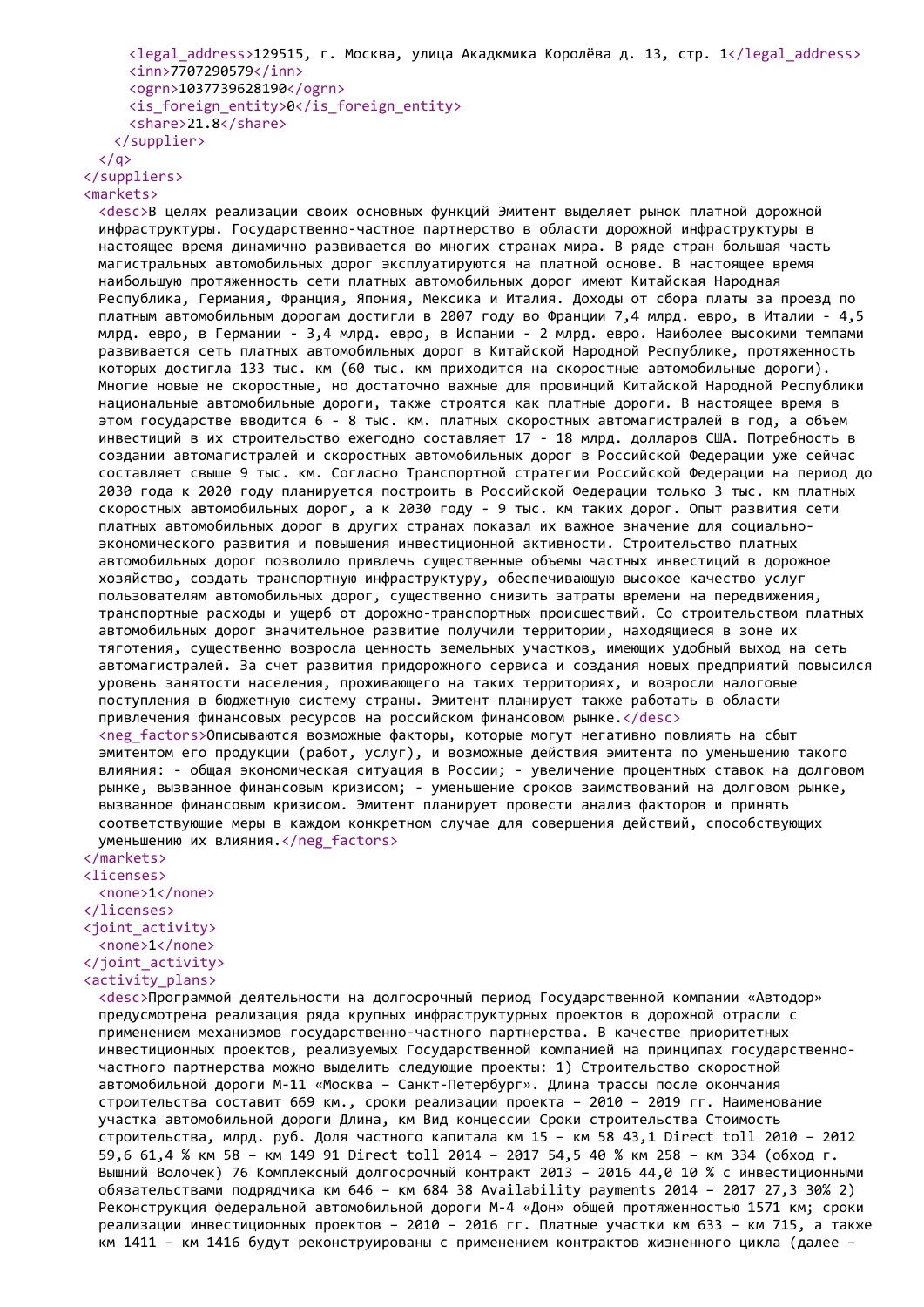```
      <legal_address>129515, г. Москва, улица Акадкмика Королёва д. 13, стр. 1</legal_address>
      <inn>7707290579</inn>
      <ogrn>1037739628190</ogrn>
      <is_foreign_entity>0</is_foreign_entity>
      <share>21.8</share>
    </supplier>
  </q>
</suppliers>
<markets>
  <desc>В целях реализации своих основных функций Эмитент выделяет рынок платной дорожной инфраструктуры. Государственно-частное партнерство в области дорожной инфраструктуры в настоящее время динамично развивается во многих странах мира. В ряде стран большая часть магистральных автомобильных дорог эксплуатируются на платной основе. В настоящее время наибольшую протяженность сети платных автомобильных дорог имеют Китайская Народная Республика, Германия, Франция, Япония, Мексика и Италия. Доходы от сбора платы за проезд по платным автомобильным дорогам достигли в 2007 году во Франции 7,4 млрд. евро, в Италии - 4,5 млрд. евро, в Германии - 3,4 млрд. евро, в Испании - 2 млрд. евро. Наиболее высокими темпами развивается сеть платных автомобильных дорог в Китайской Народной Республике, протяженность которых достигла 133 тыс. км (60 тыс. км приходится на скоростные автомобильные дороги). Многие новые не скоростные, но достаточно важные для провинций Китайской Народной Республики национальные автомобильные дороги, также строятся как платные дороги. В настоящее время в этом государстве вводится 6 - 8 тыс. км. платных скоростных автомагистралей в год, а объем инвестиций в их строительство ежегодно составляет 17 - 18 млрд. долларов США. Потребность в создании автомагистралей и скоростных автомобильных дорог в Российской Федерации уже сейчас составляет свыше 9 тыс. км. Согласно Транспортной стратегии Российской Федерации на период до 2030 года к 2020 году планируется построить в Российской Федерации только 3 тыс. км платных скоростных автомобильных дорог, а к 2030 году - 9 тыс. км таких дорог. Опыт развития сети платных автомобильных дорог в других странах показал их важное значение для социально-экономического развития и повышения инвестиционной активности. Строительство платных автомобильных дорог позволило привлечь существенные объемы частных инвестиций в дорожное хозяйство, создать транспортную инфраструктуру, обеспечивающую высокое качество услуг пользователям автомобильных дорог, существенно снизить затраты времени на передвижения, транспортные расходы и ущерб от дорожно-транспортных происшествий. Со строительством платных автомобильных дорог значительное развитие получили территории, находящиеся в зоне их тяготения, существенно возросла ценность земельных участков, имеющих удобный выход на сеть автомагистралей. За счет развития придорожного сервиса и создания новых предприятий повысился уровень занятости населения, проживающего на таких территориях, и возросли налоговые поступления в бюджетную систему страны. Эмитент планирует также работать в области привлечения финансовых ресурсов на российском финансовом рынке.</desc>
  <neg_factors>Описываются возможные факторы, которые могут негативно повлиять на сбыт эмитентом его продукции (работ, услуг), и возможные действия эмитента по уменьшению такого влияния: - общая экономическая ситуация в России; - увеличение процентных ставок на долговом рынке, вызванное финансовым кризисом; - уменьшение сроков заимствований на долговом рынке, вызванное финансовым кризисом. Эмитент планирует провести анализ факторов и принять соответствующие меры в каждом конкретном случае для совершения действий, способствующих уменьшению их влияния.</neg_factors>
</markets>
<licenses>
  <none>1</none>
</licenses>
<joint_activity>
  <none>1</none>
</joint_activity>
<activity_plans>
  <desc>Программой деятельности на долгосрочный период Государственной компании «Автодор» предусмотрена реализация ряда крупных инфраструктурных проектов в дорожной отрасли с применением механизмов государственно-частного партнерства. В качестве приоритетных инвестиционных проектов, реализуемых Государственной компанией на принципах государственно-частного партнерства можно выделить следующие проекты: 1) Строительство скоростной автомобильной дороги М-11 «Москва – Санкт-Петербург». Длина трассы после окончания строительства составит 669 км., сроки реализации проекта – 2010 – 2019 гг. Наименование участка автомобильной дороги Длина, км Вид концессии Сроки строительства Стоимость строительства, млрд. руб. Доля частного капитала км 15 – км 58 43,1 Direct toll 2010 – 2012 59,6 61,4 % км 58 – км 149 91 Direct toll 2014 – 2017 54,5 40 % км 258 – км 334 (обход г. Вышний Волочек) 76 Комплексный долгосрочный контракт 2013 – 2016 44,0 10 % с инвестиционными обязательствами подрядчика км 646 – км 684 38 Availability payments 2014 – 2017 27,3 30% 2) Реконструкция федеральной автомобильной дороги М-4 «Дон» общей протяженностью 1571 км; сроки реализации инвестиционных проектов – 2010 – 2016 гг. Платные участки км 633 – км 715, а также км 1411 – км 1416 будут реконструированы с применением контрактов жизненного цикла (далее –
```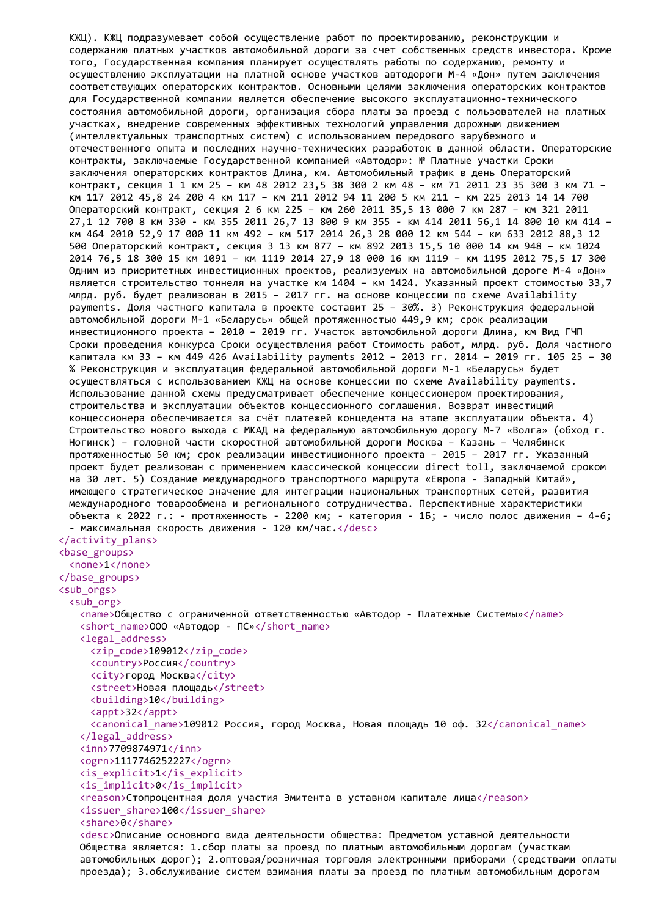КЖЦ). КЖЦ подразумевает собой осуществление работ по проектированию, реконструкции и содержанию платных участков автомобильной дороги за счет собственных средств инвестора. Кроме того, Государственная компания планирует осуществлять работы по содержанию, ремонту и осуществлению эксплуатации на платной основе участков автодороги М-4 «Дон» путем заключения соответствующих операторских контрактов. Основными целями заключения операторских контрактов для Государственной компании является обеспечение высокого эксплуатационно-технического состояния автомобильной дороги, организация сбора платы за проезд с пользователей на платных участках, внедрение современных эффективных технологий управления дорожным движением (интеллектуальных транспортных систем) с использованием передового зарубежного и отечественного опыта и последних научно-технических разработок в данной области. Операторские контракты, заключаемые Государственной компанией «Автодор»: № Платные участки Сроки заключения операторских контрактов Длина, км. Автомобильный трафик в день Операторский контракт, секция 1 1 км 25 – км 48 2012 23,5 38 300 2 км 48 – км 71 2011 23 35 300 3 км 71 – км 117 2012 45,8 24 200 4 км 117 – км 211 2012 94 11 200 5 км 211 – км 225 2013 14 14 700 Операторский контракт, секция 2 6 км 225 – км 260 2011 35,5 13 000 7 км 287 – км 321 2011 27,1 12 700 8 км 330 - км 355 2011 26,7 13 800 9 км 355 - км 414 2011 56,1 14 800 10 км 414 – км 464 2010 52,9 17 000 11 км 492 – км 517 2014 26,3 28 000 12 км 544 – км 633 2012 88,3 12 500 Операторский контракт, секция 3 13 км 877 – км 892 2013 15,5 10 000 14 км 948 – км 1024 2014 76,5 18 300 15 км 1091 – км 1119 2014 27,9 18 000 16 км 1119 – км 1195 2012 75,5 17 300 Одним из приоритетных инвестиционных проектов, реализуемых на автомобильной дороге М-4 «Дон» является строительство тоннеля на участке км 1404 – км 1424. Указанный проект стоимостью 33,7 млрд. руб. будет реализован в 2015 – 2017 гг. на основе концессии по схеме Availability payments. Доля частного капитала в проекте составит 25 – 30%. 3) Реконструкция федеральной автомобильной дороги М-1 «Беларусь» общей протяженностью 449,9 км; срок реализации инвестиционного проекта – 2010 – 2019 гг. Участок автомобильной дороги Длина, км Вид ГЧП Сроки проведения конкурса Сроки осуществления работ Стоимость работ, млрд. руб. Доля частного капитала км 33 – км 449 426 Availability payments 2012 – 2013 гг. 2014 – 2019 гг. 105 25 – 30 % Реконструкция и эксплуатация федеральной автомобильной дороги М-1 «Беларусь» будет осуществляться с использованием КЖЦ на основе концессии по схеме Availability payments. Использование данной схемы предусматривает обеспечение концессионером проектирования, строительства и эксплуатации объектов концессионного соглашения. Возврат инвестиций концессионера обеспечивается за счёт платежей концедента на этапе эксплуатации объекта. 4) Строительство нового выхода с МКАД на федеральную автомобильную дорогу М-7 «Волга» (обход г. Ногинск) – головной части скоростной автомобильной дороги Москва – Казань – Челябинск протяженностью 50 км; срок реализации инвестиционного проекта – 2015 – 2017 гг. Указанный проект будет реализован с применением классической концессии direct toll, заключаемой сроком на 30 лет. 5) Создание международного транспортного маршрута «Европа - Западный Китай», имеющего стратегическое значение для интеграции национальных транспортных сетей, развития международного товарообмена и регионального сотрудничества. Перспективные характеристики объекта к 2022 г.: - протяженность - 2200 км; - категория - 1Б; - число полос движения – 4-6; - максимальная скорость движения - 120 км/час.</desc>
</activity_plans>
<base_groups>
<none>1</none>
</base_groups>
<sub_orgs>
<sub_org>
<name>Общество с ограниченной ответственностью «Автодор - Платежные Системы»</name>
<short_name>ООО «Автодор - ПС»</short_name>
<legal_address>
<zip_code>109012</zip_code>
<country>Россия</country>
<city>город Москва</city>
<street>Новая площадь</street>
<building>10</building>
<appt>32</appt>
<canonical_name>109012 Россия, город Москва, Новая площадь 10 оф. 32</canonical_name>
</legal_address>
<inn>7709874971</inn>
<ogrn>1117746252227</ogrn>
<is_explicit>1</is_explicit>
<is_implicit>0</is_implicit>
<reason>Стопроцентная доля участия Эмитента в уставном капитале лица</reason>
<issuer_share>100</issuer_share>
<share>0</share>
<desc>Описание основного вида деятельности общества: Предметом уставной деятельности Общества является: 1.сбор платы за проезд по платным автомобильным дорогам (участкам автомобильных дорог); 2.оптовая/розничная торговля электронными приборами (средствами оплаты проезда); 3.обслуживание систем взимания платы за проезд по платным автомобильным дорогам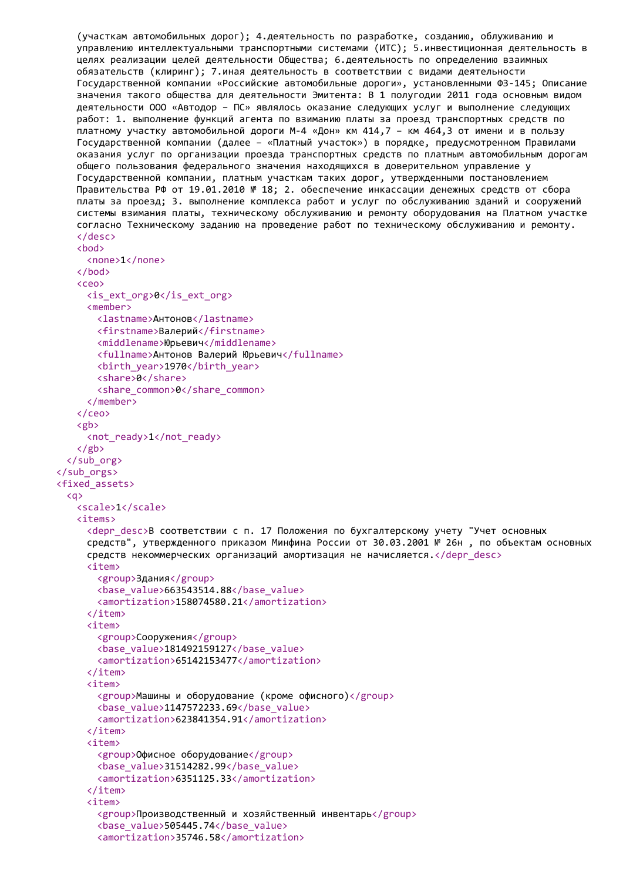```
(участкам автомобильных дорог); 4.деятельность по разработке, созданию, облуживанию и управлению интеллектуальными транспортными системами (ИТС); 5.инвестиционная деятельность в целях реализации целей деятельности Общества; 6.деятельность по определению взаимных обязательств (клиринг); 7.иная деятельность в соответствии с видами деятельности Государственной компании «Российские автомобильные дороги», установленными ФЗ-145; Описание значения такого общества для деятельности Эмитента: В 1 полугодии 2011 года основным видом деятельности ООО «Автодор – ПС» являлось оказание следующих услуг и выполнение следующих работ: 1. выполнение функций агента по взиманию платы за проезд транспортных средств по платному участку автомобильной дороги М-4 «Дон» км 414,7 – км 464,3 от имени и в пользу Государственной компании (далее – «Платный участок») в порядке, предусмотренном Правилами оказания услуг по организации проезда транспортных средств по платным автомобильным дорогам общего пользования федерального значения находящихся в доверительном управление у Государственной компании, платным участкам таких дорог, утвержденными постановлением Правительства РФ от 19.01.2010 № 18; 2. обеспечение инкассации денежных средств от сбора платы за проезд; 3. выполнение комплекса работ и услуг по обслуживанию зданий и сооружений системы взимания платы, техническому обслуживанию и ремонту оборудования на Платном участке согласно Техническому заданию на проведение работ по техническому обслуживанию и ремонту.
      </desc>
      <bod>
        <none>1</none>
      </bod>
      <ceo>
        <is_ext_org>0</is_ext_org>
        <member>
          <lastname>Антонов</lastname>
          <firstname>Валерий</firstname>
          <middlename>Юрьевич</middlename>
          <fullname>Антонов Валерий Юрьевич</fullname>
          <birth_year>1970</birth_year>
          <share>0</share>
          <share_common>0</share_common>
        </member>
      </ceo>
      <gb>
        <not_ready>1</not_ready>
      </gb>
    </sub_org>
  </sub_orgs>
  <fixed_assets>
    <q>
      <scale>1</scale>
      <items>
        <depr_desc>В соответствии с п. 17 Положения по бухгалтерскому учету "Учет основных средств", утвержденного приказом Минфина России от 30.03.2001 № 26н , по объектам основных средств некоммерческих организаций амортизация не начисляется.</depr_desc>
        <item>
          <group>Здания</group>
          <base_value>663543514.88</base_value>
          <amortization>158074580.21</amortization>
        </item>
        <item>
          <group>Сооружения</group>
          <base_value>181492159127</base_value>
          <amortization>65142153477</amortization>
        </item>
        <item>
          <group>Машины и оборудование (кроме офисного)</group>
          <base_value>1147572233.69</base_value>
          <amortization>623841354.91</amortization>
        </item>
        <item>
          <group>Офисное оборудование</group>
          <base_value>31514282.99</base_value>
          <amortization>6351125.33</amortization>
        </item>
        <item>
          <group>Производственный и хозяйственный инвентарь</group>
          <base_value>505445.74</base_value>
          <amortization>35746.58</amortization>
```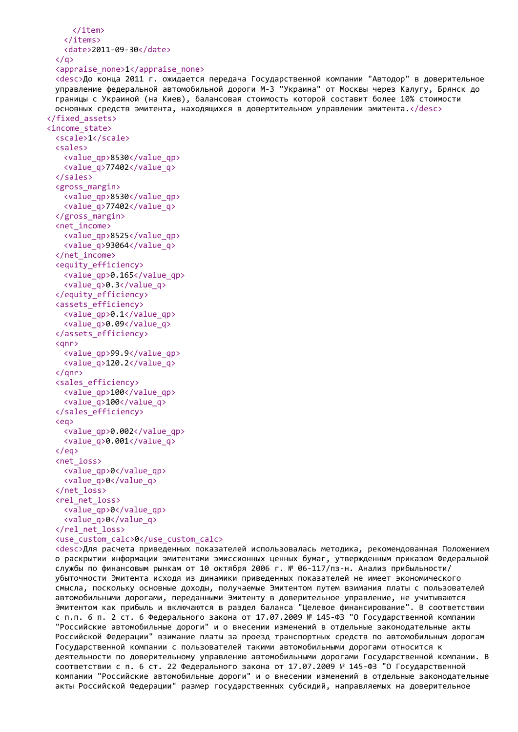```
      </item>
    </items>
    <date>2011-09-30</date>
  </q>
  <appraise_none>1</appraise_none>
  <desc>До конца 2011 г. ожидается передача Государственной компании "Автодор" в доверительное управление федеральной автомобильной дороги М-3 "Украина" от Москвы через Калугу, Брянск до границы с Украиной (на Киев), балансовая стоимость которой составит более 10% стоимости основных средств эмитента, находящихся в довертительном управлении эмитента.</desc>
</fixed_assets>
<income_state>
  <scale>1</scale>
  <sales>
    <value_qp>8530</value_qp>
    <value_q>77402</value_q>
  </sales>
  <gross_margin>
    <value_qp>8530</value_qp>
    <value_q>77402</value_q>
  </gross_margin>
  <net_income>
    <value_qp>8525</value_qp>
    <value_q>93064</value_q>
  </net_income>
  <equity_efficiency>
    <value_qp>0.165</value_qp>
    <value_q>0.3</value_q>
  </equity_efficiency>
  <assets_efficiency>
    <value_qp>0.1</value_qp>
    <value_q>0.09</value_q>
  </assets_efficiency>
  <qnr>
    <value_qp>99.9</value_qp>
    <value_q>120.2</value_q>
  </qnr>
  <sales_efficiency>
    <value_qp>100</value_qp>
    <value_q>100</value_q>
  </sales_efficiency>
  <eq>
    <value_qp>0.002</value_qp>
    <value_q>0.001</value_q>
  </eq>
  <net_loss>
    <value_qp>0</value_qp>
    <value_q>0</value_q>
  </net_loss>
  <rel_net_loss>
    <value_qp>0</value_qp>
    <value_q>0</value_q>
  </rel_net_loss>
  <use_custom_calc>0</use_custom_calc>
  <desc>Для расчета приведенных показателей использовалась методика, рекомендованная Положением о раскрытии информации эмитентами эмиссионных ценных бумаг, утвержденным приказом Федеральной службы по финансовым рынкам от 10 октября 2006 г. № 06-117/пз-н. Анализ прибыльности/убыточности Эмитента исходя из динамики приведенных показателей не имеет экономического смысла, поскольку основные доходы, получаемые Эмитентом путем взимания платы с пользователей автомобильными дорогами, переданными Эмитенту в доверительное управление, не учитываются Эмитентом как прибыль и включаются в раздел баланса "Целевое финансирование". В соответствии с п.п. 6 п. 2 ст. 6 Федерального закона от 17.07.2009 № 145-ФЗ "О Государственной компании "Российские автомобильные дороги" и о внесении изменений в отдельные законодательные акты Российской Федерации" взимание платы за проезд транспортных средств по автомобильным дорогам Государственной компании с пользователей такими автомобильными дорогами относится к деятельности по доверительному управлению автомобильными дорогами Государственной компании. В соответствии с п. 6 ст. 22 Федерального закона от 17.07.2009 № 145-ФЗ "О Государственной компании "Российские автомобильные дороги" и о внесении изменений в отдельные законодательные акты Российской Федерации" размер государственных субсидий, направляемых на доверительное
```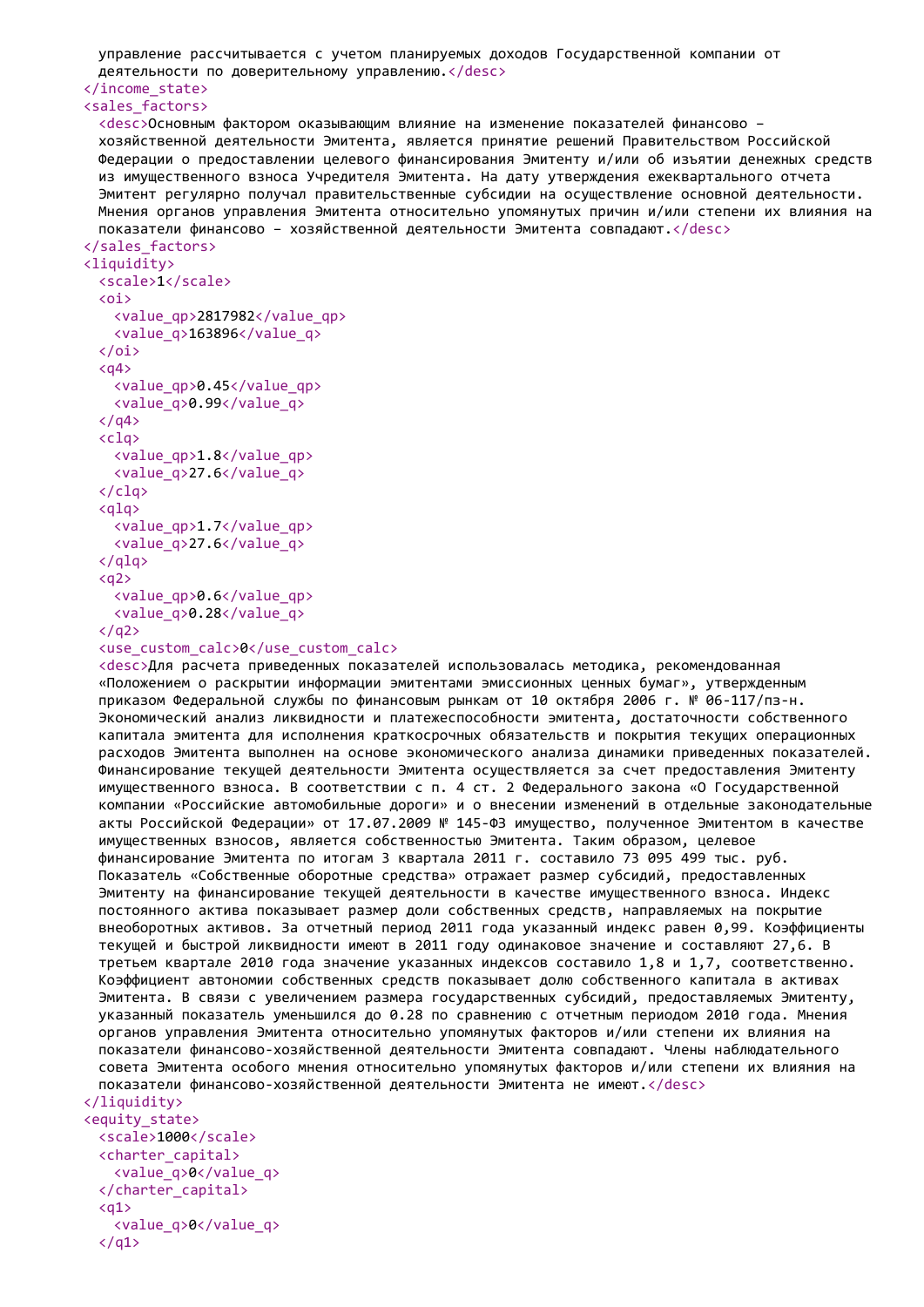```xml
    управление рассчитывается с учетом планируемых доходов Государственной компании от
    деятельности по доверительному управлению.</desc>
  </income_state>
  <sales_factors>
    <desc>Основным фактором оказывающим влияние на изменение показателей финансово –
    хозяйственной деятельности Эмитента, является принятие решений Правительством Российской
    Федерации о предоставлении целевого финансирования Эмитенту и/или об изъятии денежных средств
    из имущественного взноса Учредителя Эмитента. На дату утверждения ежеквартального отчета
    Эмитент регулярно получал правительственные субсидии на осуществление основной деятельности.
    Мнения органов управления Эмитента относительно упомянутых причин и/или степени их влияния на
    показатели финансово – хозяйственной деятельности Эмитента совпадают.</desc>
  </sales_factors>
  <liquidity>
    <scale>1</scale>
    <oi>
      <value_qp>2817982</value_qp>
      <value_q>163896</value_q>
    </oi>
    <q4>
      <value_qp>0.45</value_qp>
      <value_q>0.99</value_q>
    </q4>
    <clq>
      <value_qp>1.8</value_qp>
      <value_q>27.6</value_q>
    </clq>
    <qlq>
      <value_qp>1.7</value_qp>
      <value_q>27.6</value_q>
    </qlq>
    <q2>
      <value_qp>0.6</value_qp>
      <value_q>0.28</value_q>
    </q2>
    <use_custom_calc>0</use_custom_calc>
    <desc>Для расчета приведенных показателей использовалась методика, рекомендованная
    «Положением о раскрытии информации эмитентами эмиссионных ценных бумаг», утвержденным
    приказом Федеральной службы по финансовым рынкам от 10 октября 2006 г. № 06-117/пз-н.
    Экономический анализ ликвидности и платежеспособности эмитента, достаточности собственного
    капитала эмитента для исполнения краткосрочных обязательств и покрытия текущих операционных
    расходов Эмитента выполнен на основе экономического анализа динамики приведенных показателей.
    Финансирование текущей деятельности Эмитента осуществляется за счет предоставления Эмитенту
    имущественного взноса. В соответствии с п. 4 ст. 2 Федерального закона «О Государственной
    компании «Российские автомобильные дороги» и о внесении изменений в отдельные законодательные
    акты Российской Федерации» от 17.07.2009 № 145-ФЗ имущество, полученное Эмитентом в качестве
    имущественных взносов, является собственностью Эмитента. Таким образом, целевое
    финансирование Эмитента по итогам 3 квартала 2011 г. составило 73 095 499 тыс. руб.
    Показатель «Собственные оборотные средства» отражает размер субсидий, предоставленных
    Эмитенту на финансирование текущей деятельности в качестве имущественного взноса. Индекс
    постоянного актива показывает размер доли собственных средств, направляемых на покрытие
    внеоборотных активов. За отчетный период 2011 года указанный индекс равен 0,99. Коэффициенты
    текущей и быстрой ликвидности имеют в 2011 году одинаковое значение и составляют 27,6. В
    третьем квартале 2010 года значение указанных индексов составило 1,8 и 1,7, соответственно.
    Коэффициент автономии собственных средств показывает долю собственного капитала в активах
    Эмитента. В связи с увеличением размера государственных субсидий, предоставляемых Эмитенту,
    указанный показатель уменьшился до 0.28 по сравнению с отчетным периодом 2010 года. Мнения
    органов управления Эмитента относительно упомянутых факторов и/или степени их влияния на
    показатели финансово-хозяйственной деятельности Эмитента совпадают. Члены наблюдательного
    совета Эмитента особого мнения относительно упомянутых факторов и/или степени их влияния на
    показатели финансово-хозяйственной деятельности Эмитента не имеют.</desc>
  </liquidity>
  <equity_state>
    <scale>1000</scale>
    <charter_capital>
      <value_q>0</value_q>
    </charter_capital>
    <q1>
      <value_q>0</value_q>
    </q1>
```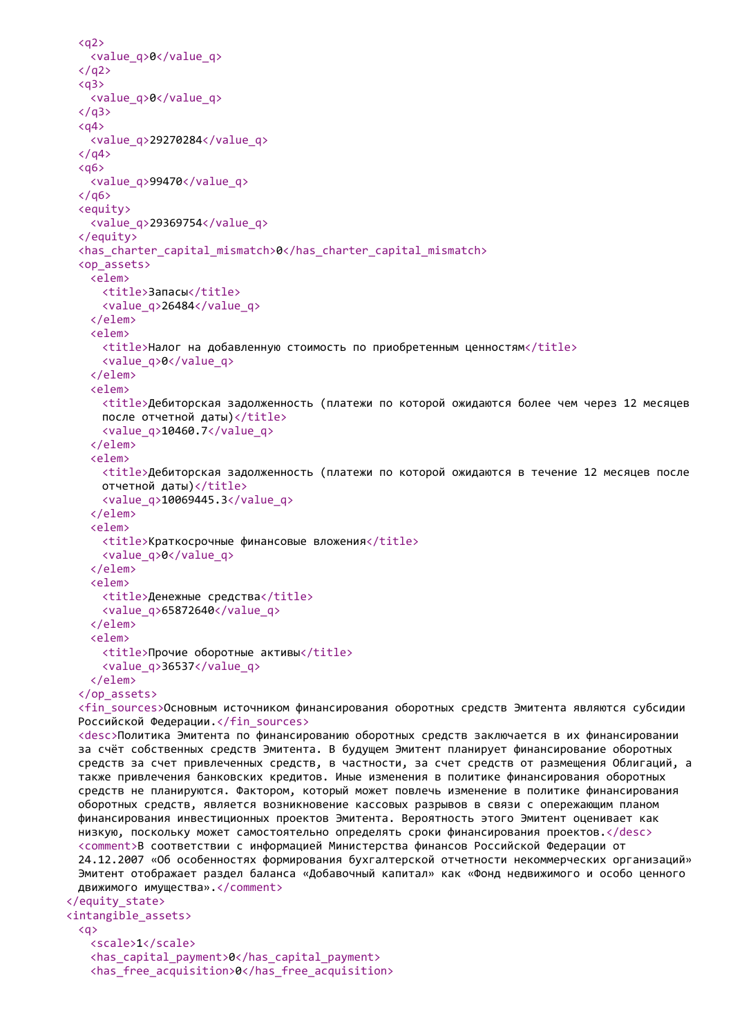```
    <q2>
      <value_q>0</value_q>
    </q2>
    <q3>
      <value_q>0</value_q>
    </q3>
    <q4>
      <value_q>29270284</value_q>
    </q4>
    <q6>
      <value_q>99470</value_q>
    </q6>
    <equity>
      <value_q>29369754</value_q>
    </equity>
    <has_charter_capital_mismatch>0</has_charter_capital_mismatch>
    <op_assets>
      <elem>
        <title>Запасы</title>
        <value_q>26484</value_q>
      </elem>
      <elem>
        <title>Налог на добавленную стоимость по приобретенным ценностям</title>
        <value_q>0</value_q>
      </elem>
      <elem>
        <title>Дебиторская задолженность (платежи по которой ожидаются более чем через 12 месяцев
        после отчетной даты)</title>
        <value_q>10460.7</value_q>
      </elem>
      <elem>
        <title>Дебиторская задолженность (платежи по которой ожидаются в течение 12 месяцев после
        отчетной даты)</title>
        <value_q>10069445.3</value_q>
      </elem>
      <elem>
        <title>Краткосрочные финансовые вложения</title>
        <value_q>0</value_q>
      </elem>
      <elem>
        <title>Денежные средства</title>
        <value_q>65872640</value_q>
      </elem>
      <elem>
        <title>Прочие оборотные активы</title>
        <value_q>36537</value_q>
      </elem>
    </op_assets>
    <fin_sources>Основным источником финансирования оборотных средств Эмитента являются субсидии
    Российской Федерации.</fin_sources>
    <desc>Политика Эмитента по финансированию оборотных средств заключается в их финансировании
    за счёт собственных средств Эмитента. В будущем Эмитент планирует финансирование оборотных
    средств за счет привлеченных средств, в частности, за счет средств от размещения Облигаций, а
    также привлечения банковских кредитов. Иные изменения в политике финансирования оборотных
    средств не планируются. Фактором, который может повлечь изменение в политике финансирования
    оборотных средств, является возникновение кассовых разрывов в связи с опережающим планом
    финансирования инвестиционных проектов Эмитента. Вероятность этого Эмитент оценивает как
    низкую, поскольку может самостоятельно определять сроки финансирования проектов.</desc>
    <comment>В соответствии с информацией Министерства финансов Российской Федерации от
    24.12.2007 «Об особенностях формирования бухгалтерской отчетности некоммерческих организаций»
    Эмитент отображает раздел баланса «Добавочный капитал» как «Фонд недвижимого и особо ценного
    движимого имущества».</comment>
  </equity_state>
  <intangible_assets>
    <q>
      <scale>1</scale>
      <has_capital_payment>0</has_capital_payment>
      <has_free_acquisition>0</has_free_acquisition>
```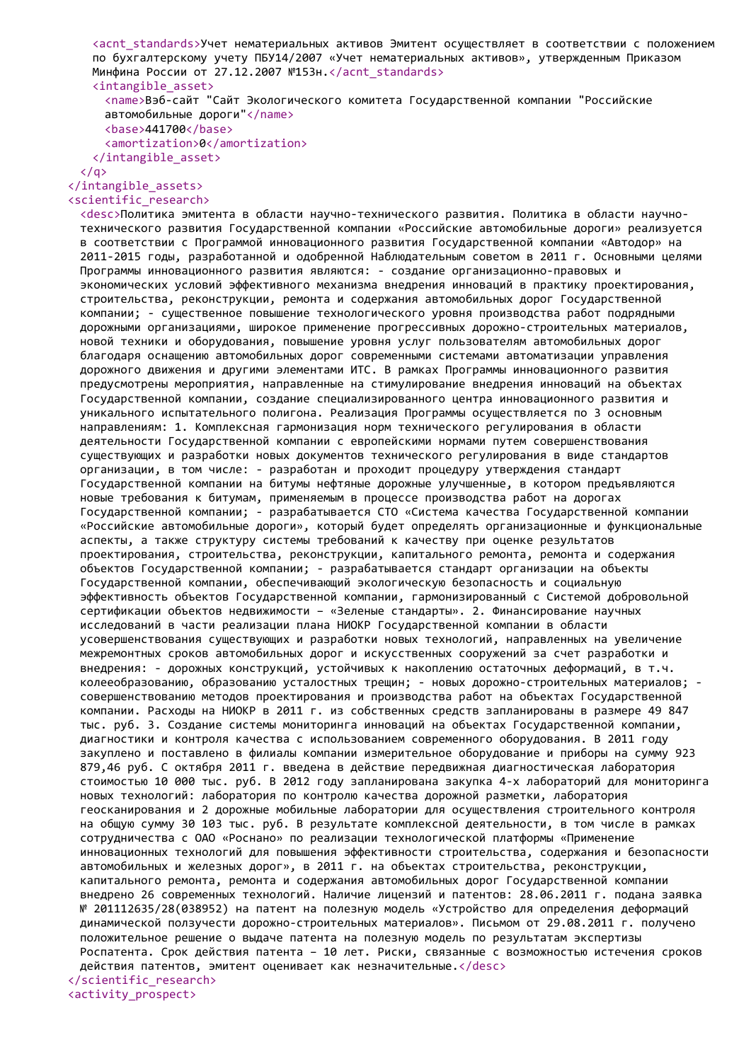```
    <acnt_standards>Учет нематериальных активов Эмитент осуществляет в соответствии с положением по бухгалтерскому учету ПБУ14/2007 «Учет нематериальных активов», утвержденным Приказом Минфина России от 27.12.2007 №153н.</acnt_standards>
    <intangible_asset>
      <name>Вэб-сайт "Сайт Экологического комитета Государственной компании "Российские автомобильные дороги"</name>
      <base>441700</base>
      <amortization>0</amortization>
    </intangible_asset>
  </q>
</intangible_assets>
<scientific_research>
  <desc>Политика эмитента в области научно-технического развития. Политика в области научно-технического развития Государственной компании «Российские автомобильные дороги» реализуется в соответствии с Программой инновационного развития Государственной компании «Автодор» на 2011-2015 годы, разработанной и одобренной Наблюдательным советом в 2011 г. Основными целями Программы инновационного развития являются: - создание организационно-правовых и экономических условий эффективного механизма внедрения инноваций в практику проектирования, строительства, реконструкции, ремонта и содержания автомобильных дорог Государственной компании; - существенное повышение технологического уровня производства работ подрядными дорожными организациями, широкое применение прогрессивных дорожно-строительных материалов, новой техники и оборудования, повышение уровня услуг пользователям автомобильных дорог благодаря оснащению автомобильных дорог современными системами автоматизации управления дорожного движения и другими элементами ИТС. В рамках Программы инновационного развития предусмотрены мероприятия, направленные на стимулирование внедрения инноваций на объектах Государственной компании, создание специализированного центра инновационного развития и уникального испытательного полигона. Реализация Программы осуществляется по 3 основным направлениям: 1. Комплексная гармонизация норм технического регулирования в области деятельности Государственной компании с европейскими нормами путем совершенствования существующих и разработки новых документов технического регулирования в виде стандартов организации, в том числе: - разработан и проходит процедуру утверждения стандарт Государственной компании на битумы нефтяные дорожные улучшенные, в котором предъявляются новые требования к битумам, применяемым в процессе производства работ на дорогах Государственной компании; - разрабатывается СТО «Система качества Государственной компании «Российские автомобильные дороги», который будет определять организационные и функциональные аспекты, а также структуру системы требований к качеству при оценке результатов проектирования, строительства, реконструкции, капитального ремонта, ремонта и содержания объектов Государственной компании; - разрабатывается стандарт организации на объекты Государственной компании, обеспечивающий экологическую безопасность и социальную эффективность объектов Государственной компании, гармонизированный с Системой добровольной сертификации объектов недвижимости – «Зеленые стандарты». 2. Финансирование научных исследований в части реализации плана НИОКР Государственной компании в области усовершенствования существующих и разработки новых технологий, направленных на увеличение межремонтных сроков автомобильных дорог и искусственных сооружений за счет разработки и внедрения: - дорожных конструкций, устойчивых к накоплению остаточных деформаций, в т.ч. колееобразованию, образованию усталостных трещин; - новых дорожно-строительных материалов; - совершенствованию методов проектирования и производства работ на объектах Государственной компании. Расходы на НИОКР в 2011 г. из собственных средств запланированы в размере 49 847 тыс. руб. 3. Создание системы мониторинга инноваций на объектах Государственной компании, диагностики и контроля качества с использованием современного оборудования. В 2011 году закуплено и поставлено в филиалы компании измерительное оборудование и приборы на сумму 923 879,46 руб. С октября 2011 г. введена в действие передвижная диагностическая лаборатория стоимостью 10 000 тыс. руб. В 2012 году запланирована закупка 4-х лабораторий для мониторинга новых технологий: лаборатория по контролю качества дорожной разметки, лаборатория геосканирования и 2 дорожные мобильные лаборатории для осуществления строительного контроля на общую сумму 30 103 тыс. руб. В результате комплексной деятельности, в том числе в рамках сотрудничества с ОАО «Роснано» по реализации технологической платформы «Применение инновационных технологий для повышения эффективности строительства, содержания и безопасности автомобильных и железных дорог», в 2011 г. на объектах строительства, реконструкции, капитального ремонта, ремонта и содержания автомобильных дорог Государственной компании внедрено 26 современных технологий. Наличие лицензий и патентов: 28.06.2011 г. подана заявка № 201112635/28(038952) на патент на полезную модель «Устройство для определения деформаций динамической ползучести дорожно-строительных материалов». Письмом от 29.08.2011 г. получено положительное решение о выдаче патента на полезную модель по результатам экспертизы Роспатента. Срок действия патента – 10 лет. Риски, связанные с возможностью истечения сроков действия патентов, эмитент оценивает как незначительные.</desc>
</scientific_research>
<activity_prospect>
```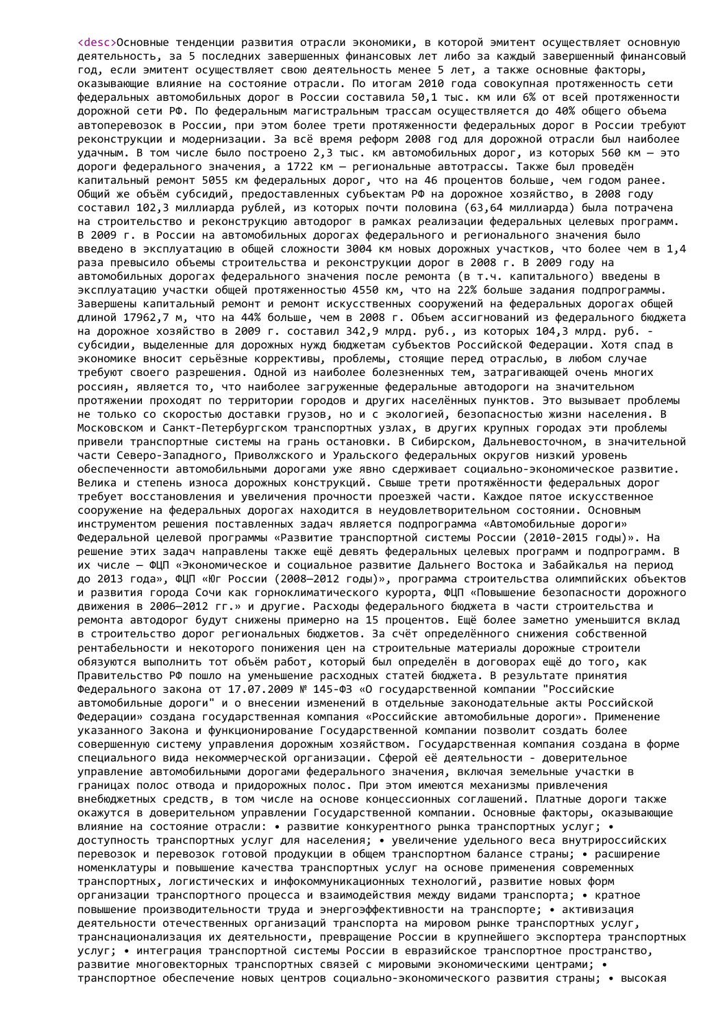<desc>Основные тенденции развития отрасли экономики, в которой эмитент осуществляет основную деятельность, за 5 последних завершенных финансовых лет либо за каждый завершенный финансовый год, если эмитент осуществляет свою деятельность менее 5 лет, а также основные факторы, оказывающие влияние на состояние отрасли. По итогам 2010 года совокупная протяженность сети федеральных автомобильных дорог в России составила 50,1 тыс. км или 6% от всей протяженности дорожной сети РФ. По федеральным магистральным трассам осуществляется до 40% общего объема автоперевозок в России, при этом более трети протяженности федеральных дорог в России требуют реконструкции и модернизации. За всё время реформ 2008 год для дорожной отрасли был наиболее удачным. В том числе было построено 2,3 тыс. км автомобильных дорог, из которых 560 км — это дороги федерального значения, а 1722 км — региональные автотрассы. Также был проведён капитальный ремонт 5055 км федеральных дорог, что на 46 процентов больше, чем годом ранее. Общий же объём субсидий, предоставленных субъектам РФ на дорожное хозяйство, в 2008 году составил 102,3 миллиарда рублей, из которых почти половина (63,64 миллиарда) была потрачена на строительство и реконструкцию автодорог в рамках реализации федеральных целевых программ. В 2009 г. в России на автомобильных дорогах федерального и регионального значения было введено в эксплуатацию в общей сложности 3004 км новых дорожных участков, что более чем в 1,4 раза превысило объемы строительства и реконструкции дорог в 2008 г. В 2009 году на автомобильных дорогах федерального значения после ремонта (в т.ч. капитального) введены в эксплуатацию участки общей протяженностью 4550 км, что на 22% больше задания подпрограммы. Завершены капитальный ремонт и ремонт искусственных сооружений на федеральных дорогах общей длиной 17962,7 м, что на 44% больше, чем в 2008 г. Объем ассигнований из федерального бюджета на дорожное хозяйство в 2009 г. составил 342,9 млрд. руб., из которых 104,3 млрд. руб. - субсидии, выделенные для дорожных нужд бюджетам субъектов Российской Федерации. Хотя спад в экономике вносит серьёзные коррективы, проблемы, стоящие перед отраслью, в любом случае требуют своего разрешения. Одной из наиболее болезненных тем, затрагивающей очень многих россиян, является то, что наиболее загруженные федеральные автодороги на значительном протяжении проходят по территории городов и других населённых пунктов. Это вызывает проблемы не только со скоростью доставки грузов, но и с экологией, безопасностью жизни населения. В Московском и Санкт-Петербургском транспортных узлах, в других крупных городах эти проблемы привели транспортные системы на грань остановки. В Сибирском, Дальневосточном, в значительной части Северо-Западного, Приволжского и Уральского федеральных округов низкий уровень обеспеченности автомобильными дорогами уже явно сдерживает социально-экономическое развитие. Велика и степень износа дорожных конструкций. Свыше трети протяжённости федеральных дорог требует восстановления и увеличения прочности проезжей части. Каждое пятое искусственное сооружение на федеральных дорогах находится в неудовлетворительном состоянии. Основным инструментом решения поставленных задач является подпрограмма «Автомобильные дороги» Федеральной целевой программы «Развитие транспортной системы России (2010-2015 годы)». На решение этих задач направлены также ещё девять федеральных целевых программ и подпрограмм. В их числе — ФЦП «Экономическое и социальное развитие Дальнего Востока и Забайкалья на период до 2013 года», ФЦП «Юг России (2008—2012 годы)», программа строительства олимпийских объектов и развития города Сочи как горноклиматического курорта, ФЦП «Повышение безопасности дорожного движения в 2006—2012 гг.» и другие. Расходы федерального бюджета в части строительства и ремонта автодорог будут снижены примерно на 15 процентов. Ещё более заметно уменьшится вклад в строительство дорог региональных бюджетов. За счёт определённого снижения собственной рентабельности и некоторого понижения цен на строительные материалы дорожные строители обязуются выполнить тот объём работ, который был определён в договорах ещё до того, как Правительство РФ пошло на уменьшение расходных статей бюджета. В результате принятия Федерального закона от 17.07.2009 № 145-ФЗ «О государственной компании "Российские автомобильные дороги" и о внесении изменений в отдельные законодательные акты Российской Федерации» создана государственная компания «Российские автомобильные дороги». Применение указанного Закона и функционирование Государственной компании позволит создать более совершенную систему управления дорожным хозяйством. Государственная компания создана в форме специального вида некоммерческой организации. Сферой её деятельности - доверительное управление автомобильными дорогами федерального значения, включая земельные участки в границах полос отвода и придорожных полос. При этом имеются механизмы привлечения внебюджетных средств, в том числе на основе концессионных соглашений. Платные дороги также окажутся в доверительном управлении Государственной компании. Основные факторы, оказывающие влияние на состояние отрасли: • развитие конкурентного рынка транспортных услуг; • доступность транспортных услуг для населения; • увеличение удельного веса внутрироссийских перевозок и перевозок готовой продукции в общем транспортном балансе страны; • расширение номенклатуры и повышение качества транспортных услуг на основе применения современных транспортных, логистических и инфокоммуникационных технологий, развитие новых форм организации транспортного процесса и взаимодействия между видами транспорта; • кратное повышение производительности труда и энергоэффективности на транспорте; • активизация деятельности отечественных организаций транспорта на мировом рынке транспортных услуг, транснационализация их деятельности, превращение России в крупнейшего экспортера транспортных услуг; • интеграция транспортной системы России в евразийское транспортное пространство, развитие многовекторных транспортных связей с мировыми экономическими центрами; • транспортное обеспечение новых центров социально-экономического развития страны; • высокая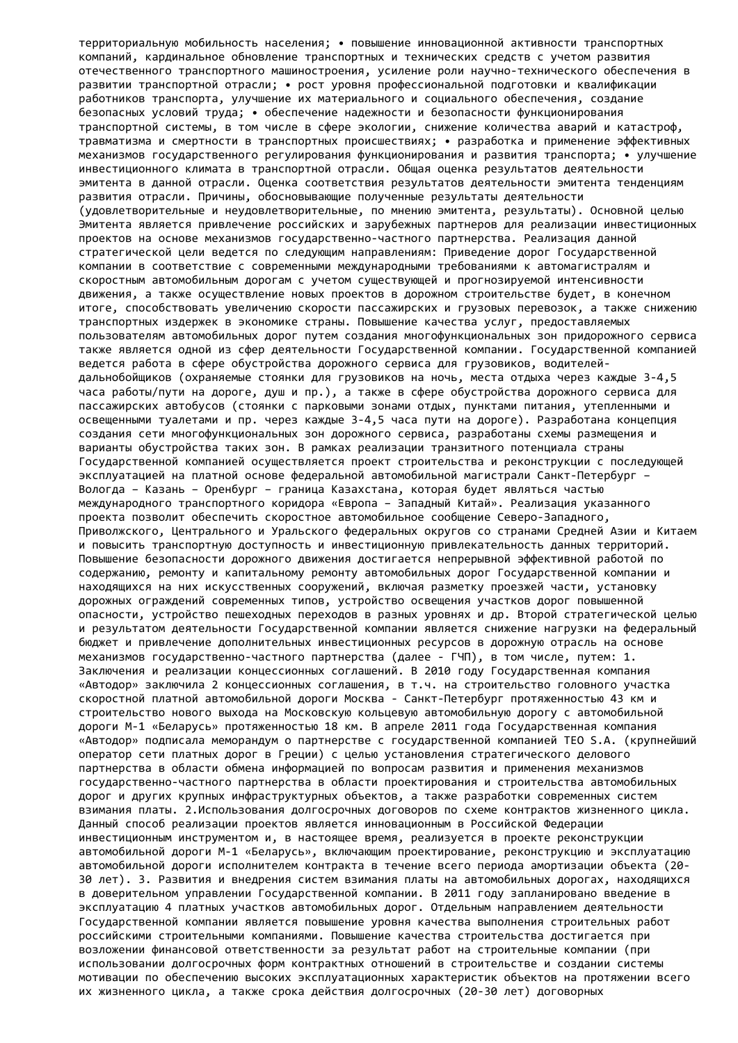территориальную мобильность населения; • повышение инновационной активности транспортных компаний, кардинальное обновление транспортных и технических средств с учетом развития отечественного транспортного машиностроения, усиление роли научно-технического обеспечения в развитии транспортной отрасли; • рост уровня профессиональной подготовки и квалификации работников транспорта, улучшение их материального и социального обеспечения, создание безопасных условий труда; • обеспечение надежности и безопасности функционирования транспортной системы, в том числе в сфере экологии, снижение количества аварий и катастроф, травматизма и смертности в транспортных происшествиях; • разработка и применение эффективных механизмов государственного регулирования функционирования и развития транспорта; • улучшение инвестиционного климата в транспортной отрасли. Общая оценка результатов деятельности эмитента в данной отрасли. Оценка соответствия результатов деятельности эмитента тенденциям развития отрасли. Причины, обосновывающие полученные результаты деятельности (удовлетворительные и неудовлетворительные, по мнению эмитента, результаты). Основной целью Эмитента является привлечение российских и зарубежных партнеров для реализации инвестиционных проектов на основе механизмов государственно-частного партнерства. Реализация данной стратегической цели ведется по следующим направлениям: Приведение дорог Государственной компании в соответствие с современными международными требованиями к автомагистралям и скоростным автомобильным дорогам с учетом существующей и прогнозируемой интенсивности движения, а также осуществление новых проектов в дорожном строительстве будет, в конечном итоге, способствовать увеличению скорости пассажирских и грузовых перевозок, а также снижению транспортных издержек в экономике страны. Повышение качества услуг, предоставляемых пользователям автомобильных дорог путем создания многофункциональных зон придорожного сервиса также является одной из сфер деятельности Государственной компании. Государственной компанией ведется работа в сфере обустройства дорожного сервиса для грузовиков, водителей-дальнобойщиков (охраняемые стоянки для грузовиков на ночь, места отдыха через каждые 3-4,5 часа работы/пути на дороге, душ и пр.), а также в сфере обустройства дорожного сервиса для пассажирских автобусов (стоянки с парковыми зонами отдых, пунктами питания, утепленными и освещенными туалетами и пр. через каждые 3-4,5 часа пути на дороге). Разработана концепция создания сети многофункциональных зон дорожного сервиса, разработаны схемы размещения и варианты обустройства таких зон. В рамках реализации транзитного потенциала страны Государственной компанией осуществляется проект строительства и реконструкции с последующей эксплуатацией на платной основе федеральной автомобильной магистрали Санкт-Петербург – Вологда – Казань – Оренбург – граница Казахстана, которая будет являться частью международного транспортного коридора «Европа – Западный Китай». Реализация указанного проекта позволит обеспечить скоростное автомобильное сообщение Северо-Западного, Приволжского, Центрального и Уральского федеральных округов со странами Средней Азии и Китаем и повысить транспортную доступность и инвестиционную привлекательность данных территорий. Повышение безопасности дорожного движения достигается непрерывной эффективной работой по содержанию, ремонту и капитальному ремонту автомобильных дорог Государственной компании и находящихся на них искусственных сооружений, включая разметку проезжей части, установку дорожных ограждений современных типов, устройство освещения участков дорог повышенной опасности, устройство пешеходных переходов в разных уровнях и др. Второй стратегической целью и результатом деятельности Государственной компании является снижение нагрузки на федеральный бюджет и привлечение дополнительных инвестиционных ресурсов в дорожную отрасль на основе механизмов государственно-частного партнерства (далее - ГЧП), в том числе, путем: 1. Заключения и реализации концессионных соглашений. В 2010 году Государственная компания «Автодор» заключила 2 концессионных соглашения, в т.ч. на строительство головного участка скоростной платной автомобильной дороги Москва - Санкт-Петербург протяженностью 43 км и строительство нового выхода на Московскую кольцевую автомобильную дорогу с автомобильной дороги М-1 «Беларусь» протяженностью 18 км. В апреле 2011 года Государственная компания «Автодор» подписала меморандум о партнерстве с государственной компанией TEO S.A. (крупнейший оператор сети платных дорог в Греции) с целью установления стратегического делового партнерства в области обмена информацией по вопросам развития и применения механизмов государственно-частного партнерства в области проектирования и строительства автомобильных дорог и других крупных инфраструктурных объектов, а также разработки современных систем взимания платы. 2.Использования долгосрочных договоров по схеме контрактов жизненного цикла. Данный способ реализации проектов является инновационным в Российской Федерации инвестиционным инструментом и, в настоящее время, реализуется в проекте реконструкции автомобильной дороги М-1 «Беларусь», включающим проектирование, реконструкцию и эксплуатацию автомобильной дороги исполнителем контракта в течение всего периода амортизации объекта (20-30 лет). 3. Развития и внедрения систем взимания платы на автомобильных дорогах, находящихся в доверительном управлении Государственной компании. В 2011 году запланировано введение в эксплуатацию 4 платных участков автомобильных дорог. Отдельным направлением деятельности Государственной компании является повышение уровня качества выполнения строительных работ российскими строительными компаниями. Повышение качества строительства достигается при возложении финансовой ответственности за результат работ на строительные компании (при использовании долгосрочных форм контрактных отношений в строительстве и создании системы мотивации по обеспечению высоких эксплуатационных характеристик объектов на протяжении всего их жизненного цикла, а также срока действия долгосрочных (20-30 лет) договорных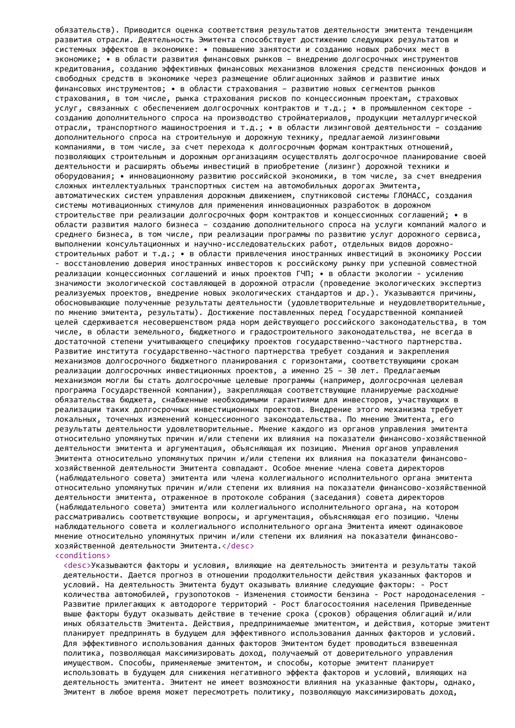обязательств). Приводится оценка соответствия результатов деятельности эмитента тенденциям развития отрасли. Деятельность Эмитента способствует достижению следующих результатов и системных эффектов в экономике: • повышению занятости и созданию новых рабочих мест в экономике; • в области развития финансовых рынков – внедрению долгосрочных инструментов кредитования, созданию эффективных финансовых механизмов вложения средств пенсионных фондов и свободных средств в экономике через размещение облигационных займов и развитие иных финансовых инструментов; • в области страхования – развитию новых сегментов рынков страхования, в том числе, рынка страхования рисков по концессионным проектам, страховых услуг, связанных с обеспечением долгосрочных контрактов и т.д.; • в промышленном секторе - созданию дополнительного спроса на производство стройматериалов, продукции металлургической отрасли, транспортного машиностроения и т.д.; • в области лизинговой деятельности – созданию дополнительного спроса на строительную и дорожную технику, предлагаемой лизинговыми компаниями, в том числе, за счет перехода к долгосрочным формам контрактных отношений, позволяющих строительным и дорожным организациям осуществлять долгосрочное планирование своей деятельности и расширять объемы инвестиций в приобретение (лизинг) дорожной техники и оборудования; • инновационному развитию российской экономики, в том числе, за счет внедрения сложных интеллектуальных транспортных систем на автомобильных дорогах Эмитента, автоматических систем управления дорожным движением, спутниковой системы ГЛОНАСС, создания системы мотивационных стимулов для применения инновационных разработок в дорожном строительстве при реализации долгосрочных форм контрактов и концессионных соглашений; • в области развития малого бизнеса – созданию дополнительного спроса на услуги компаний малого и среднего бизнеса, в том числе, при реализации программы по развитию услуг дорожного сервиса, выполнении консультационных и научно-исследовательских работ, отдельных видов дорожно-строительных работ и т.д.; • в области привлечения иностранных инвестиций в экономику России - восстановлению доверия иностранных инвесторов к российскому рынку при успешной совместной реализации концессионных соглашений и иных проектов ГЧП; • в области экологии - усилению значимости экологической составляющей в дорожной отрасли (проведение экологических экспертиз реализуемых проектов, внедрение новых экологических стандартов и др.). Указываются причины, обосновывающие полученные результаты деятельности (удовлетворительные и неудовлетворительные, по мнению эмитента, результаты). Достижение поставленных перед Государственной компанией целей сдерживается несовершенством ряда норм действующего российского законодательства, в том числе, в области земельного, бюджетного и градостроительного законодательства, не всегда в достаточной степени учитывающего специфику проектов государственно-частного партнерства. Развитие института государственно-частного партнерства требует создания и закрепления механизмов долгосрочного бюджетного планирования с горизонтами, соответствующими срокам реализации долгосрочных инвестиционных проектов, а именно 25 – 30 лет. Предлагаемым механизмом могли бы стать долгосрочные целевые программы (например, долгосрочная целевая программа Государственной компании), закрепляющая соответствующие планируемые расходные обязательства бюджета, снабженные необходимыми гарантиями для инвесторов, участвующих в реализации таких долгосрочных инвестиционных проектов. Внедрение этого механизма требует локальных, точечных изменений концессионного законодательства. По мнению Эмитента, его результаты деятельности удовлетворительные. Мнение каждого из органов управления эмитента относительно упомянутых причин и/или степени их влияния на показатели финансово-хозяйственной деятельности эмитента и аргументация, объясняющая их позицию. Мнения органов управления Эмитента относительно упомянутых причин и/или степени их влияния на показатели финансово-хозяйственной деятельности Эмитента совпадают. Особое мнение члена совета директоров (наблюдательного совета) эмитента или члена коллегиального исполнительного органа эмитента относительно упомянутых причин и/или степени их влияния на показатели финансово-хозяйственной деятельности эмитента, отраженное в протоколе собрания (заседания) совета директоров (наблюдательного совета) эмитента или коллегиального исполнительного органа, на котором рассматривались соответствующие вопросы, и аргументация, объясняющая его позицию. Члены наблюдательного совета и коллегиального исполнительного органа Эмитента имеют одинаковое мнение относительно упомянутых причин и/или степени их влияния на показатели финансово-хозяйственной деятельности Эмитента.</desc>
<conditions>
<desc>Указываются факторы и условия, влияющие на деятельность эмитента и результаты такой деятельности. Дается прогноз в отношении продолжительности действия указанных факторов и условий. На деятельность Эмитента будут оказывать влияние следующие факторы: - Рост количества автомобилей, грузопотоков - Изменения стоимости бензина - Рост народонаселения - Развитие прилегающих к автодороге территорий - Рост благосостояния населения Приведенные выше факторы будут оказывать действие в течение срока (сроков) обращения облигаций и/или иных обязательств Эмитента. Действия, предпринимаемые эмитентом, и действия, которые эмитент планирует предпринять в будущем для эффективного использования данных факторов и условий. Для эффективного использования данных факторов Эмитентом будет проводиться взвешенная политика, позволяющая максимизировать доход, получаемый от доверительного управления имуществом. Способы, применяемые эмитентом, и способы, которые эмитент планирует использовать в будущем для снижения негативного эффекта факторов и условий, влияющих на деятельность эмитента. Эмитент не имеет возможности влияния на указанные факторы, однако, Эмитент в любое время может пересмотреть политику, позволяющую максимизировать доход,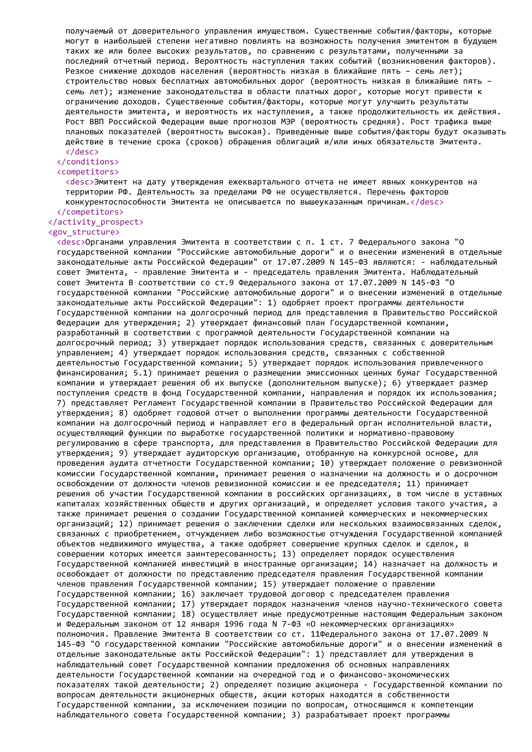```
получаемый от доверительного управления имуществом. Существенные события/факторы, которые
      могут в наибольшей степени негативно повлиять на возможность получения эмитентом в будущем
      таких же или более высоких результатов, по сравнению с результатами, полученными за
      последний отчетный период. Вероятность наступления таких событий (возникновения факторов).
      Резкое снижение доходов населения (вероятность низкая в ближайшие пять – семь лет);
      строительство новых бесплатных автомобильных дорог (вероятность низкая в ближайшие пять –
      семь лет); изменение законодательства в области платных дорог, которые могут привести к
      ограничению доходов. Существенные события/факторы, которые могут улучшить результаты
      деятельности эмитента, и вероятность их наступления, а также продолжительность их действия.
      Рост ВВП Российской Федерации выше прогнозов МЭР (вероятность средняя). Рост трафика выше
      плановых показателей (вероятность высокая). Приведенные выше события/факторы будут оказывать
      действие в течение срока (сроков) обращения облигаций и/или иных обязательств Эмитента.
      </desc>
    </conditions>
    <competitors>
      <desc>Эмитент на дату утверждения ежеквартального отчета не имеет явных конкурентов на
      территории РФ. Деятельность за пределами РФ не осуществляется. Перечень факторов
      конкурентоспособности Эмитента не описывается по вышеуказанным причинам.</desc>
    </competitors>
  </activity_prospect>
  <gov_structure>
    <desc>Органами управления Эмитента в соответствии с п. 1 ст. 7 Федерального закона "О
    государственной компании "Российские автомобильные дороги" и о внесении изменений в отдельные
    законодательные акты Российской Федерации" от 17.07.2009 N 145-ФЗ являются: - наблюдательный
    совет Эмитента, - правление Эмитента и - председатель правления Эмитента. Наблюдательный
    совет Эмитента В соответствии со ст.9 Федерального закона от 17.07.2009 N 145-ФЗ "О
    государственной компании "Российские автомобильные дороги" и о внесении изменений в отдельные
    законодательные акты Российской Федерации": 1) одобряет проект программы деятельности
    Государственной компании на долгосрочный период для представления в Правительство Российской
    Федерации для утверждения; 2) утверждает финансовый план Государственной компании,
    разработанный в соответствии с программой деятельности Государственной компании на
    долгосрочный период; 3) утверждает порядок использования средств, связанных с доверительным
    управлением; 4) утверждает порядок использования средств, связанных с собственной
    деятельностью Государственной компании; 5) утверждает порядок использования привлеченного
    финансирования; 5.1) принимает решения о размещении эмиссионных ценных бумаг Государственной
    компании и утверждает решения об их выпуске (дополнительном выпуске); 6) утверждает размер
    поступления средств в фонд Государственной компании, направления и порядок их использования;
    7) представляет Регламент Государственной компании в Правительство Российской Федерации для
    утверждения; 8) одобряет годовой отчет о выполнении программы деятельности Государственной
    компании на долгосрочный период и направляет его в федеральный орган исполнительной власти,
    осуществляющий функции по выработке государственной политики и нормативно-правовому
    регулированию в сфере транспорта, для представления в Правительство Российской Федерации для
    утверждения; 9) утверждает аудиторскую организацию, отобранную на конкурсной основе, для
    проведения аудита отчетности Государственной компании; 10) утверждает положение о ревизионной
    комиссии Государственной компании, принимает решения о назначении на должность и о досрочном
    освобождении от должности членов ревизионной комиссии и ее председателя; 11) принимает
    решения об участии Государственной компании в российских организациях, в том числе в уставных
    капиталах хозяйственных обществ и других организаций, и определяет условия такого участия, а
    также принимает решения о создании Государственной компанией коммерческих и некоммерческих
    организаций; 12) принимает решения о заключении сделки или нескольких взаимосвязанных сделок,
    связанных с приобретением, отчуждением либо возможностью отчуждения Государственной компанией
    объектов недвижимого имущества, а также одобряет совершение крупных сделок и сделок, в
    совершении которых имеется заинтересованность; 13) определяет порядок осуществления
    Государственной компанией инвестиций в иностранные организации; 14) назначает на должность и
    освобождает от должности по представлению председателя правления Государственной компании
    членов правления Государственной компании; 15) утверждает положение о правлении
    Государственной компании; 16) заключает трудовой договор с председателем правления
    Государственной компании; 17) утверждает порядок назначения членов научно-технического совета
    Государственной компании; 18) осуществляет иные предусмотренные настоящим Федеральным законом
    и Федеральным законом от 12 января 1996 года N 7-ФЗ «О некоммерческих организациях»
    полномочия. Правление Эмитента В соответствии со ст. 11Федерального закона от 17.07.2009 N
    145-ФЗ "О государственной компании "Российские автомобильные дороги" и о внесении изменений в
    отдельные законодательные акты Российской Федерации": 1) представляет для утверждения в
    наблюдательный совет Государственной компании предложения об основных направлениях
    деятельности Государственной компании на очередной год и о финансово-экономических
    показателях такой деятельности; 2) определяет позицию акционера - Государственной компании по
    вопросам деятельности акционерных обществ, акции которых находятся в собственности
    Государственной компании, за исключением позиции по вопросам, относящимся к компетенции
    наблюдательного совета Государственной компании; 3) разрабатывает проект программы
```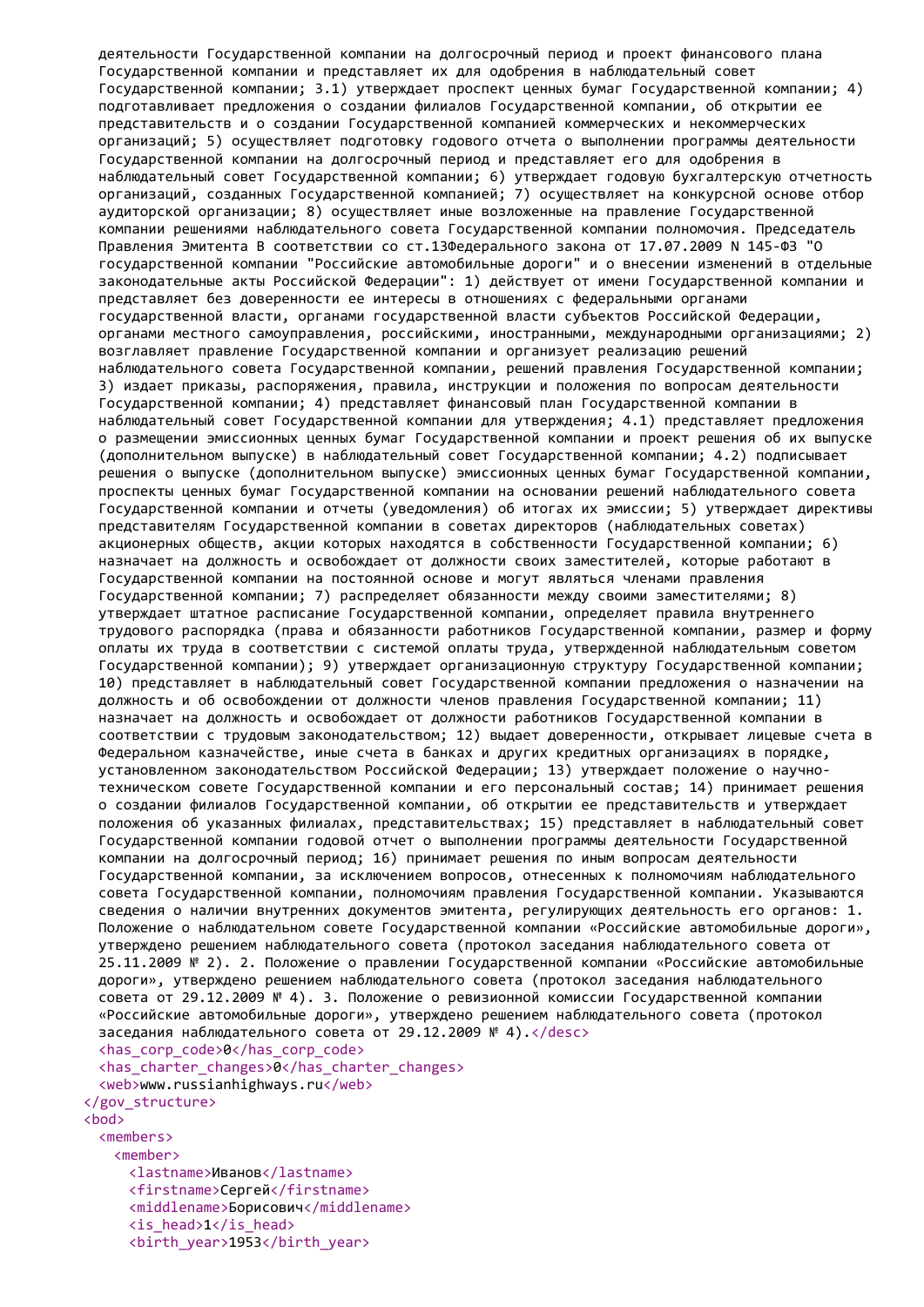```
деятельности Государственной компании на долгосрочный период и проект финансового плана Государственной компании и представляет их для одобрения в наблюдательный совет Государственной компании; 3.1) утверждает проспект ценных бумаг Государственной компании; 4) подготавливает предложения о создании филиалов Государственной компании, об открытии ее представительств и о создании Государственной компанией коммерческих и некоммерческих организаций; 5) осуществляет подготовку годового отчета о выполнении программы деятельности Государственной компании на долгосрочный период и представляет его для одобрения в наблюдательный совет Государственной компании; 6) утверждает годовую бухгалтерскую отчетность организаций, созданных Государственной компанией; 7) осуществляет на конкурсной основе отбор аудиторской организации; 8) осуществляет иные возложенные на правление Государственной компании решениями наблюдательного совета Государственной компании полномочия. Председатель Правления Эмитента В соответствии со ст.13Федерального закона от 17.07.2009 N 145-ФЗ "О государственной компании "Российские автомобильные дороги" и о внесении изменений в отдельные законодательные акты Российской Федерации": 1) действует от имени Государственной компании и представляет без доверенности ее интересы в отношениях с федеральными органами государственной власти, органами государственной власти субъектов Российской Федерации, органами местного самоуправления, российскими, иностранными, международными организациями; 2) возглавляет правление Государственной компании и организует реализацию решений наблюдательного совета Государственной компании, решений правления Государственной компании; 3) издает приказы, распоряжения, правила, инструкции и положения по вопросам деятельности Государственной компании; 4) представляет финансовый план Государственной компании в наблюдательный совет Государственной компании для утверждения; 4.1) представляет предложения о размещении эмиссионных ценных бумаг Государственной компании и проект решения об их выпуске (дополнительном выпуске) в наблюдательный совет Государственной компании; 4.2) подписывает решения о выпуске (дополнительном выпуске) эмиссионных ценных бумаг Государственной компании, проспекты ценных бумаг Государственной компании на основании решений наблюдательного совета Государственной компании и отчеты (уведомления) об итогах их эмиссии; 5) утверждает директивы представителям Государственной компании в советах директоров (наблюдательных советах) акционерных обществ, акции которых находятся в собственности Государственной компании; 6) назначает на должность и освобождает от должности своих заместителей, которые работают в Государственной компании на постоянной основе и могут являться членами правления Государственной компании; 7) распределяет обязанности между своими заместителями; 8) утверждает штатное расписание Государственной компании, определяет правила внутреннего трудового распорядка (права и обязанности работников Государственной компании, размер и форму оплаты их труда в соответствии с системой оплаты труда, утвержденной наблюдательным советом Государственной компании); 9) утверждает организационную структуру Государственной компании; 10) представляет в наблюдательный совет Государственной компании предложения о назначении на должность и об освобождении от должности членов правления Государственной компании; 11) назначает на должность и освобождает от должности работников Государственной компании в соответствии с трудовым законодательством; 12) выдает доверенности, открывает лицевые счета в Федеральном казначействе, иные счета в банках и других кредитных организациях в порядке, установленном законодательством Российской Федерации; 13) утверждает положение о научно-техническом совете Государственной компании и его персональный состав; 14) принимает решения о создании филиалов Государственной компании, об открытии ее представительств и утверждает положения об указанных филиалах, представительствах; 15) представляет в наблюдательный совет Государственной компании годовой отчет о выполнении программы деятельности Государственной компании на долгосрочный период; 16) принимает решения по иным вопросам деятельности Государственной компании, за исключением вопросов, отнесенных к полномочиям наблюдательного совета Государственной компании, полномочиям правления Государственной компании. Указываются сведения о наличии внутренних документов эмитента, регулирующих деятельность его органов: 1. Положение о наблюдательном совете Государственной компании «Российские автомобильные дороги», утверждено решением наблюдательного совета (протокол заседания наблюдательного совета от 25.11.2009 № 2). 2. Положение о правлении Государственной компании «Российские автомобильные дороги», утверждено решением наблюдательного совета (протокол заседания наблюдательного совета от 29.12.2009 № 4). 3. Положение о ревизионной комиссии Государственной компании «Российские автомобильные дороги», утверждено решением наблюдательного совета (протокол заседания наблюдательного совета от 29.12.2009 № 4).</desc>
  <has_corp_code>0</has_corp_code>
  <has_charter_changes>0</has_charter_changes>
  <web>www.russianhighways.ru</web>
</gov_structure>
<bod>
  <members>
    <member>
      <lastname>Иванов</lastname>
      <firstname>Сергей</firstname>
      <middlename>Борисович</middlename>
      <is_head>1</is_head>
      <birth_year>1953</birth_year>
```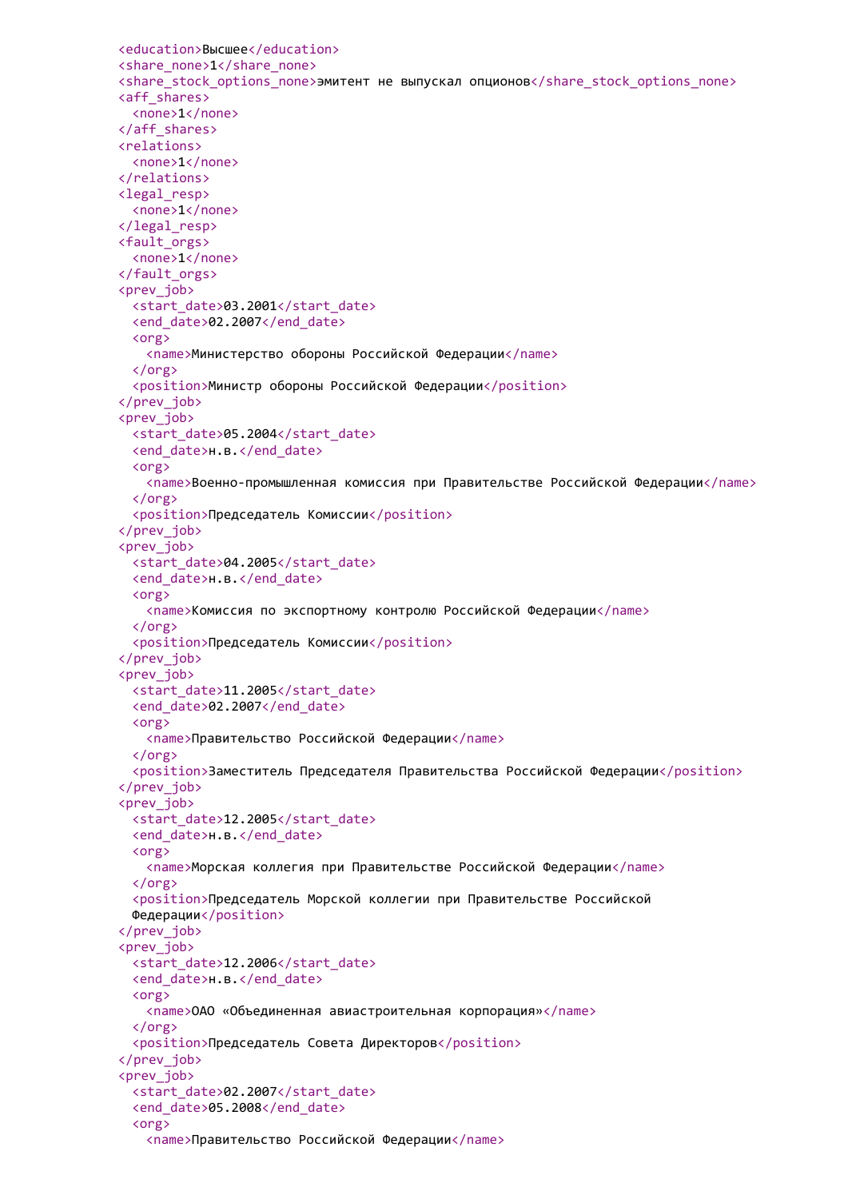```
<education>Высшее</education>
<share_none>1</share_none>
<share_stock_options_none>эмитент не выпускал опционов</share_stock_options_none>
<aff_shares>
  <none>1</none>
</aff_shares>
<relations>
  <none>1</none>
</relations>
<legal_resp>
  <none>1</none>
</legal_resp>
<fault_orgs>
  <none>1</none>
</fault_orgs>
<prev_job>
  <start_date>03.2001</start_date>
  <end_date>02.2007</end_date>
  <org>
    <name>Министерство обороны Российской Федерации</name>
  </org>
  <position>Министр обороны Российской Федерации</position>
</prev_job>
<prev_job>
  <start_date>05.2004</start_date>
  <end_date>н.в.</end_date>
  <org>
    <name>Военно-промышленная комиссия при Правительстве Российской Федерации</name>
  </org>
  <position>Председатель Комиссии</position>
</prev_job>
<prev_job>
  <start_date>04.2005</start_date>
  <end_date>н.в.</end_date>
  <org>
    <name>Комиссия по экспортному контролю Российской Федерации</name>
  </org>
  <position>Председатель Комиссии</position>
</prev_job>
<prev_job>
  <start_date>11.2005</start_date>
  <end_date>02.2007</end_date>
  <org>
    <name>Правительство Российской Федерации</name>
  </org>
  <position>Заместитель Председателя Правительства Российской Федерации</position>
</prev_job>
<prev_job>
  <start_date>12.2005</start_date>
  <end_date>н.в.</end_date>
  <org>
    <name>Морская коллегия при Правительстве Российской Федерации</name>
  </org>
  <position>Председатель Морской коллегии при Правительстве Российской
  Федерации</position>
</prev_job>
<prev_job>
  <start_date>12.2006</start_date>
  <end_date>н.в.</end_date>
  <org>
    <name>ОАО «Объединенная авиастроительная корпорация»</name>
  </org>
  <position>Председатель Совета Директоров</position>
</prev_job>
<prev_job>
  <start_date>02.2007</start_date>
  <end_date>05.2008</end_date>
  <org>
    <name>Правительство Российской Федерации</name>
```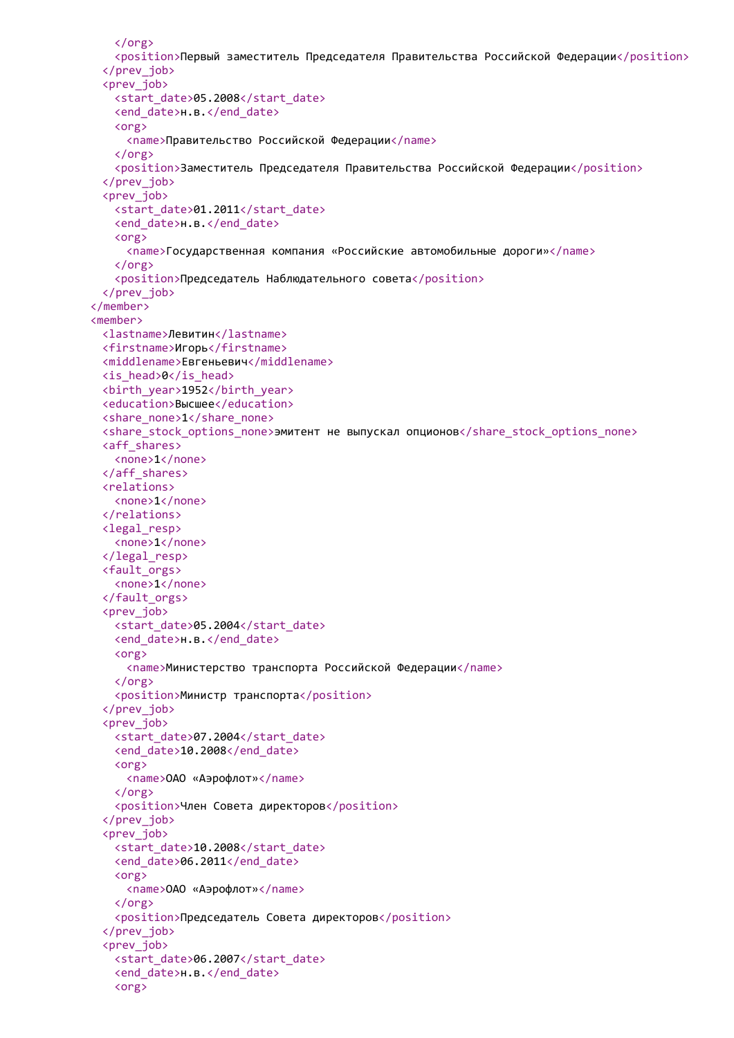```xml
      </org>
      <position>Первый заместитель Председателя Правительства Российской Федерации</position>
    </prev_job>
    <prev_job>
      <start_date>05.2008</start_date>
      <end_date>н.в.</end_date>
      <org>
        <name>Правительство Российской Федерации</name>
      </org>
      <position>Заместитель Председателя Правительства Российской Федерации</position>
    </prev_job>
    <prev_job>
      <start_date>01.2011</start_date>
      <end_date>н.в.</end_date>
      <org>
        <name>Государственная компания «Российские автомобильные дороги»</name>
      </org>
      <position>Председатель Наблюдательного совета</position>
    </prev_job>
  </member>
  <member>
    <lastname>Левитин</lastname>
    <firstname>Игорь</firstname>
    <middlename>Евгеньевич</middlename>
    <is_head>0</is_head>
    <birth_year>1952</birth_year>
    <education>Высшее</education>
    <share_none>1</share_none>
    <share_stock_options_none>эмитент не выпускал опционов</share_stock_options_none>
    <aff_shares>
      <none>1</none>
    </aff_shares>
    <relations>
      <none>1</none>
    </relations>
    <legal_resp>
      <none>1</none>
    </legal_resp>
    <fault_orgs>
      <none>1</none>
    </fault_orgs>
    <prev_job>
      <start_date>05.2004</start_date>
      <end_date>н.в.</end_date>
      <org>
        <name>Министерство транспорта Российской Федерации</name>
      </org>
      <position>Министр транспорта</position>
    </prev_job>
    <prev_job>
      <start_date>07.2004</start_date>
      <end_date>10.2008</end_date>
      <org>
        <name>ОАО «Аэрофлот»</name>
      </org>
      <position>Член Совета директоров</position>
    </prev_job>
    <prev_job>
      <start_date>10.2008</start_date>
      <end_date>06.2011</end_date>
      <org>
        <name>ОАО «Аэрофлот»</name>
      </org>
      <position>Председатель Совета директоров</position>
    </prev_job>
    <prev_job>
      <start_date>06.2007</start_date>
      <end_date>н.в.</end_date>
      <org>
```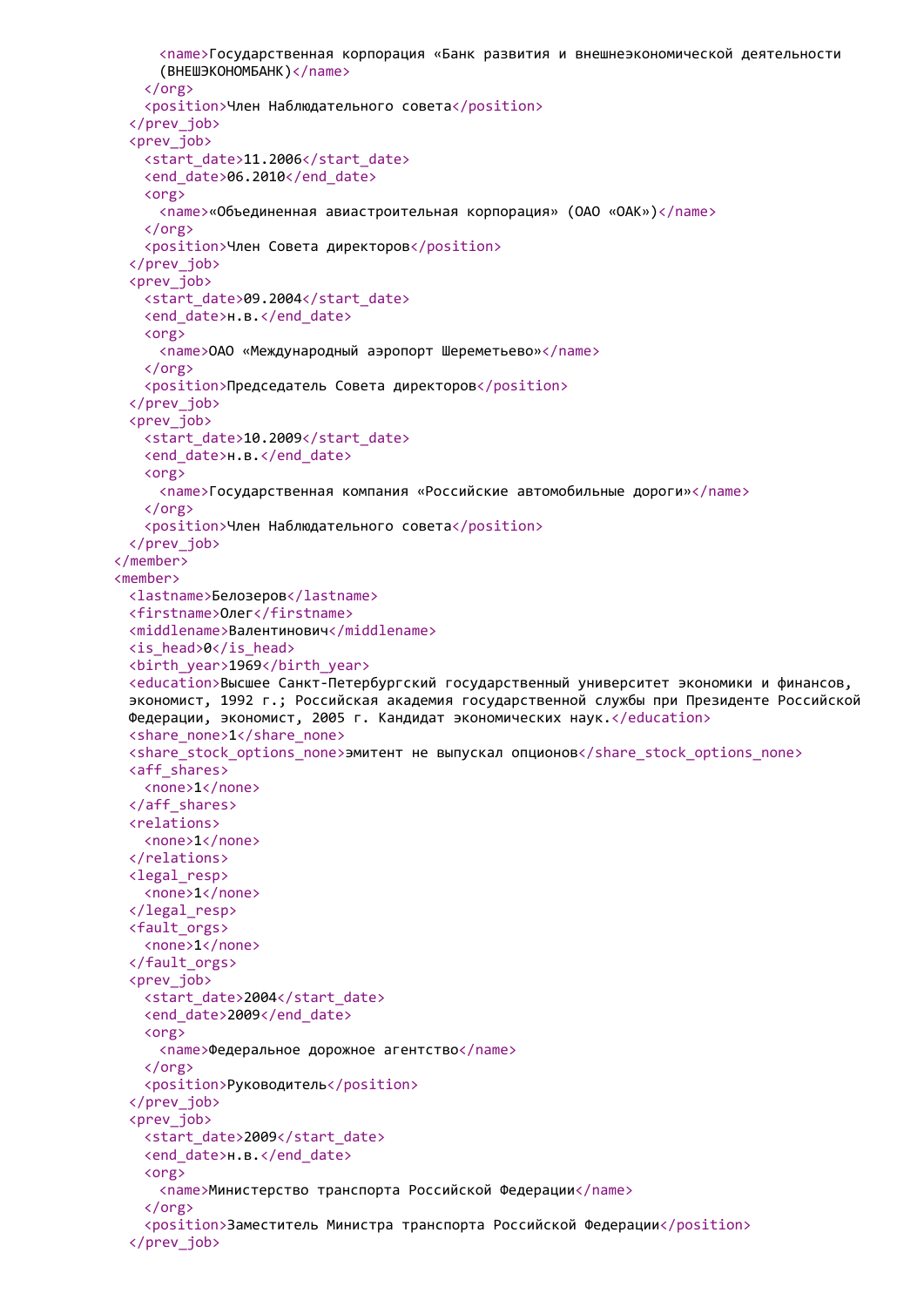```xml
        <name>Государственная корпорация «Банк развития и внешнеэкономической деятельности
        (ВНЕШЭКОНОМБАНК)</name>
      </org>
      <position>Член Наблюдательного совета</position>
    </prev_job>
    <prev_job>
      <start_date>11.2006</start_date>
      <end_date>06.2010</end_date>
      <org>
        <name>«Объединенная авиастроительная корпорация» (ОАО «ОАК»)</name>
      </org>
      <position>Член Совета директоров</position>
    </prev_job>
    <prev_job>
      <start_date>09.2004</start_date>
      <end_date>н.в.</end_date>
      <org>
        <name>ОАО «Международный аэропорт Шереметьево»</name>
      </org>
      <position>Председатель Совета директоров</position>
    </prev_job>
    <prev_job>
      <start_date>10.2009</start_date>
      <end_date>н.в.</end_date>
      <org>
        <name>Государственная компания «Российские автомобильные дороги»</name>
      </org>
      <position>Член Наблюдательного совета</position>
    </prev_job>
  </member>
  <member>
    <lastname>Белозеров</lastname>
    <firstname>Олег</firstname>
    <middlename>Валентинович</middlename>
    <is_head>0</is_head>
    <birth_year>1969</birth_year>
    <education>Высшее Санкт-Петербургский государственный университет экономики и финансов,
    экономист, 1992 г.; Российская академия государственной службы при Президенте Российской
    Федерации, экономист, 2005 г. Кандидат экономических наук.</education>
    <share_none>1</share_none>
    <share_stock_options_none>эмитент не выпускал опционов</share_stock_options_none>
    <aff_shares>
      <none>1</none>
    </aff_shares>
    <relations>
      <none>1</none>
    </relations>
    <legal_resp>
      <none>1</none>
    </legal_resp>
    <fault_orgs>
      <none>1</none>
    </fault_orgs>
    <prev_job>
      <start_date>2004</start_date>
      <end_date>2009</end_date>
      <org>
        <name>Федеральное дорожное агентство</name>
      </org>
      <position>Руководитель</position>
    </prev_job>
    <prev_job>
      <start_date>2009</start_date>
      <end_date>н.в.</end_date>
      <org>
        <name>Министерство транспорта Российской Федерации</name>
      </org>
      <position>Заместитель Министра транспорта Российской Федерации</position>
    </prev_job>
```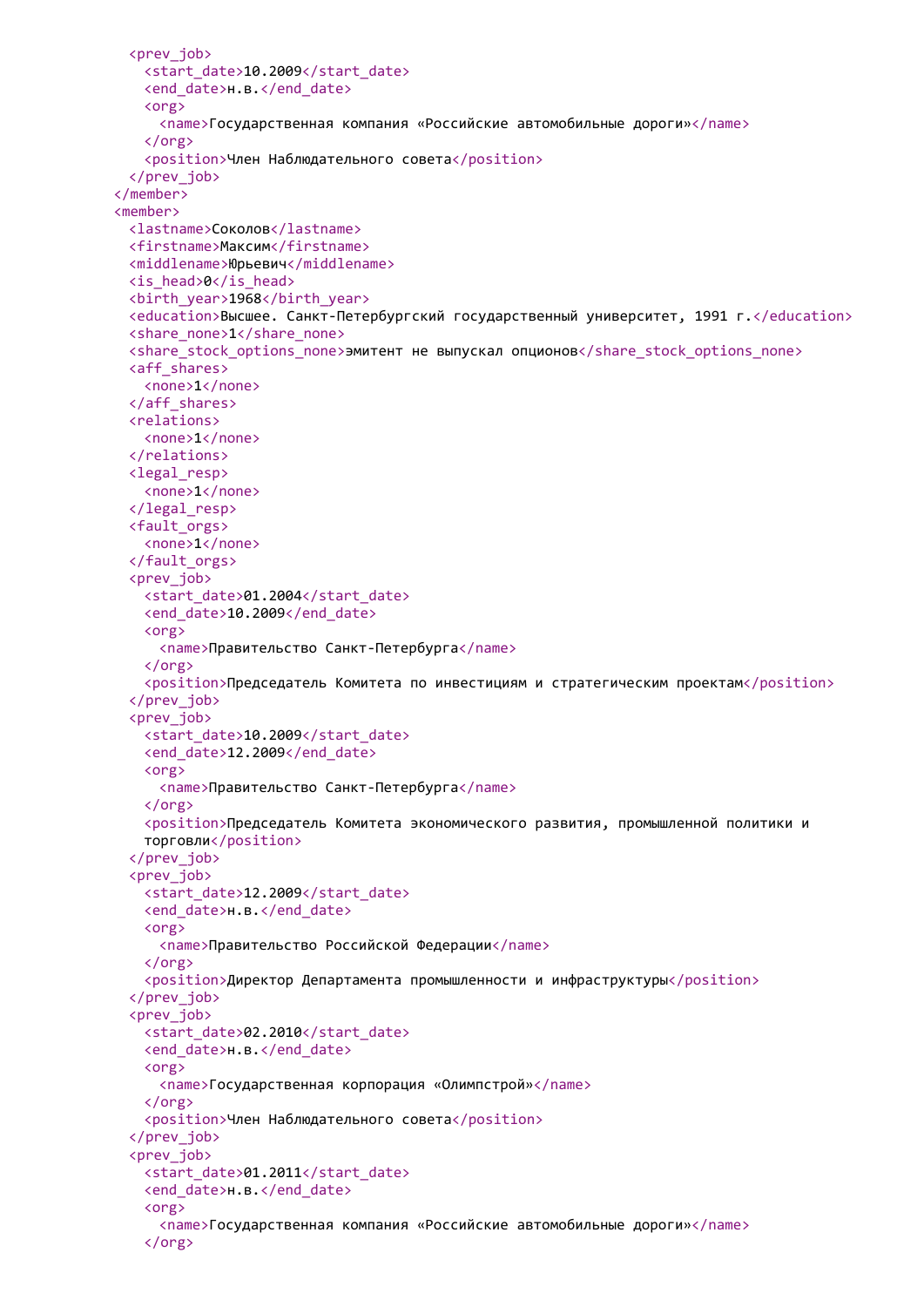```xml
    <prev_job>
      <start_date>10.2009</start_date>
      <end_date>н.в.</end_date>
      <org>
        <name>Государственная компания «Российские автомобильные дороги»</name>
      </org>
      <position>Член Наблюдательного совета</position>
    </prev_job>
  </member>
  <member>
    <lastname>Соколов</lastname>
    <firstname>Максим</firstname>
    <middlename>Юрьевич</middlename>
    <is_head>0</is_head>
    <birth_year>1968</birth_year>
    <education>Высшее. Санкт-Петербургский государственный университет, 1991 г.</education>
    <share_none>1</share_none>
    <share_stock_options_none>эмитент не выпускал опционов</share_stock_options_none>
    <aff_shares>
      <none>1</none>
    </aff_shares>
    <relations>
      <none>1</none>
    </relations>
    <legal_resp>
      <none>1</none>
    </legal_resp>
    <fault_orgs>
      <none>1</none>
    </fault_orgs>
    <prev_job>
      <start_date>01.2004</start_date>
      <end_date>10.2009</end_date>
      <org>
        <name>Правительство Санкт-Петербурга</name>
      </org>
      <position>Председатель Комитета по инвестициям и стратегическим проектам</position>
    </prev_job>
    <prev_job>
      <start_date>10.2009</start_date>
      <end_date>12.2009</end_date>
      <org>
        <name>Правительство Санкт-Петербурга</name>
      </org>
      <position>Председатель Комитета экономического развития, промышленной политики и
      торговли</position>
    </prev_job>
    <prev_job>
      <start_date>12.2009</start_date>
      <end_date>н.в.</end_date>
      <org>
        <name>Правительство Российской Федерации</name>
      </org>
      <position>Директор Департамента промышленности и инфраструктуры</position>
    </prev_job>
    <prev_job>
      <start_date>02.2010</start_date>
      <end_date>н.в.</end_date>
      <org>
        <name>Государственная корпорация «Олимпстрой»</name>
      </org>
      <position>Член Наблюдательного совета</position>
    </prev_job>
    <prev_job>
      <start_date>01.2011</start_date>
      <end_date>н.в.</end_date>
      <org>
        <name>Государственная компания «Российские автомобильные дороги»</name>
      </org>
```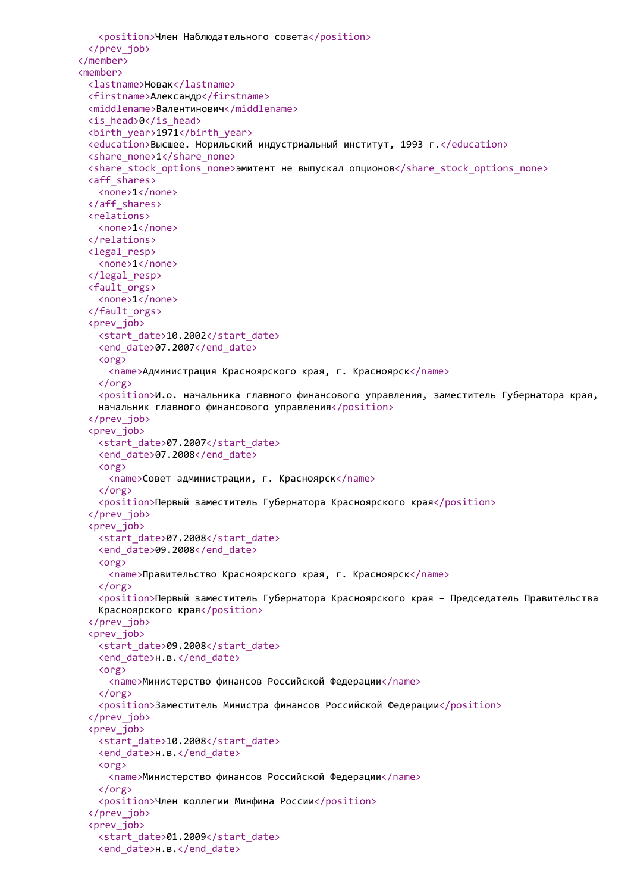```xml
      <position>Член Наблюдательного совета</position>
    </prev_job>
  </member>
  <member>
    <lastname>Новак</lastname>
    <firstname>Александр</firstname>
    <middlename>Валентинович</middlename>
    <is_head>0</is_head>
    <birth_year>1971</birth_year>
    <education>Высшее. Норильский индустриальный институт, 1993 г.</education>
    <share_none>1</share_none>
    <share_stock_options_none>эмитент не выпускал опционов</share_stock_options_none>
    <aff_shares>
      <none>1</none>
    </aff_shares>
    <relations>
      <none>1</none>
    </relations>
    <legal_resp>
      <none>1</none>
    </legal_resp>
    <fault_orgs>
      <none>1</none>
    </fault_orgs>
    <prev_job>
      <start_date>10.2002</start_date>
      <end_date>07.2007</end_date>
      <org>
        <name>Администрация Красноярского края, г. Красноярск</name>
      </org>
      <position>И.о. начальника главного финансового управления, заместитель Губернатора края,
      начальник главного финансового управления</position>
    </prev_job>
    <prev_job>
      <start_date>07.2007</start_date>
      <end_date>07.2008</end_date>
      <org>
        <name>Совет администрации, г. Красноярск</name>
      </org>
      <position>Первый заместитель Губернатора Красноярского края</position>
    </prev_job>
    <prev_job>
      <start_date>07.2008</start_date>
      <end_date>09.2008</end_date>
      <org>
        <name>Правительство Красноярского края, г. Красноярск</name>
      </org>
      <position>Первый заместитель Губернатора Красноярского края – Председатель Правительства
      Красноярского края</position>
    </prev_job>
    <prev_job>
      <start_date>09.2008</start_date>
      <end_date>н.в.</end_date>
      <org>
        <name>Министерство финансов Российской Федерации</name>
      </org>
      <position>Заместитель Министра финансов Российской Федерации</position>
    </prev_job>
    <prev_job>
      <start_date>10.2008</start_date>
      <end_date>н.в.</end_date>
      <org>
        <name>Министерство финансов Российской Федерации</name>
      </org>
      <position>Член коллегии Минфина России</position>
    </prev_job>
    <prev_job>
      <start_date>01.2009</start_date>
      <end_date>н.в.</end_date>
```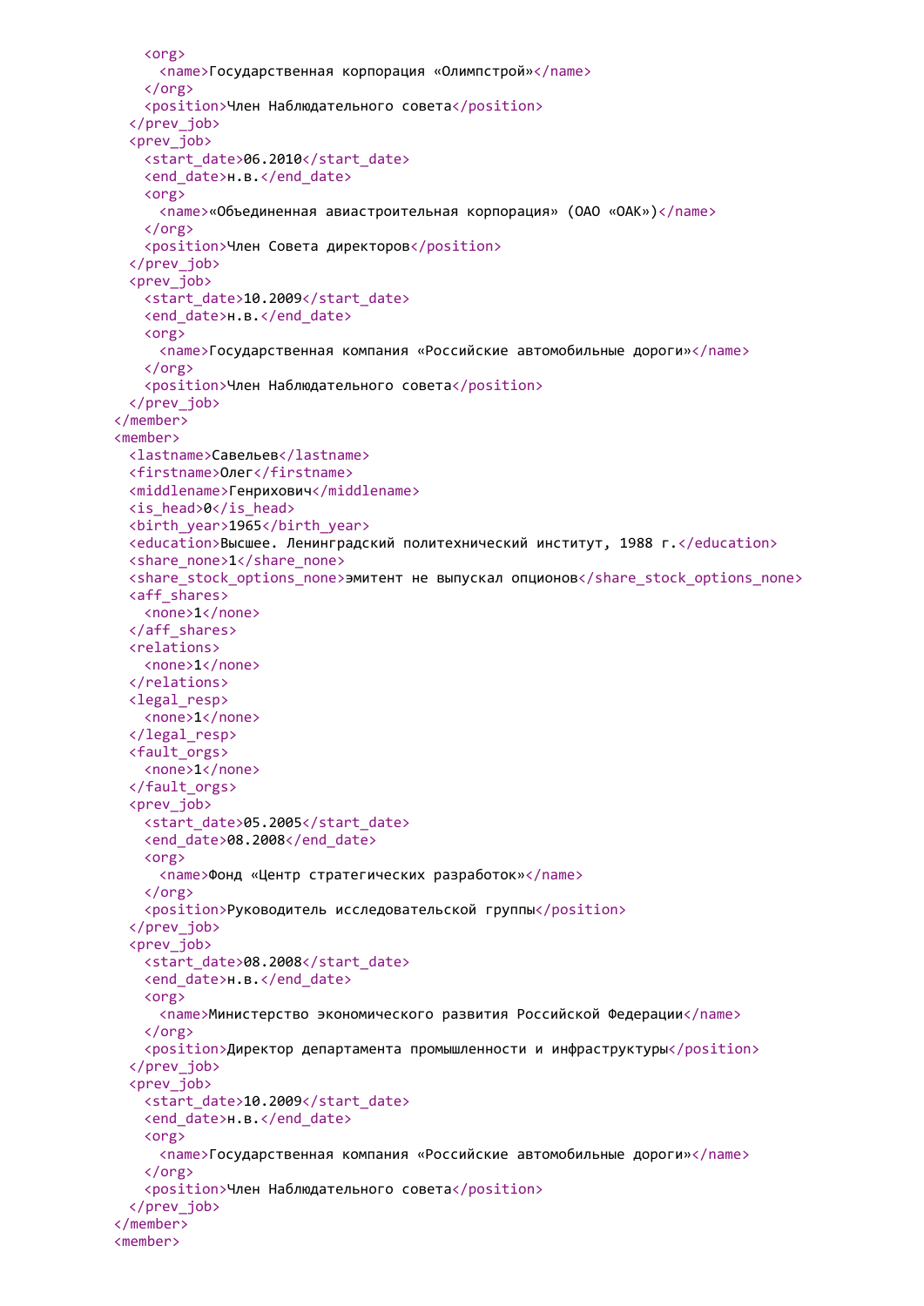```
    <org>
      <name>Государственная корпорация «Олимпстрой»</name>
    </org>
    <position>Член Наблюдательного совета</position>
  </prev_job>
  <prev_job>
    <start_date>06.2010</start_date>
    <end_date>н.в.</end_date>
    <org>
      <name>«Объединенная авиастроительная корпорация» (ОАО «ОАК»)</name>
    </org>
    <position>Член Совета директоров</position>
  </prev_job>
  <prev_job>
    <start_date>10.2009</start_date>
    <end_date>н.в.</end_date>
    <org>
      <name>Государственная компания «Российские автомобильные дороги»</name>
    </org>
    <position>Член Наблюдательного совета</position>
  </prev_job>
</member>
<member>
  <lastname>Савельев</lastname>
  <firstname>Олег</firstname>
  <middlename>Генрихович</middlename>
  <is_head>0</is_head>
  <birth_year>1965</birth_year>
  <education>Высшее. Ленинградский политехнический институт, 1988 г.</education>
  <share_none>1</share_none>
  <share_stock_options_none>эмитент не выпускал опционов</share_stock_options_none>
  <aff_shares>
    <none>1</none>
  </aff_shares>
  <relations>
    <none>1</none>
  </relations>
  <legal_resp>
    <none>1</none>
  </legal_resp>
  <fault_orgs>
    <none>1</none>
  </fault_orgs>
  <prev_job>
    <start_date>05.2005</start_date>
    <end_date>08.2008</end_date>
    <org>
      <name>Фонд «Центр стратегических разработок»</name>
    </org>
    <position>Руководитель исследовательской группы</position>
  </prev_job>
  <prev_job>
    <start_date>08.2008</start_date>
    <end_date>н.в.</end_date>
    <org>
      <name>Министерство экономического развития Российской Федерации</name>
    </org>
    <position>Директор департамента промышленности и инфраструктуры</position>
  </prev_job>
  <prev_job>
    <start_date>10.2009</start_date>
    <end_date>н.в.</end_date>
    <org>
      <name>Государственная компания «Российские автомобильные дороги»</name>
    </org>
    <position>Член Наблюдательного совета</position>
  </prev_job>
</member>
<member>
```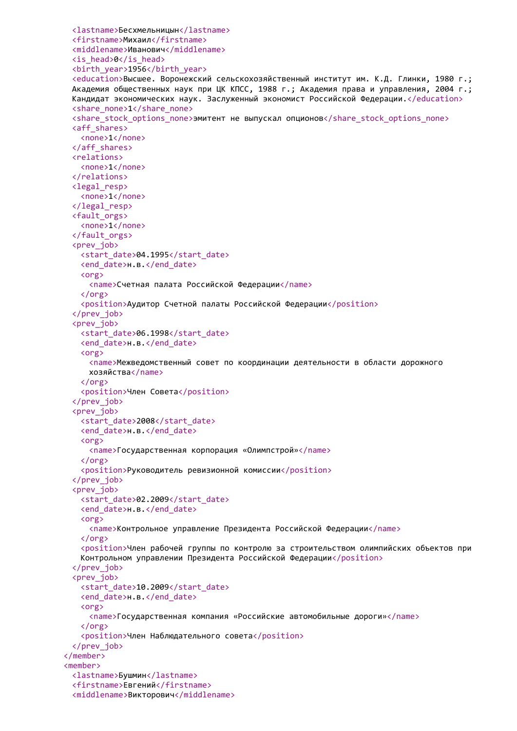```
    <lastname>Бесхмельницын</lastname>
    <firstname>Михаил</firstname>
    <middlename>Иванович</middlename>
    <is_head>0</is_head>
    <birth_year>1956</birth_year>
    <education>Высшее. Воронежский сельскохозяйственный институт им. К.Д. Глинки, 1980 г.;
    Академия общественных наук при ЦК КПСС, 1988 г.; Академия права и управления, 2004 г.;
    Кандидат экономических наук. Заслуженный экономист Российской Федерации.</education>
    <share_none>1</share_none>
    <share_stock_options_none>эмитент не выпускал опционов</share_stock_options_none>
    <aff_shares>
      <none>1</none>
    </aff_shares>
    <relations>
      <none>1</none>
    </relations>
    <legal_resp>
      <none>1</none>
    </legal_resp>
    <fault_orgs>
      <none>1</none>
    </fault_orgs>
    <prev_job>
      <start_date>04.1995</start_date>
      <end_date>н.в.</end_date>
      <org>
        <name>Счетная палата Российской Федерации</name>
      </org>
      <position>Аудитор Счетной палаты Российской Федерации</position>
    </prev_job>
    <prev_job>
      <start_date>06.1998</start_date>
      <end_date>н.в.</end_date>
      <org>
        <name>Межведомственный совет по координации деятельности в области дорожного
        хозяйства</name>
      </org>
      <position>Член Совета</position>
    </prev_job>
    <prev_job>
      <start_date>2008</start_date>
      <end_date>н.в.</end_date>
      <org>
        <name>Государственная корпорация «Олимпстрой»</name>
      </org>
      <position>Руководитель ревизионной комиссии</position>
    </prev_job>
    <prev_job>
      <start_date>02.2009</start_date>
      <end_date>н.в.</end_date>
      <org>
        <name>Контрольное управление Президента Российской Федерации</name>
      </org>
      <position>Член рабочей группы по контролю за строительством олимпийских объектов при
      Контрольном управлении Президента Российской Федерации</position>
    </prev_job>
    <prev_job>
      <start_date>10.2009</start_date>
      <end_date>н.в.</end_date>
      <org>
        <name>Государственная компания «Российские автомобильные дороги»</name>
      </org>
      <position>Член Наблюдательного совета</position>
    </prev_job>
  </member>
  <member>
    <lastname>Бушмин</lastname>
    <firstname>Евгений</firstname>
    <middlename>Викторович</middlename>
```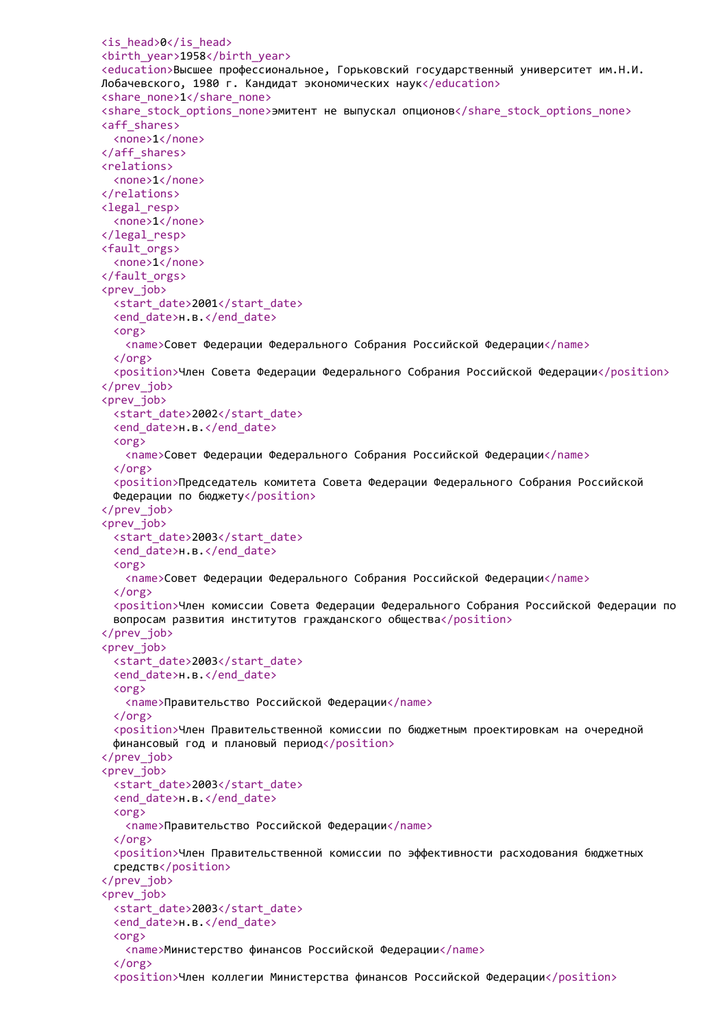```xml
<is_head>0</is_head>
<birth_year>1958</birth_year>
<education>Высшее профессиональное, Горьковский государственный университет им.Н.И. Лобачевского, 1980 г. Кандидат экономических наук</education>
<share_none>1</share_none>
<share_stock_options_none>эмитент не выпускал опционов</share_stock_options_none>
<aff_shares>
  <none>1</none>
</aff_shares>
<relations>
  <none>1</none>
</relations>
<legal_resp>
  <none>1</none>
</legal_resp>
<fault_orgs>
  <none>1</none>
</fault_orgs>
<prev_job>
  <start_date>2001</start_date>
  <end_date>н.в.</end_date>
  <org>
    <name>Совет Федерации Федерального Собрания Российской Федерации</name>
  </org>
  <position>Член Совета Федерации Федерального Собрания Российской Федерации</position>
</prev_job>
<prev_job>
  <start_date>2002</start_date>
  <end_date>н.в.</end_date>
  <org>
    <name>Совет Федерации Федерального Собрания Российской Федерации</name>
  </org>
  <position>Председатель комитета Совета Федерации Федерального Собрания Российской Федерации по бюджету</position>
</prev_job>
<prev_job>
  <start_date>2003</start_date>
  <end_date>н.в.</end_date>
  <org>
    <name>Совет Федерации Федерального Собрания Российской Федерации</name>
  </org>
  <position>Член комиссии Совета Федерации Федерального Собрания Российской Федерации по вопросам развития институтов гражданского общества</position>
</prev_job>
<prev_job>
  <start_date>2003</start_date>
  <end_date>н.в.</end_date>
  <org>
    <name>Правительство Российской Федерации</name>
  </org>
  <position>Член Правительственной комиссии по бюджетным проектировкам на очередной финансовый год и плановый период</position>
</prev_job>
<prev_job>
  <start_date>2003</start_date>
  <end_date>н.в.</end_date>
  <org>
    <name>Правительство Российской Федерации</name>
  </org>
  <position>Член Правительственной комиссии по эффективности расходования бюджетных средств</position>
</prev_job>
<prev_job>
  <start_date>2003</start_date>
  <end_date>н.в.</end_date>
  <org>
    <name>Министерство финансов Российской Федерации</name>
  </org>
  <position>Член коллегии Министерства финансов Российской Федерации</position>
```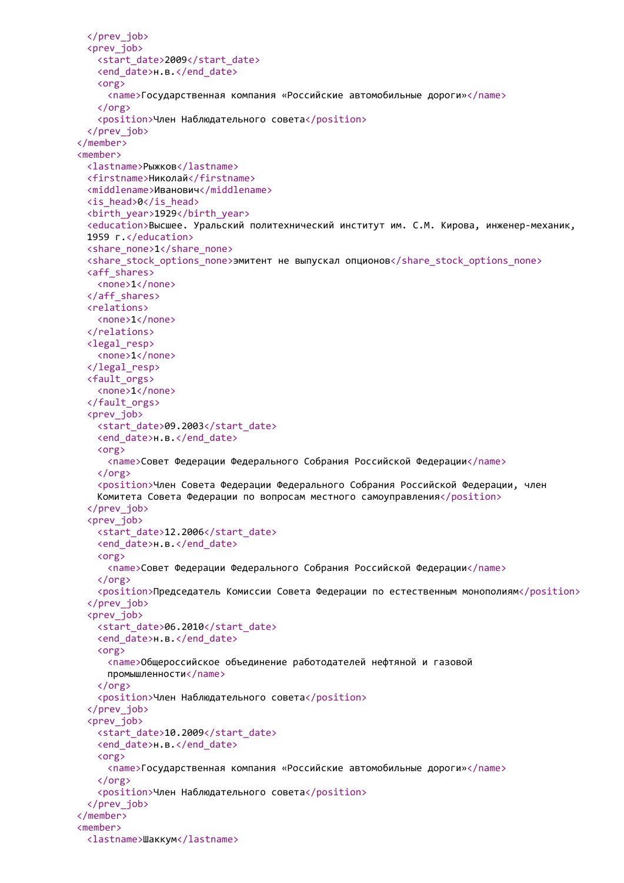```xml
      </prev_job>
      <prev_job>
        <start_date>2009</start_date>
        <end_date>н.в.</end_date>
        <org>
          <name>Государственная компания «Российские автомобильные дороги»</name>
        </org>
        <position>Член Наблюдательного совета</position>
      </prev_job>
    </member>
    <member>
      <lastname>Рыжков</lastname>
      <firstname>Николай</firstname>
      <middlename>Иванович</middlename>
      <is_head>0</is_head>
      <birth_year>1929</birth_year>
      <education>Высшее. Уральский политехнический институт им. С.М. Кирова, инженер-механик,
      1959 г.</education>
      <share_none>1</share_none>
      <share_stock_options_none>эмитент не выпускал опционов</share_stock_options_none>
      <aff_shares>
        <none>1</none>
      </aff_shares>
      <relations>
        <none>1</none>
      </relations>
      <legal_resp>
        <none>1</none>
      </legal_resp>
      <fault_orgs>
        <none>1</none>
      </fault_orgs>
      <prev_job>
        <start_date>09.2003</start_date>
        <end_date>н.в.</end_date>
        <org>
          <name>Совет Федерации Федерального Собрания Российской Федерации</name>
        </org>
        <position>Член Совета Федерации Федерального Собрания Российской Федерации, член
        Комитета Совета Федерации по вопросам местного самоуправления</position>
      </prev_job>
      <prev_job>
        <start_date>12.2006</start_date>
        <end_date>н.в.</end_date>
        <org>
          <name>Совет Федерации Федерального Собрания Российской Федерации</name>
        </org>
        <position>Председатель Комиссии Совета Федерации по естественным монополиям</position>
      </prev_job>
      <prev_job>
        <start_date>06.2010</start_date>
        <end_date>н.в.</end_date>
        <org>
          <name>Общероссийское объединение работодателей нефтяной и газовой
          промышленности</name>
        </org>
        <position>Член Наблюдательного совета</position>
      </prev_job>
      <prev_job>
        <start_date>10.2009</start_date>
        <end_date>н.в.</end_date>
        <org>
          <name>Государственная компания «Российские автомобильные дороги»</name>
        </org>
        <position>Член Наблюдательного совета</position>
      </prev_job>
    </member>
    <member>
      <lastname>Шаккум</lastname>
```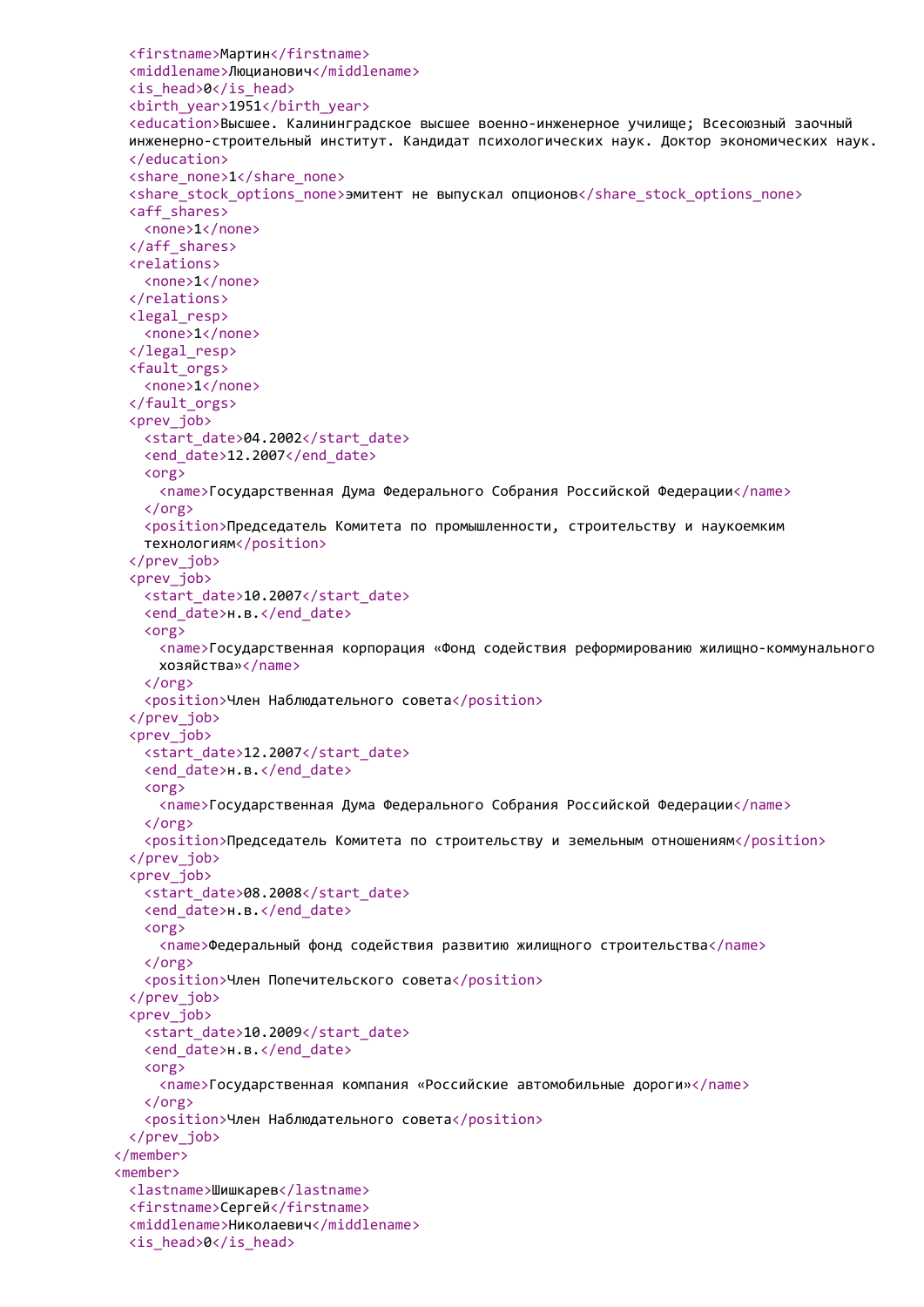```xml
    <firstname>Мартин</firstname>
    <middlename>Люцианович</middlename>
    <is_head>0</is_head>
    <birth_year>1951</birth_year>
    <education>Высшее. Калининградское высшее военно-инженерное училище; Всесоюзный заочный
    инженерно-строительный институт. Кандидат психологических наук. Доктор экономических наук.
    </education>
    <share_none>1</share_none>
    <share_stock_options_none>эмитент не выпускал опционов</share_stock_options_none>
    <aff_shares>
      <none>1</none>
    </aff_shares>
    <relations>
      <none>1</none>
    </relations>
    <legal_resp>
      <none>1</none>
    </legal_resp>
    <fault_orgs>
      <none>1</none>
    </fault_orgs>
    <prev_job>
      <start_date>04.2002</start_date>
      <end_date>12.2007</end_date>
      <org>
        <name>Государственная Дума Федерального Собрания Российской Федерации</name>
      </org>
      <position>Председатель Комитета по промышленности, строительству и наукоемким
      технологиям</position>
    </prev_job>
    <prev_job>
      <start_date>10.2007</start_date>
      <end_date>н.в.</end_date>
      <org>
        <name>Государственная корпорация «Фонд содействия реформированию жилищно-коммунального
        хозяйства»</name>
      </org>
      <position>Член Наблюдательного совета</position>
    </prev_job>
    <prev_job>
      <start_date>12.2007</start_date>
      <end_date>н.в.</end_date>
      <org>
        <name>Государственная Дума Федерального Собрания Российской Федерации</name>
      </org>
      <position>Председатель Комитета по строительству и земельным отношениям</position>
    </prev_job>
    <prev_job>
      <start_date>08.2008</start_date>
      <end_date>н.в.</end_date>
      <org>
        <name>Федеральный фонд содействия развитию жилищного строительства</name>
      </org>
      <position>Член Попечительского совета</position>
    </prev_job>
    <prev_job>
      <start_date>10.2009</start_date>
      <end_date>н.в.</end_date>
      <org>
        <name>Государственная компания «Российские автомобильные дороги»</name>
      </org>
      <position>Член Наблюдательного совета</position>
    </prev_job>
  </member>
  <member>
    <lastname>Шишкарев</lastname>
    <firstname>Сергей</firstname>
    <middlename>Николаевич</middlename>
    <is_head>0</is_head>
```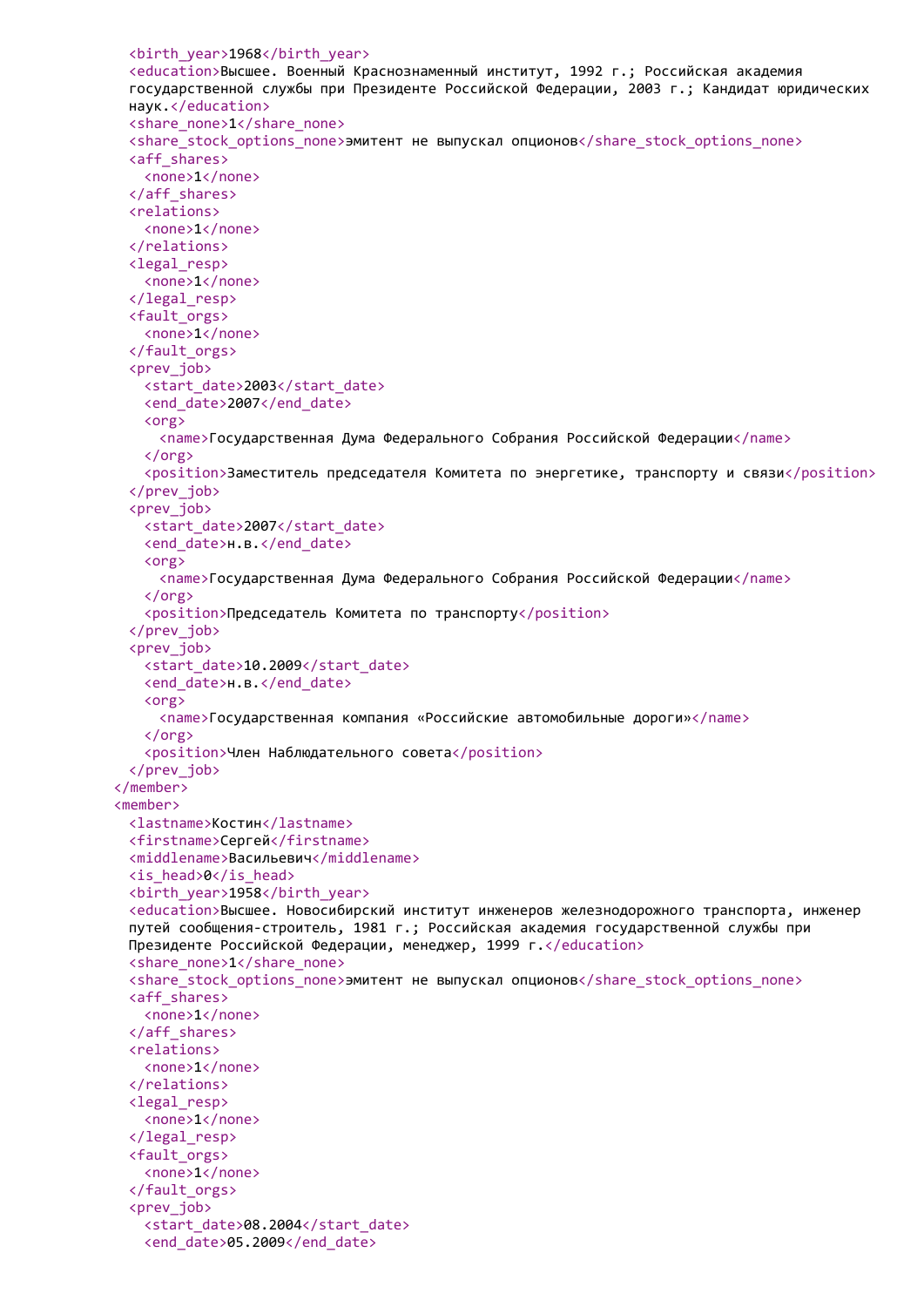```xml
      <birth_year>1968</birth_year>
      <education>Высшее. Военный Краснознаменный институт, 1992 г.; Российская академия государственной службы при Президенте Российской Федерации, 2003 г.; Кандидат юридических наук.</education>
      <share_none>1</share_none>
      <share_stock_options_none>эмитент не выпускал опционов</share_stock_options_none>
      <aff_shares>
        <none>1</none>
      </aff_shares>
      <relations>
        <none>1</none>
      </relations>
      <legal_resp>
        <none>1</none>
      </legal_resp>
      <fault_orgs>
        <none>1</none>
      </fault_orgs>
      <prev_job>
        <start_date>2003</start_date>
        <end_date>2007</end_date>
        <org>
          <name>Государственная Дума Федерального Собрания Российской Федерации</name>
        </org>
        <position>Заместитель председателя Комитета по энергетике, транспорту и связи</position>
      </prev_job>
      <prev_job>
        <start_date>2007</start_date>
        <end_date>н.в.</end_date>
        <org>
          <name>Государственная Дума Федерального Собрания Российской Федерации</name>
        </org>
        <position>Председатель Комитета по транспорту</position>
      </prev_job>
      <prev_job>
        <start_date>10.2009</start_date>
        <end_date>н.в.</end_date>
        <org>
          <name>Государственная компания «Российские автомобильные дороги»</name>
        </org>
        <position>Член Наблюдательного совета</position>
      </prev_job>
    </member>
    <member>
      <lastname>Костин</lastname>
      <firstname>Сергей</firstname>
      <middlename>Васильевич</middlename>
      <is_head>0</is_head>
      <birth_year>1958</birth_year>
      <education>Высшее. Новосибирский институт инженеров железнодорожного транспорта, инженер путей сообщения-строитель, 1981 г.; Российская академия государственной службы при Президенте Российской Федерации, менеджер, 1999 г.</education>
      <share_none>1</share_none>
      <share_stock_options_none>эмитент не выпускал опционов</share_stock_options_none>
      <aff_shares>
        <none>1</none>
      </aff_shares>
      <relations>
        <none>1</none>
      </relations>
      <legal_resp>
        <none>1</none>
      </legal_resp>
      <fault_orgs>
        <none>1</none>
      </fault_orgs>
      <prev_job>
        <start_date>08.2004</start_date>
        <end_date>05.2009</end_date>
```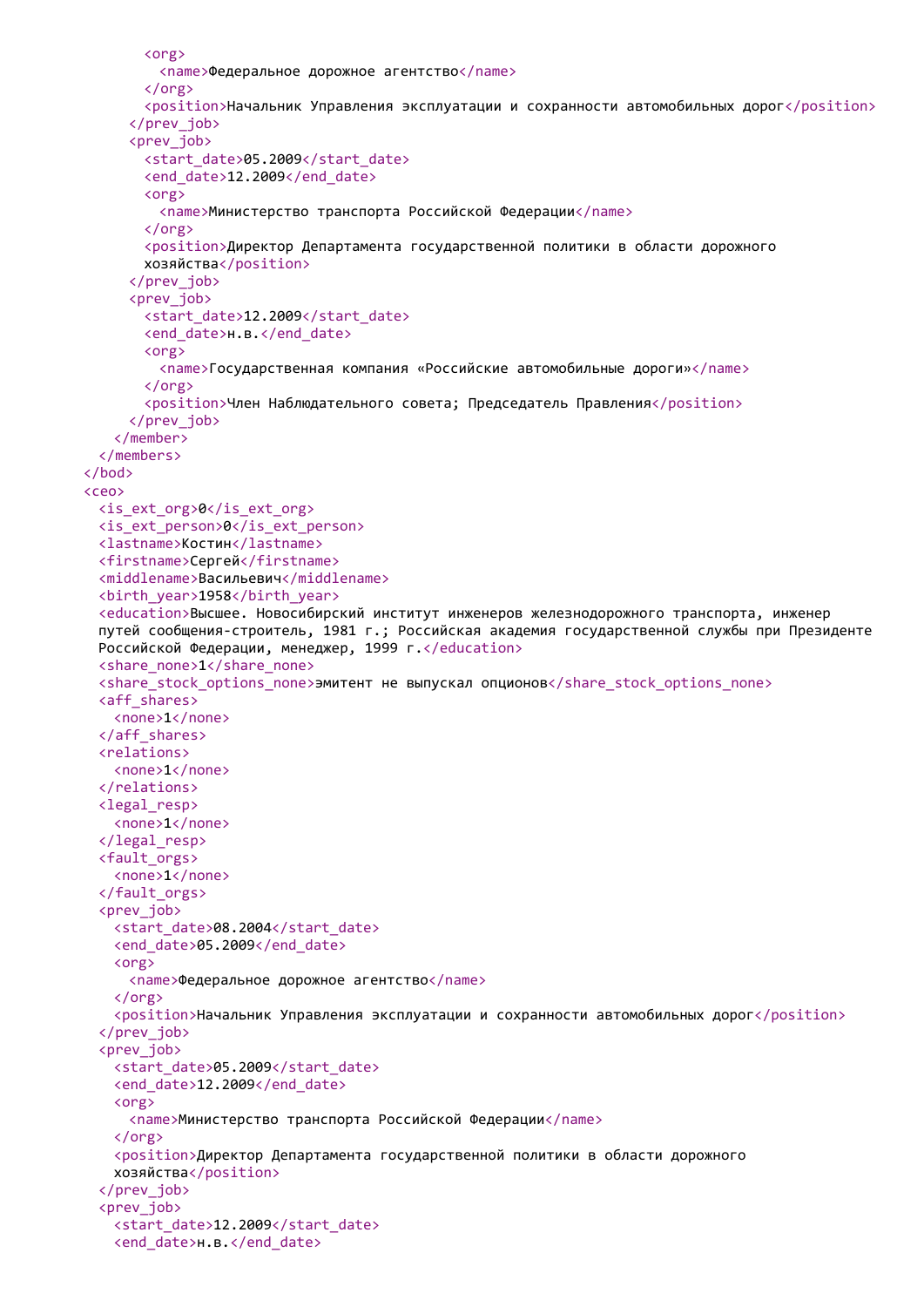```
        <org>
          <name>Федеральное дорожное агентство</name>
        </org>
        <position>Начальник Управления эксплуатации и сохранности автомобильных дорог</position>
      </prev_job>
      <prev_job>
        <start_date>05.2009</start_date>
        <end_date>12.2009</end_date>
        <org>
          <name>Министерство транспорта Российской Федерации</name>
        </org>
        <position>Директор Департамента государственной политики в области дорожного
        хозяйства</position>
      </prev_job>
      <prev_job>
        <start_date>12.2009</start_date>
        <end_date>н.в.</end_date>
        <org>
          <name>Государственная компания «Российские автомобильные дороги»</name>
        </org>
        <position>Член Наблюдательного совета; Председатель Правления</position>
      </prev_job>
    </member>
  </members>
</bod>
<ceo>
  <is_ext_org>0</is_ext_org>
  <is_ext_person>0</is_ext_person>
  <lastname>Костин</lastname>
  <firstname>Сергей</firstname>
  <middlename>Васильевич</middlename>
  <birth_year>1958</birth_year>
  <education>Высшее. Новосибирский институт инженеров железнодорожного транспорта, инженер
  путей сообщения-строитель, 1981 г.; Российская академия государственной службы при Президенте
  Российской Федерации, менеджер, 1999 г.</education>
  <share_none>1</share_none>
  <share_stock_options_none>эмитент не выпускал опционов</share_stock_options_none>
  <aff_shares>
    <none>1</none>
  </aff_shares>
  <relations>
    <none>1</none>
  </relations>
  <legal_resp>
    <none>1</none>
  </legal_resp>
  <fault_orgs>
    <none>1</none>
  </fault_orgs>
  <prev_job>
    <start_date>08.2004</start_date>
    <end_date>05.2009</end_date>
    <org>
      <name>Федеральное дорожное агентство</name>
    </org>
    <position>Начальник Управления эксплуатации и сохранности автомобильных дорог</position>
  </prev_job>
  <prev_job>
    <start_date>05.2009</start_date>
    <end_date>12.2009</end_date>
    <org>
      <name>Министерство транспорта Российской Федерации</name>
    </org>
    <position>Директор Департамента государственной политики в области дорожного
    хозяйства</position>
  </prev_job>
  <prev_job>
    <start_date>12.2009</start_date>
    <end_date>н.в.</end_date>
```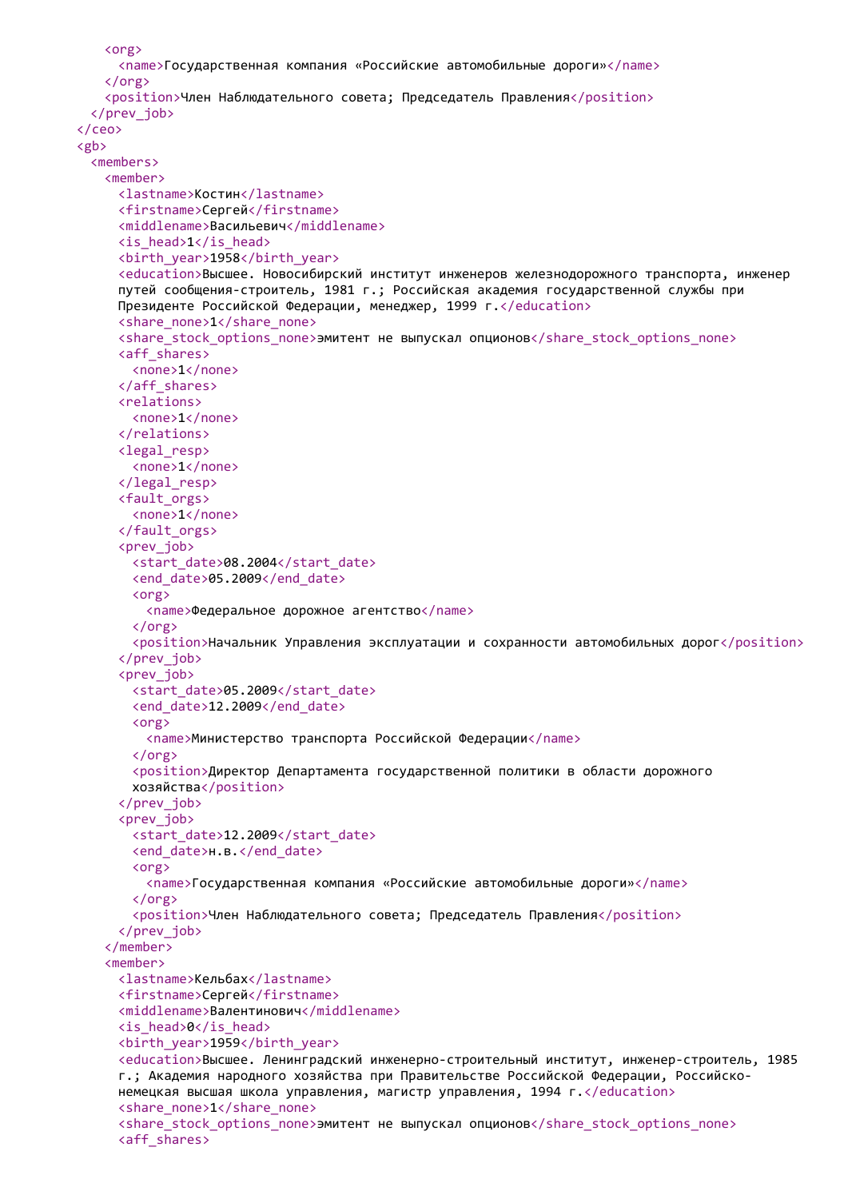```
      <org>
        <name>Государственная компания «Российские автомобильные дороги»</name>
      </org>
      <position>Член Наблюдательного совета; Председатель Правления</position>
    </prev_job>
  </ceo>
  <gb>
    <members>
      <member>
        <lastname>Костин</lastname>
        <firstname>Сергей</firstname>
        <middlename>Васильевич</middlename>
        <is_head>1</is_head>
        <birth_year>1958</birth_year>
        <education>Высшее. Новосибирский институт инженеров железнодорожного транспорта, инженер
        путей сообщения-строитель, 1981 г.; Российская академия государственной службы при
        Президенте Российской Федерации, менеджер, 1999 г.</education>
        <share_none>1</share_none>
        <share_stock_options_none>эмитент не выпускал опционов</share_stock_options_none>
        <aff_shares>
          <none>1</none>
        </aff_shares>
        <relations>
          <none>1</none>
        </relations>
        <legal_resp>
          <none>1</none>
        </legal_resp>
        <fault_orgs>
          <none>1</none>
        </fault_orgs>
        <prev_job>
          <start_date>08.2004</start_date>
          <end_date>05.2009</end_date>
          <org>
            <name>Федеральное дорожное агентство</name>
          </org>
          <position>Начальник Управления эксплуатации и сохранности автомобильных дорог</position>
        </prev_job>
        <prev_job>
          <start_date>05.2009</start_date>
          <end_date>12.2009</end_date>
          <org>
            <name>Министерство транспорта Российской Федерации</name>
          </org>
          <position>Директор Департамента государственной политики в области дорожного
          хозяйства</position>
        </prev_job>
        <prev_job>
          <start_date>12.2009</start_date>
          <end_date>н.в.</end_date>
          <org>
            <name>Государственная компания «Российские автомобильные дороги»</name>
          </org>
          <position>Член Наблюдательного совета; Председатель Правления</position>
        </prev_job>
      </member>
      <member>
        <lastname>Кельбах</lastname>
        <firstname>Сергей</firstname>
        <middlename>Валентинович</middlename>
        <is_head>0</is_head>
        <birth_year>1959</birth_year>
        <education>Высшее. Ленинградский инженерно-строительный институт, инженер-строитель, 1985
        г.; Академия народного хозяйства при Правительстве Российской Федерации, Российско-
        немецкая высшая школа управления, магистр управления, 1994 г.</education>
        <share_none>1</share_none>
        <share_stock_options_none>эмитент не выпускал опционов</share_stock_options_none>
        <aff_shares>
```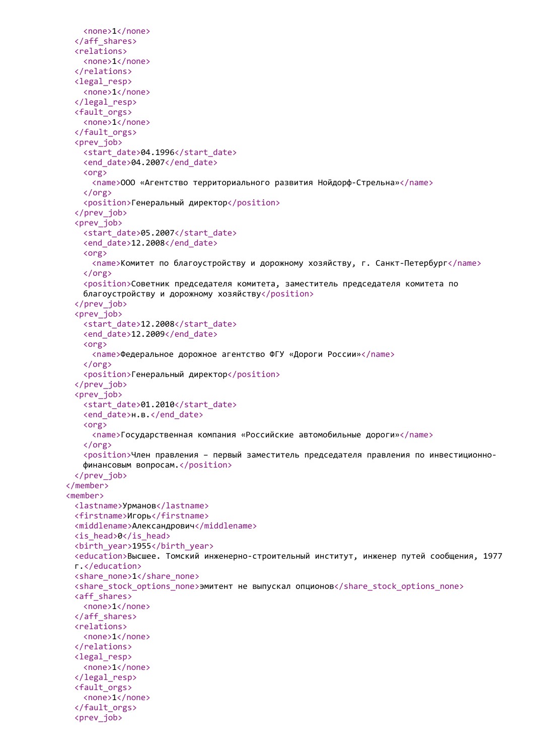```xml
        <none>1</none>
      </aff_shares>
      <relations>
        <none>1</none>
      </relations>
      <legal_resp>
        <none>1</none>
      </legal_resp>
      <fault_orgs>
        <none>1</none>
      </fault_orgs>
      <prev_job>
        <start_date>04.1996</start_date>
        <end_date>04.2007</end_date>
        <org>
          <name>ООО «Агентство территориального развития Нойдорф-Стрельна»</name>
        </org>
        <position>Генеральный директор</position>
      </prev_job>
      <prev_job>
        <start_date>05.2007</start_date>
        <end_date>12.2008</end_date>
        <org>
          <name>Комитет по благоустройству и дорожному хозяйству, г. Санкт-Петербург</name>
        </org>
        <position>Советник председателя комитета, заместитель председателя комитета по
        благоустройству и дорожному хозяйству</position>
      </prev_job>
      <prev_job>
        <start_date>12.2008</start_date>
        <end_date>12.2009</end_date>
        <org>
          <name>Федеральное дорожное агентство ФГУ «Дороги России»</name>
        </org>
        <position>Генеральный директор</position>
      </prev_job>
      <prev_job>
        <start_date>01.2010</start_date>
        <end_date>н.в.</end_date>
        <org>
          <name>Государственная компания «Российские автомобильные дороги»</name>
        </org>
        <position>Член правления – первый заместитель председателя правления по инвестиционно-
        финансовым вопросам.</position>
      </prev_job>
    </member>
    <member>
      <lastname>Урманов</lastname>
      <firstname>Игорь</firstname>
      <middlename>Александрович</middlename>
      <is_head>0</is_head>
      <birth_year>1955</birth_year>
      <education>Высшее. Томский инженерно-строительный институт, инженер путей сообщения, 1977
      г.</education>
      <share_none>1</share_none>
      <share_stock_options_none>эмитент не выпускал опционов</share_stock_options_none>
      <aff_shares>
        <none>1</none>
      </aff_shares>
      <relations>
        <none>1</none>
      </relations>
      <legal_resp>
        <none>1</none>
      </legal_resp>
      <fault_orgs>
        <none>1</none>
      </fault_orgs>
      <prev_job>
```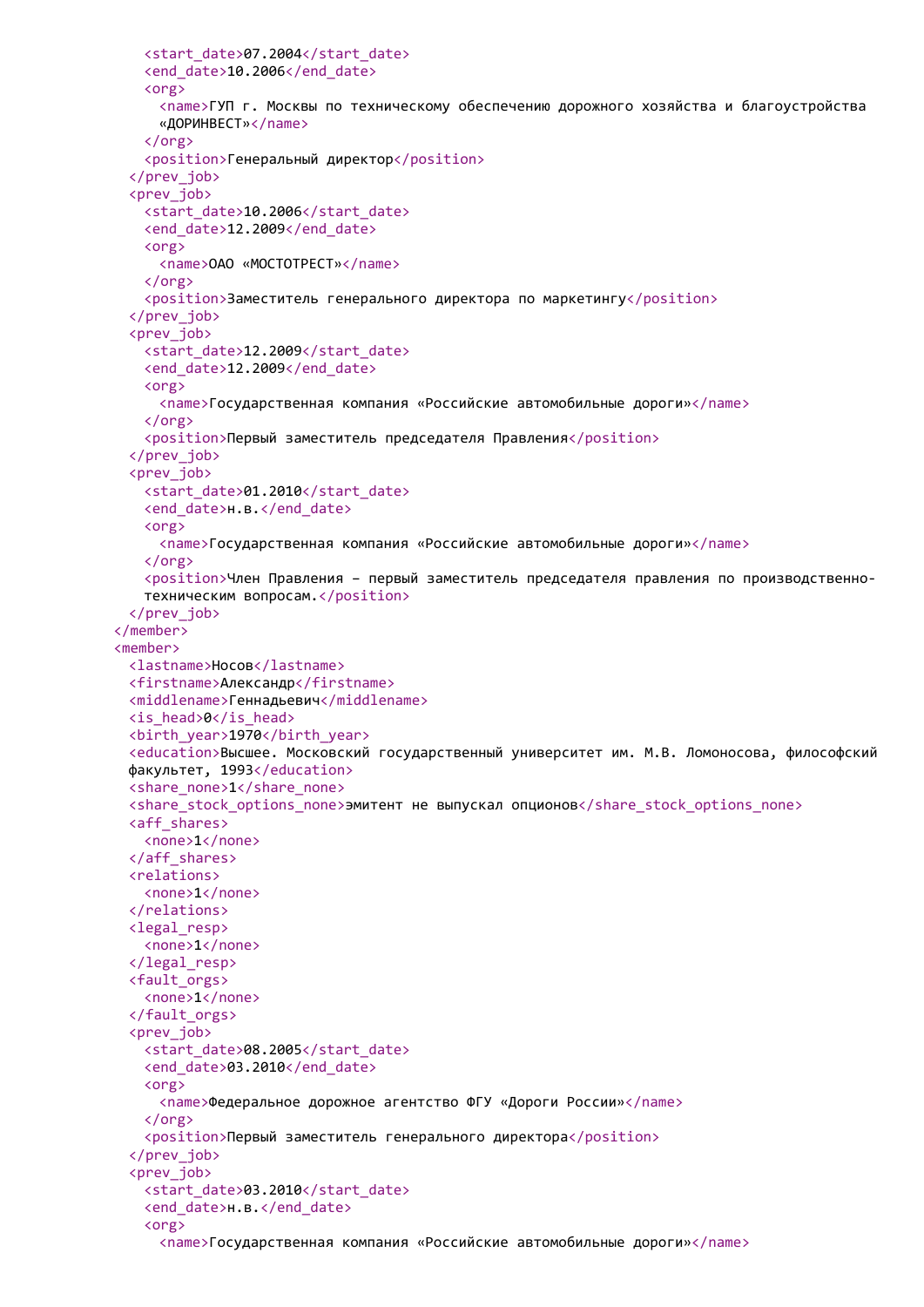```
      <start_date>07.2004</start_date>
      <end_date>10.2006</end_date>
      <org>
        <name>ГУП г. Москвы по техническому обеспечению дорожного хозяйства и благоустройства
        «ДОРИНВЕСТ»</name>
      </org>
      <position>Генеральный директор</position>
    </prev_job>
    <prev_job>
      <start_date>10.2006</start_date>
      <end_date>12.2009</end_date>
      <org>
        <name>ОАО «МОСТОТРЕСТ»</name>
      </org>
      <position>Заместитель генерального директора по маркетингу</position>
    </prev_job>
    <prev_job>
      <start_date>12.2009</start_date>
      <end_date>12.2009</end_date>
      <org>
        <name>Государственная компания «Российские автомобильные дороги»</name>
      </org>
      <position>Первый заместитель председателя Правления</position>
    </prev_job>
    <prev_job>
      <start_date>01.2010</start_date>
      <end_date>н.в.</end_date>
      <org>
        <name>Государственная компания «Российские автомобильные дороги»</name>
      </org>
      <position>Член Правления – первый заместитель председателя правления по производственно-
      техническим вопросам.</position>
    </prev_job>
  </member>
  <member>
    <lastname>Носов</lastname>
    <firstname>Александр</firstname>
    <middlename>Геннадьевич</middlename>
    <is_head>0</is_head>
    <birth_year>1970</birth_year>
    <education>Высшее. Московский государственный университет им. М.В. Ломоносова, философский
    факультет, 1993</education>
    <share_none>1</share_none>
    <share_stock_options_none>эмитент не выпускал опционов</share_stock_options_none>
    <aff_shares>
      <none>1</none>
    </aff_shares>
    <relations>
      <none>1</none>
    </relations>
    <legal_resp>
      <none>1</none>
    </legal_resp>
    <fault_orgs>
      <none>1</none>
    </fault_orgs>
    <prev_job>
      <start_date>08.2005</start_date>
      <end_date>03.2010</end_date>
      <org>
        <name>Федеральное дорожное агентство ФГУ «Дороги России»</name>
      </org>
      <position>Первый заместитель генерального директора</position>
    </prev_job>
    <prev_job>
      <start_date>03.2010</start_date>
      <end_date>н.в.</end_date>
      <org>
        <name>Государственная компания «Российские автомобильные дороги»</name>
```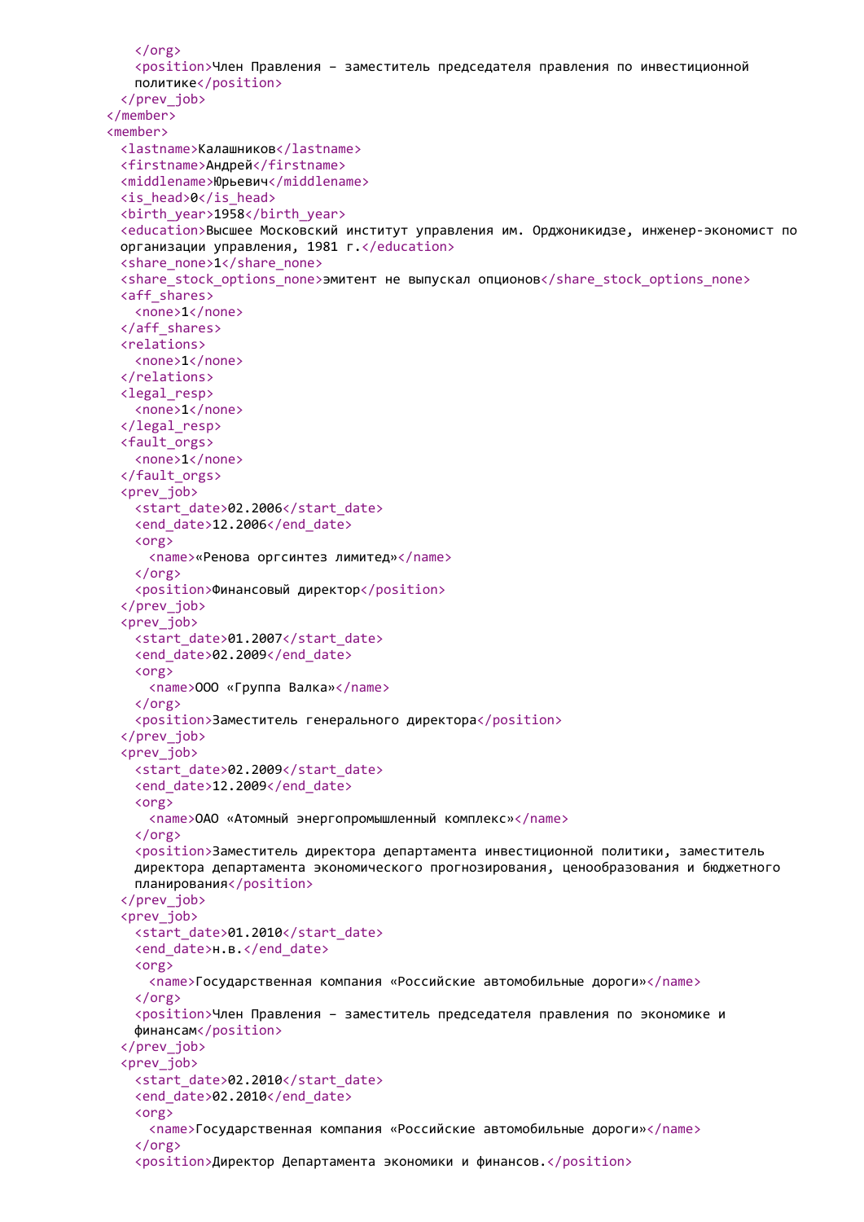```
      </org>
      <position>Член Правления – заместитель председателя правления по инвестиционной
      политике</position>
    </prev_job>
  </member>
  <member>
    <lastname>Калашников</lastname>
    <firstname>Андрей</firstname>
    <middlename>Юрьевич</middlename>
    <is_head>0</is_head>
    <birth_year>1958</birth_year>
    <education>Высшее Московский институт управления им. Орджоникидзе, инженер-экономист по
    организации управления, 1981 г.</education>
    <share_none>1</share_none>
    <share_stock_options_none>эмитент не выпускал опционов</share_stock_options_none>
    <aff_shares>
      <none>1</none>
    </aff_shares>
    <relations>
      <none>1</none>
    </relations>
    <legal_resp>
      <none>1</none>
    </legal_resp>
    <fault_orgs>
      <none>1</none>
    </fault_orgs>
    <prev_job>
      <start_date>02.2006</start_date>
      <end_date>12.2006</end_date>
      <org>
        <name>«Ренова оргсинтез лимитед»</name>
      </org>
      <position>Финансовый директор</position>
    </prev_job>
    <prev_job>
      <start_date>01.2007</start_date>
      <end_date>02.2009</end_date>
      <org>
        <name>ООО «Группа Валка»</name>
      </org>
      <position>Заместитель генерального директора</position>
    </prev_job>
    <prev_job>
      <start_date>02.2009</start_date>
      <end_date>12.2009</end_date>
      <org>
        <name>ОАО «Атомный энергопромышленный комплекс»</name>
      </org>
      <position>Заместитель директора департамента инвестиционной политики, заместитель
      директора департамента экономического прогнозирования, ценообразования и бюджетного
      планирования</position>
    </prev_job>
    <prev_job>
      <start_date>01.2010</start_date>
      <end_date>н.в.</end_date>
      <org>
        <name>Государственная компания «Российские автомобильные дороги»</name>
      </org>
      <position>Член Правления – заместитель председателя правления по экономике и
      финансам</position>
    </prev_job>
    <prev_job>
      <start_date>02.2010</start_date>
      <end_date>02.2010</end_date>
      <org>
        <name>Государственная компания «Российские автомобильные дороги»</name>
      </org>
      <position>Директор Департамента экономики и финансов.</position>
```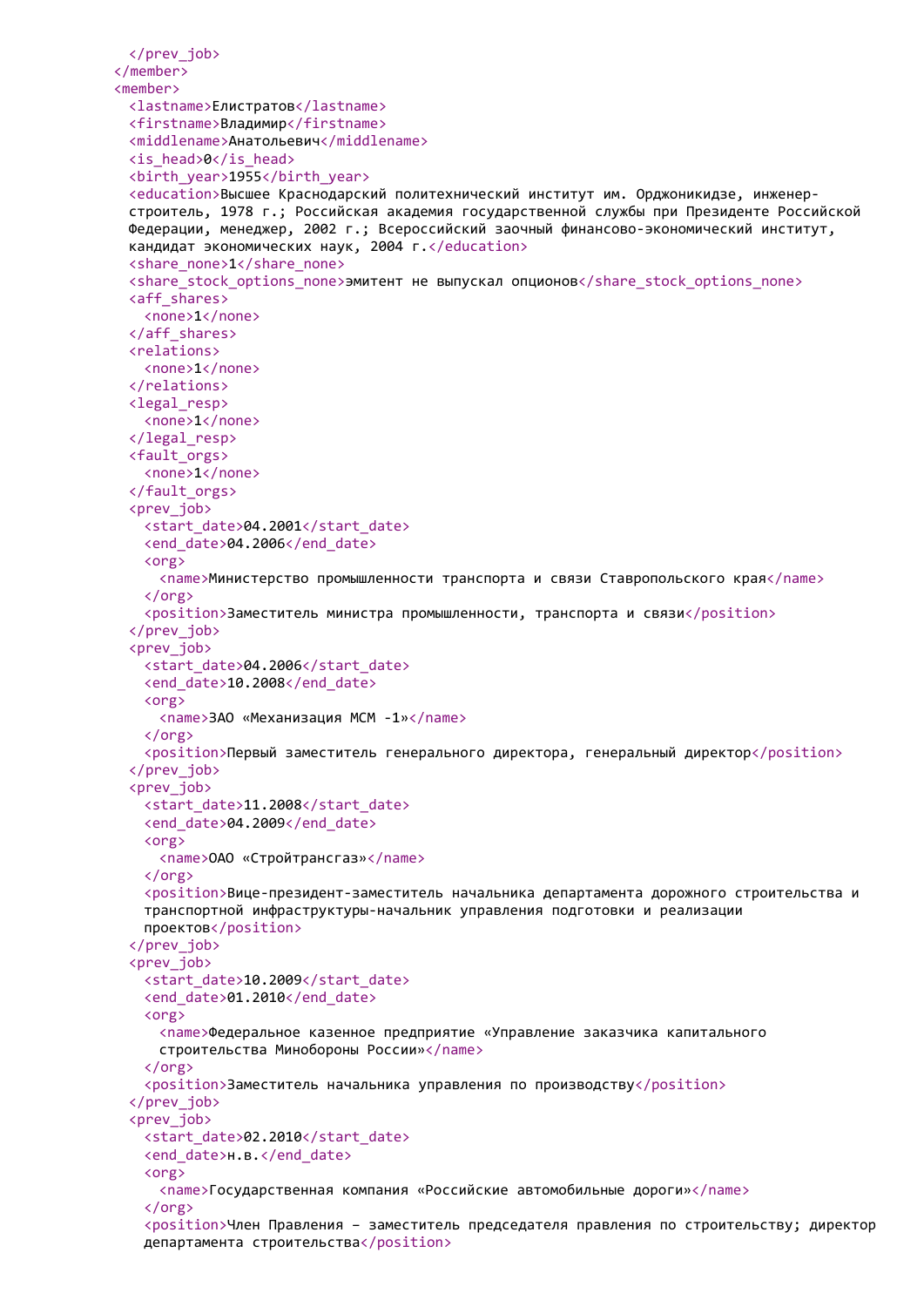```xml
      </prev_job>
    </member>
    <member>
      <lastname>Елистратов</lastname>
      <firstname>Владимир</firstname>
      <middlename>Анатольевич</middlename>
      <is_head>0</is_head>
      <birth_year>1955</birth_year>
      <education>Высшее Краснодарский политехнический институт им. Орджоникидзе, инженер-
      строитель, 1978 г.; Российская академия государственной службы при Президенте Российской
      Федерации, менеджер, 2002 г.; Всероссийский заочный финансово-экономический институт,
      кандидат экономических наук, 2004 г.</education>
      <share_none>1</share_none>
      <share_stock_options_none>эмитент не выпускал опционов</share_stock_options_none>
      <aff_shares>
        <none>1</none>
      </aff_shares>
      <relations>
        <none>1</none>
      </relations>
      <legal_resp>
        <none>1</none>
      </legal_resp>
      <fault_orgs>
        <none>1</none>
      </fault_orgs>
      <prev_job>
        <start_date>04.2001</start_date>
        <end_date>04.2006</end_date>
        <org>
          <name>Министерство промышленности транспорта и связи Ставропольского края</name>
        </org>
        <position>Заместитель министра промышленности, транспорта и связи</position>
      </prev_job>
      <prev_job>
        <start_date>04.2006</start_date>
        <end_date>10.2008</end_date>
        <org>
          <name>ЗАО «Механизация МСМ -1»</name>
        </org>
        <position>Первый заместитель генерального директора, генеральный директор</position>
      </prev_job>
      <prev_job>
        <start_date>11.2008</start_date>
        <end_date>04.2009</end_date>
        <org>
          <name>ОАО «Стройтрансгаз»</name>
        </org>
        <position>Вице-президент-заместитель начальника департамента дорожного строительства и
        транспортной инфраструктуры-начальник управления подготовки и реализации
        проектов</position>
      </prev_job>
      <prev_job>
        <start_date>10.2009</start_date>
        <end_date>01.2010</end_date>
        <org>
          <name>Федеральное казенное предприятие «Управление заказчика капитального
          строительства Минобороны России»</name>
        </org>
        <position>Заместитель начальника управления по производству</position>
      </prev_job>
      <prev_job>
        <start_date>02.2010</start_date>
        <end_date>н.в.</end_date>
        <org>
          <name>Государственная компания «Российские автомобильные дороги»</name>
        </org>
        <position>Член Правления – заместитель председателя правления по строительству; директор
        департамента строительства</position>
```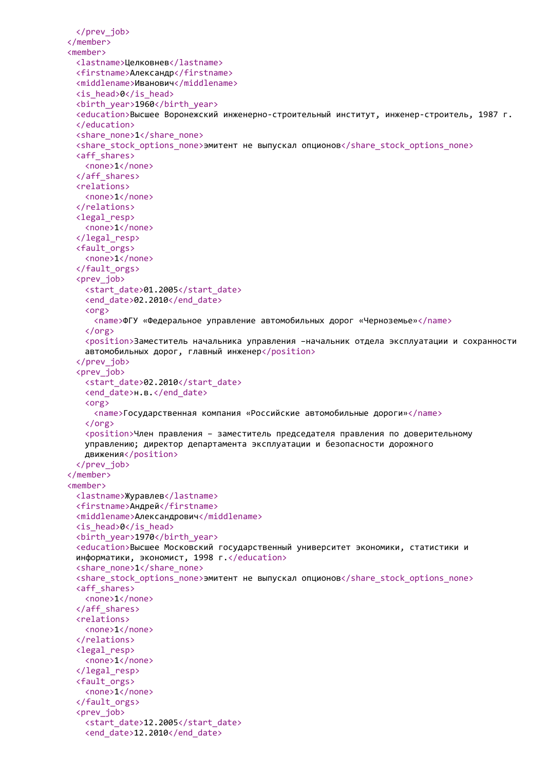```xml
      </prev_job>
    </member>
    <member>
      <lastname>Целковнев</lastname>
      <firstname>Александр</firstname>
      <middlename>Иванович</middlename>
      <is_head>0</is_head>
      <birth_year>1960</birth_year>
      <education>Высшее Воронежский инженерно-строительный институт, инженер-строитель, 1987 г.
      </education>
      <share_none>1</share_none>
      <share_stock_options_none>эмитент не выпускал опционов</share_stock_options_none>
      <aff_shares>
        <none>1</none>
      </aff_shares>
      <relations>
        <none>1</none>
      </relations>
      <legal_resp>
        <none>1</none>
      </legal_resp>
      <fault_orgs>
        <none>1</none>
      </fault_orgs>
      <prev_job>
        <start_date>01.2005</start_date>
        <end_date>02.2010</end_date>
        <org>
          <name>ФГУ «Федеральное управление автомобильных дорог «Черноземье»</name>
        </org>
        <position>Заместитель начальника управления –начальник отдела эксплуатации и сохранности
        автомобильных дорог, главный инженер</position>
      </prev_job>
      <prev_job>
        <start_date>02.2010</start_date>
        <end_date>н.в.</end_date>
        <org>
          <name>Государственная компания «Российские автомобильные дороги»</name>
        </org>
        <position>Член правления – заместитель председателя правления по доверительному
        управлению; директор департамента эксплуатации и безопасности дорожного
        движения</position>
      </prev_job>
    </member>
    <member>
      <lastname>Журавлев</lastname>
      <firstname>Андрей</firstname>
      <middlename>Александрович</middlename>
      <is_head>0</is_head>
      <birth_year>1970</birth_year>
      <education>Высшее Московский государственный университет экономики, статистики и
      информатики, экономист, 1998 г.</education>
      <share_none>1</share_none>
      <share_stock_options_none>эмитент не выпускал опционов</share_stock_options_none>
      <aff_shares>
        <none>1</none>
      </aff_shares>
      <relations>
        <none>1</none>
      </relations>
      <legal_resp>
        <none>1</none>
      </legal_resp>
      <fault_orgs>
        <none>1</none>
      </fault_orgs>
      <prev_job>
        <start_date>12.2005</start_date>
        <end_date>12.2010</end_date>
```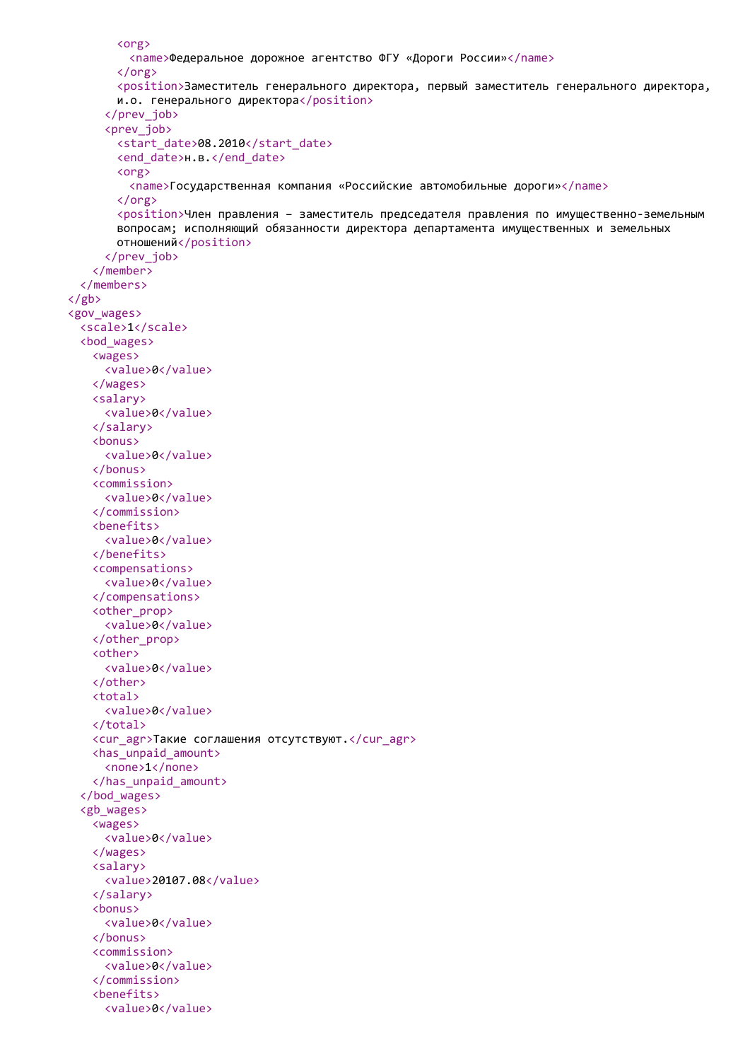```
          <org>
            <name>Федеральное дорожное агентство ФГУ «Дороги России»</name>
          </org>
          <position>Заместитель генерального директора, первый заместитель генерального директора,
          и.о. генерального директора</position>
        </prev_job>
        <prev_job>
          <start_date>08.2010</start_date>
          <end_date>н.в.</end_date>
          <org>
            <name>Государственная компания «Российские автомобильные дороги»</name>
          </org>
          <position>Член правления – заместитель председателя правления по имущественно-земельным
          вопросам; исполняющий обязанности директора департамента имущественных и земельных
          отношений</position>
        </prev_job>
      </member>
    </members>
  </gb>
  <gov_wages>
    <scale>1</scale>
    <bod_wages>
      <wages>
        <value>0</value>
      </wages>
      <salary>
        <value>0</value>
      </salary>
      <bonus>
        <value>0</value>
      </bonus>
      <commission>
        <value>0</value>
      </commission>
      <benefits>
        <value>0</value>
      </benefits>
      <compensations>
        <value>0</value>
      </compensations>
      <other_prop>
        <value>0</value>
      </other_prop>
      <other>
        <value>0</value>
      </other>
      <total>
        <value>0</value>
      </total>
      <cur_agr>Такие соглашения отсутствуют.</cur_agr>
      <has_unpaid_amount>
        <none>1</none>
      </has_unpaid_amount>
    </bod_wages>
    <gb_wages>
      <wages>
        <value>0</value>
      </wages>
      <salary>
        <value>20107.08</value>
      </salary>
      <bonus>
        <value>0</value>
      </bonus>
      <commission>
        <value>0</value>
      </commission>
      <benefits>
        <value>0</value>
```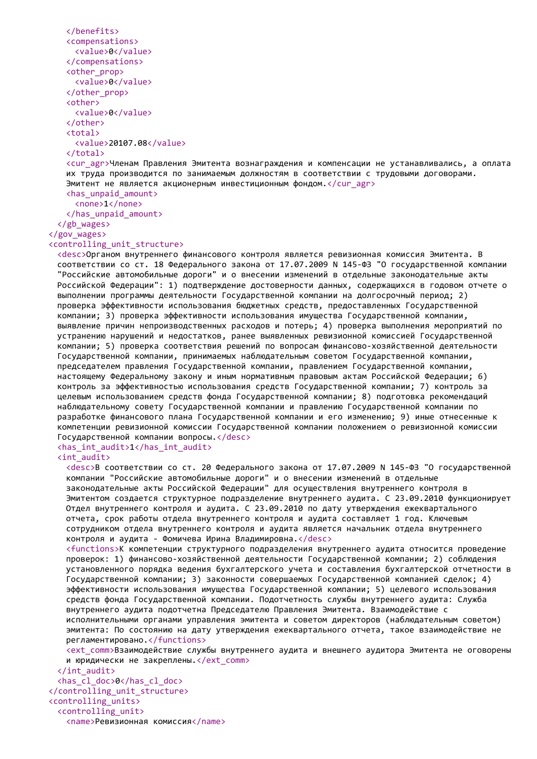```xml
      </benefits>
      <compensations>
        <value>0</value>
      </compensations>
      <other_prop>
        <value>0</value>
      </other_prop>
      <other>
        <value>0</value>
      </other>
      <total>
        <value>20107.08</value>
      </total>
      <cur_agr>Членам Правления Эмитента вознаграждения и компенсации не устанавливались, а оплата
      их труда производится по занимаемым должностям в соответствии с трудовыми договорами.
      Эмитент не является акционерным инвестиционным фондом.</cur_agr>
      <has_unpaid_amount>
        <none>1</none>
      </has_unpaid_amount>
    </gb_wages>
  </gov_wages>
  <controlling_unit_structure>
    <desc>Органом внутреннего финансового контроля является ревизионная комиссия Эмитента. В
    соответствии со ст. 18 Федерального закона от 17.07.2009 N 145-ФЗ "О государственной компании
    "Российские автомобильные дороги" и о внесении изменений в отдельные законодательные акты
    Российской Федерации": 1) подтверждение достоверности данных, содержащихся в годовом отчете о
    выполнении программы деятельности Государственной компании на долгосрочный период; 2)
    проверка эффективности использования бюджетных средств, предоставленных Государственной
    компании; 3) проверка эффективности использования имущества Государственной компании,
    выявление причин непроизводственных расходов и потерь; 4) проверка выполнения мероприятий по
    устранению нарушений и недостатков, ранее выявленных ревизионной комиссией Государственной
    компании; 5) проверка соответствия решений по вопросам финансово-хозяйственной деятельности
    Государственной компании, принимаемых наблюдательным советом Государственной компании,
    председателем правления Государственной компании, правлением Государственной компании,
    настоящему Федеральному закону и иным нормативным правовым актам Российской Федерации; 6)
    контроль за эффективностью использования средств Государственной компании; 7) контроль за
    целевым использованием средств фонда Государственной компании; 8) подготовка рекомендаций
    наблюдательному совету Государственной компании и правлению Государственной компании по
    разработке финансового плана Государственной компании и его изменению; 9) иные отнесенные к
    компетенции ревизионной комиссии Государственной компании положением о ревизионной комиссии
    Государственной компании вопросы.</desc>
    <has_int_audit>1</has_int_audit>
    <int_audit>
      <desc>В соответствии со ст. 20 Федерального закона от 17.07.2009 N 145-ФЗ "О государственной
      компании "Российские автомобильные дороги" и о внесении изменений в отдельные
      законодательные акты Российской Федерации" для осуществления внутреннего контроля в
      Эмитентом создается структурное подразделение внутреннего аудита. С 23.09.2010 функционирует
      Отдел внутреннего контроля и аудита. С 23.09.2010 по дату утверждения ежеквартального
      отчета, срок работы отдела внутреннего контроля и аудита составляет 1 год. Ключевым
      сотрудником отдела внутреннего контроля и аудита является начальник отдела внутреннего
      контроля и аудита - Фомичева Ирина Владимировна.</desc>
      <functions>К компетенции структурного подразделения внутреннего аудита относится проведение
      проверок: 1) финансово-хозяйственной деятельности Государственной компании; 2) соблюдения
      установленного порядка ведения бухгалтерского учета и составления бухгалтерской отчетности в
      Государственной компании; 3) законности совершаемых Государственной компанией сделок; 4)
      эффективности использования имущества Государственной компании; 5) целевого использования
      средств фонда Государственной компании. Подотчетность службы внутреннего аудита: Служба
      внутреннего аудита подотчетна Председателю Правления Эмитента. Взаимодействие с
      исполнительными органами управления эмитента и советом директоров (наблюдательным советом)
      эмитента: По состоянию на дату утверждения ежеквартального отчета, такое взаимодействие не
      регламентировано.</functions>
      <ext_comm>Взаимодействие службы внутреннего аудита и внешнего аудитора Эмитента не оговорены
      и юридически не закреплены.</ext_comm>
    </int_audit>
    <has_cl_doc>0</has_cl_doc>
  </controlling_unit_structure>
  <controlling_units>
    <controlling_unit>
      <name>Ревизионная комиссия</name>
```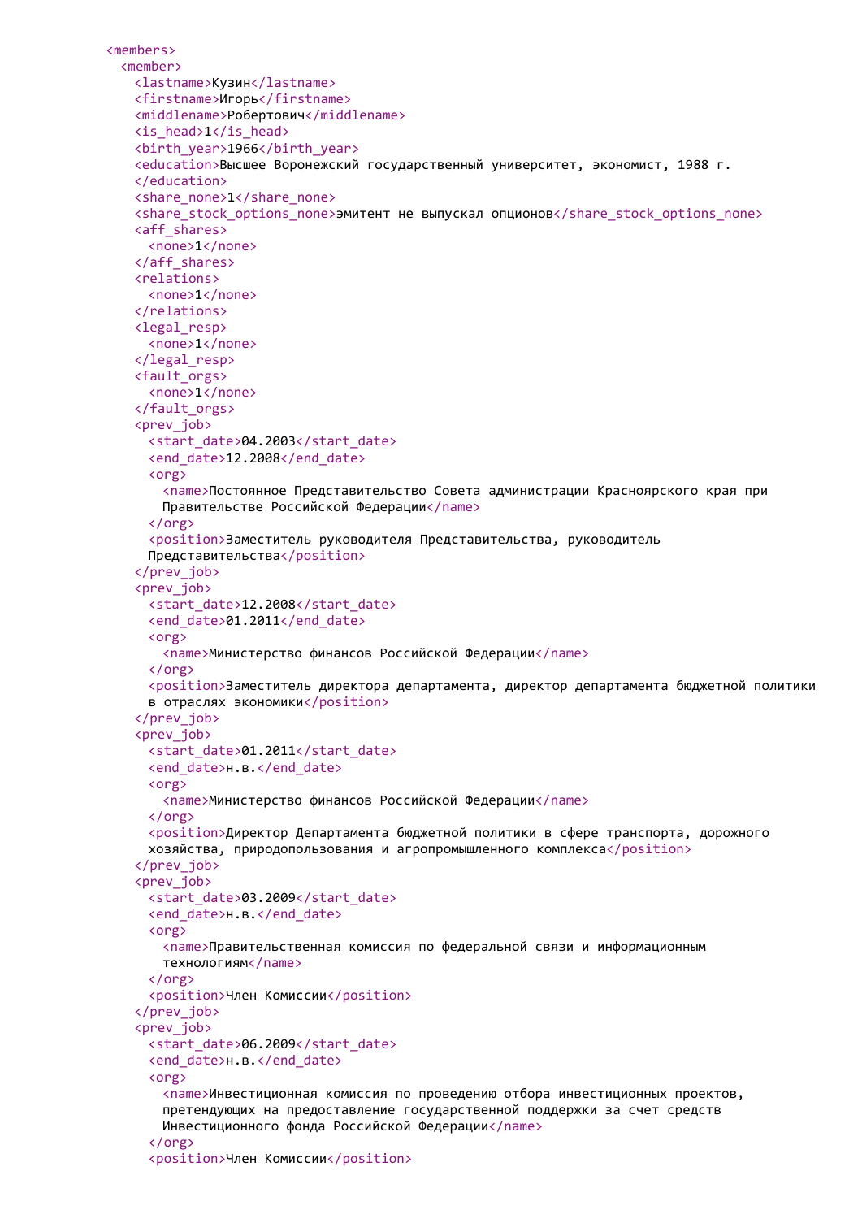```
<members>
  <member>
    <lastname>Кузин</lastname>
    <firstname>Игорь</firstname>
    <middlename>Робертович</middlename>
    <is_head>1</is_head>
    <birth_year>1966</birth_year>
    <education>Высшее Воронежский государственный университет, экономист, 1988 г.
    </education>
    <share_none>1</share_none>
    <share_stock_options_none>эмитент не выпускал опционов</share_stock_options_none>
    <aff_shares>
      <none>1</none>
    </aff_shares>
    <relations>
      <none>1</none>
    </relations>
    <legal_resp>
      <none>1</none>
    </legal_resp>
    <fault_orgs>
      <none>1</none>
    </fault_orgs>
    <prev_job>
      <start_date>04.2003</start_date>
      <end_date>12.2008</end_date>
      <org>
        <name>Постоянное Представительство Совета администрации Красноярского края при
        Правительстве Российской Федерации</name>
      </org>
      <position>Заместитель руководителя Представительства, руководитель
      Представительства</position>
    </prev_job>
    <prev_job>
      <start_date>12.2008</start_date>
      <end_date>01.2011</end_date>
      <org>
        <name>Министерство финансов Российской Федерации</name>
      </org>
      <position>Заместитель директора департамента, директор департамента бюджетной политики
      в отраслях экономики</position>
    </prev_job>
    <prev_job>
      <start_date>01.2011</start_date>
      <end_date>н.в.</end_date>
      <org>
        <name>Министерство финансов Российской Федерации</name>
      </org>
      <position>Директор Департамента бюджетной политики в сфере транспорта, дорожного
      хозяйства, природопользования и агропромышленного комплекса</position>
    </prev_job>
    <prev_job>
      <start_date>03.2009</start_date>
      <end_date>н.в.</end_date>
      <org>
        <name>Правительственная комиссия по федеральной связи и информационным
        технологиям</name>
      </org>
      <position>Член Комиссии</position>
    </prev_job>
    <prev_job>
      <start_date>06.2009</start_date>
      <end_date>н.в.</end_date>
      <org>
        <name>Инвестиционная комиссия по проведению отбора инвестиционных проектов,
        претендующих на предоставление государственной поддержки за счет средств
        Инвестиционного фонда Российской Федерации</name>
      </org>
      <position>Член Комиссии</position>
```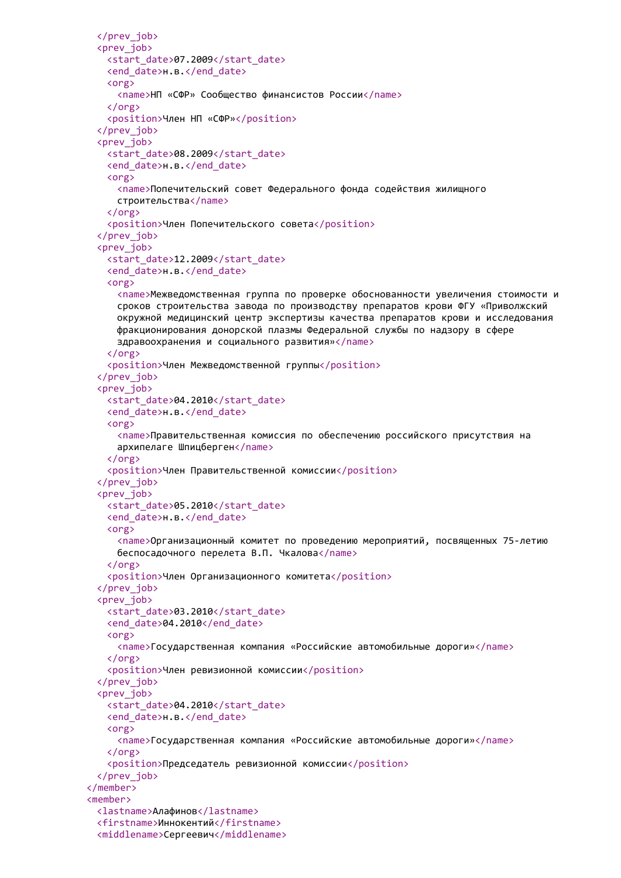```xml
    </prev_job>
    <prev_job>
      <start_date>07.2009</start_date>
      <end_date>н.в.</end_date>
      <org>
        <name>НП «СФР» Сообщество финансистов России</name>
      </org>
      <position>Член НП «СФР»</position>
    </prev_job>
    <prev_job>
      <start_date>08.2009</start_date>
      <end_date>н.в.</end_date>
      <org>
        <name>Попечительский совет Федерального фонда содействия жилищного
        строительства</name>
      </org>
      <position>Член Попечительского совета</position>
    </prev_job>
    <prev_job>
      <start_date>12.2009</start_date>
      <end_date>н.в.</end_date>
      <org>
        <name>Межведомственная группа по проверке обоснованности увеличения стоимости и
        сроков строительства завода по производству препаратов крови ФГУ «Приволжский
        окружной медицинский центр экспертизы качества препаратов крови и исследования
        фракционирования донорской плазмы Федеральной службы по надзору в сфере
        здравоохранения и социального развития»</name>
      </org>
      <position>Член Межведомственной группы</position>
    </prev_job>
    <prev_job>
      <start_date>04.2010</start_date>
      <end_date>н.в.</end_date>
      <org>
        <name>Правительственная комиссия по обеспечению российского присутствия на
        архипелаге Шпицберген</name>
      </org>
      <position>Член Правительственной комиссии</position>
    </prev_job>
    <prev_job>
      <start_date>05.2010</start_date>
      <end_date>н.в.</end_date>
      <org>
        <name>Организационный комитет по проведению мероприятий, посвященных 75-летию
        беспосадочного перелета В.П. Чкалова</name>
      </org>
      <position>Член Организационного комитета</position>
    </prev_job>
    <prev_job>
      <start_date>03.2010</start_date>
      <end_date>04.2010</end_date>
      <org>
        <name>Государственная компания «Российские автомобильные дороги»</name>
      </org>
      <position>Член ревизионной комиссии</position>
    </prev_job>
    <prev_job>
      <start_date>04.2010</start_date>
      <end_date>н.в.</end_date>
      <org>
        <name>Государственная компания «Российские автомобильные дороги»</name>
      </org>
      <position>Председатель ревизионной комиссии</position>
    </prev_job>
  </member>
  <member>
    <lastname>Алафинов</lastname>
    <firstname>Иннокентий</firstname>
    <middlename>Сергеевич</middlename>
```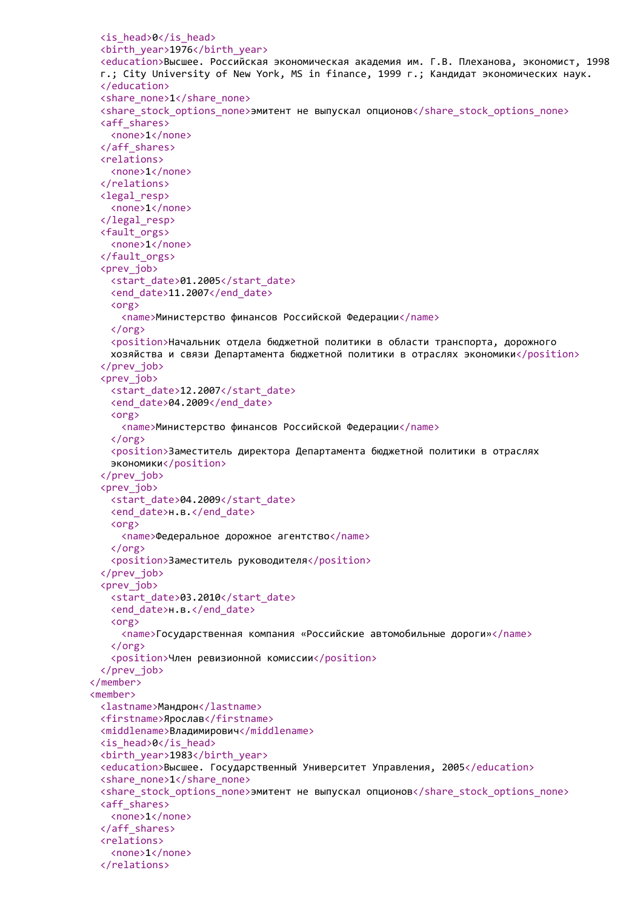```
      <is_head>0</is_head>
      <birth_year>1976</birth_year>
      <education>Высшее. Российская экономическая академия им. Г.В. Плеханова, экономист, 1998
      г.; City University of New York, MS in finance, 1999 г.; Кандидат экономических наук.
      </education>
      <share_none>1</share_none>
      <share_stock_options_none>эмитент не выпускал опционов</share_stock_options_none>
      <aff_shares>
        <none>1</none>
      </aff_shares>
      <relations>
        <none>1</none>
      </relations>
      <legal_resp>
        <none>1</none>
      </legal_resp>
      <fault_orgs>
        <none>1</none>
      </fault_orgs>
      <prev_job>
        <start_date>01.2005</start_date>
        <end_date>11.2007</end_date>
        <org>
          <name>Министерство финансов Российской Федерации</name>
        </org>
        <position>Начальник отдела бюджетной политики в области транспорта, дорожного
        хозяйства и связи Департамента бюджетной политики в отраслях экономики</position>
      </prev_job>
      <prev_job>
        <start_date>12.2007</start_date>
        <end_date>04.2009</end_date>
        <org>
          <name>Министерство финансов Российской Федерации</name>
        </org>
        <position>Заместитель директора Департамента бюджетной политики в отраслях
        экономики</position>
      </prev_job>
      <prev_job>
        <start_date>04.2009</start_date>
        <end_date>н.в.</end_date>
        <org>
          <name>Федеральное дорожное агентство</name>
        </org>
        <position>Заместитель руководителя</position>
      </prev_job>
      <prev_job>
        <start_date>03.2010</start_date>
        <end_date>н.в.</end_date>
        <org>
          <name>Государственная компания «Российские автомобильные дороги»</name>
        </org>
        <position>Член ревизионной комиссии</position>
      </prev_job>
    </member>
    <member>
      <lastname>Мандрон</lastname>
      <firstname>Ярослав</firstname>
      <middlename>Владимирович</middlename>
      <is_head>0</is_head>
      <birth_year>1983</birth_year>
      <education>Высшее. Государственный Университет Управления, 2005</education>
      <share_none>1</share_none>
      <share_stock_options_none>эмитент не выпускал опционов</share_stock_options_none>
      <aff_shares>
        <none>1</none>
      </aff_shares>
      <relations>
        <none>1</none>
      </relations>
```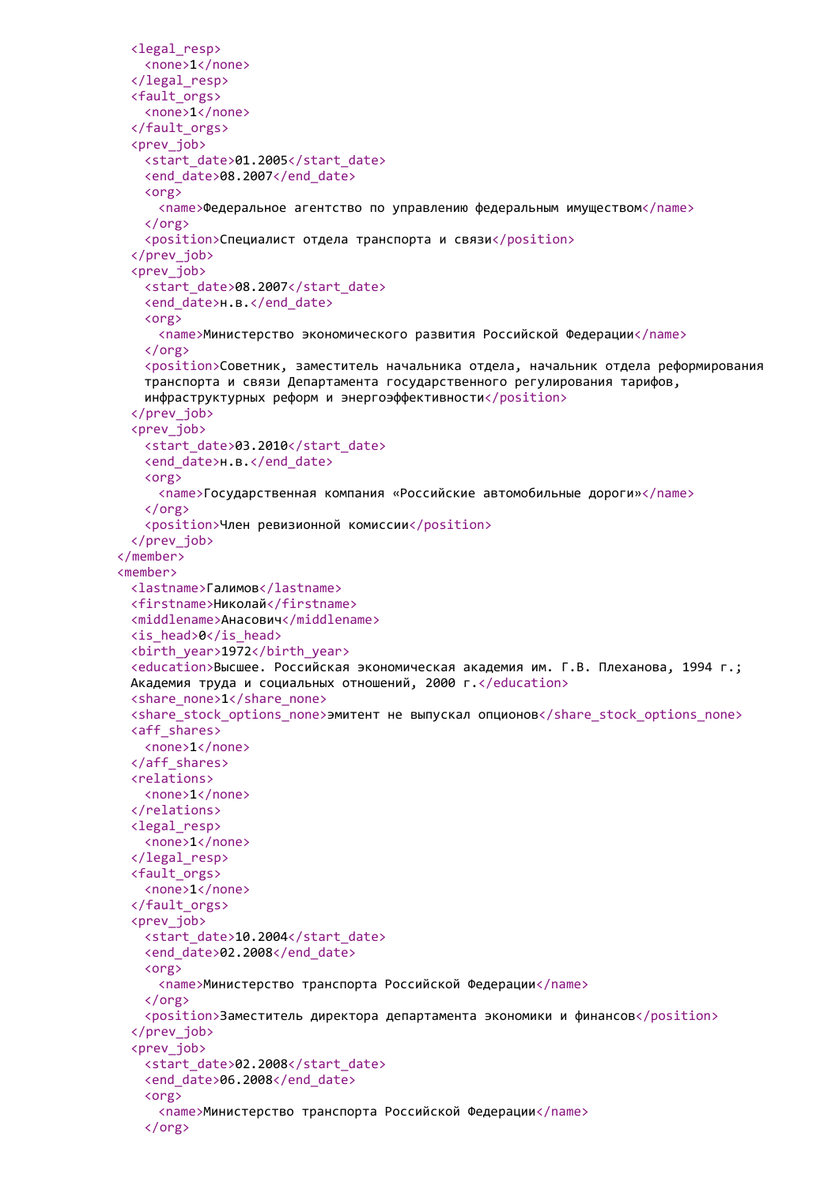```xml
        <legal_resp>
          <none>1</none>
        </legal_resp>
        <fault_orgs>
          <none>1</none>
        </fault_orgs>
        <prev_job>
          <start_date>01.2005</start_date>
          <end_date>08.2007</end_date>
          <org>
            <name>Федеральное агентство по управлению федеральным имуществом</name>
          </org>
          <position>Специалист отдела транспорта и связи</position>
        </prev_job>
        <prev_job>
          <start_date>08.2007</start_date>
          <end_date>н.в.</end_date>
          <org>
            <name>Министерство экономического развития Российской Федерации</name>
          </org>
          <position>Советник, заместитель начальника отдела, начальник отдела реформирования
          транспорта и связи Департамента государственного регулирования тарифов,
          инфраструктурных реформ и энергоэффективности</position>
        </prev_job>
        <prev_job>
          <start_date>03.2010</start_date>
          <end_date>н.в.</end_date>
          <org>
            <name>Государственная компания «Российские автомобильные дороги»</name>
          </org>
          <position>Член ревизионной комиссии</position>
        </prev_job>
      </member>
      <member>
        <lastname>Галимов</lastname>
        <firstname>Николай</firstname>
        <middlename>Анасович</middlename>
        <is_head>0</is_head>
        <birth_year>1972</birth_year>
        <education>Высшее. Российская экономическая академия им. Г.В. Плеханова, 1994 г.;
        Академия труда и социальных отношений, 2000 г.</education>
        <share_none>1</share_none>
        <share_stock_options_none>эмитент не выпускал опционов</share_stock_options_none>
        <aff_shares>
          <none>1</none>
        </aff_shares>
        <relations>
          <none>1</none>
        </relations>
        <legal_resp>
          <none>1</none>
        </legal_resp>
        <fault_orgs>
          <none>1</none>
        </fault_orgs>
        <prev_job>
          <start_date>10.2004</start_date>
          <end_date>02.2008</end_date>
          <org>
            <name>Министерство транспорта Российской Федерации</name>
          </org>
          <position>Заместитель директора департамента экономики и финансов</position>
        </prev_job>
        <prev_job>
          <start_date>02.2008</start_date>
          <end_date>06.2008</end_date>
          <org>
            <name>Министерство транспорта Российской Федерации</name>
          </org>
```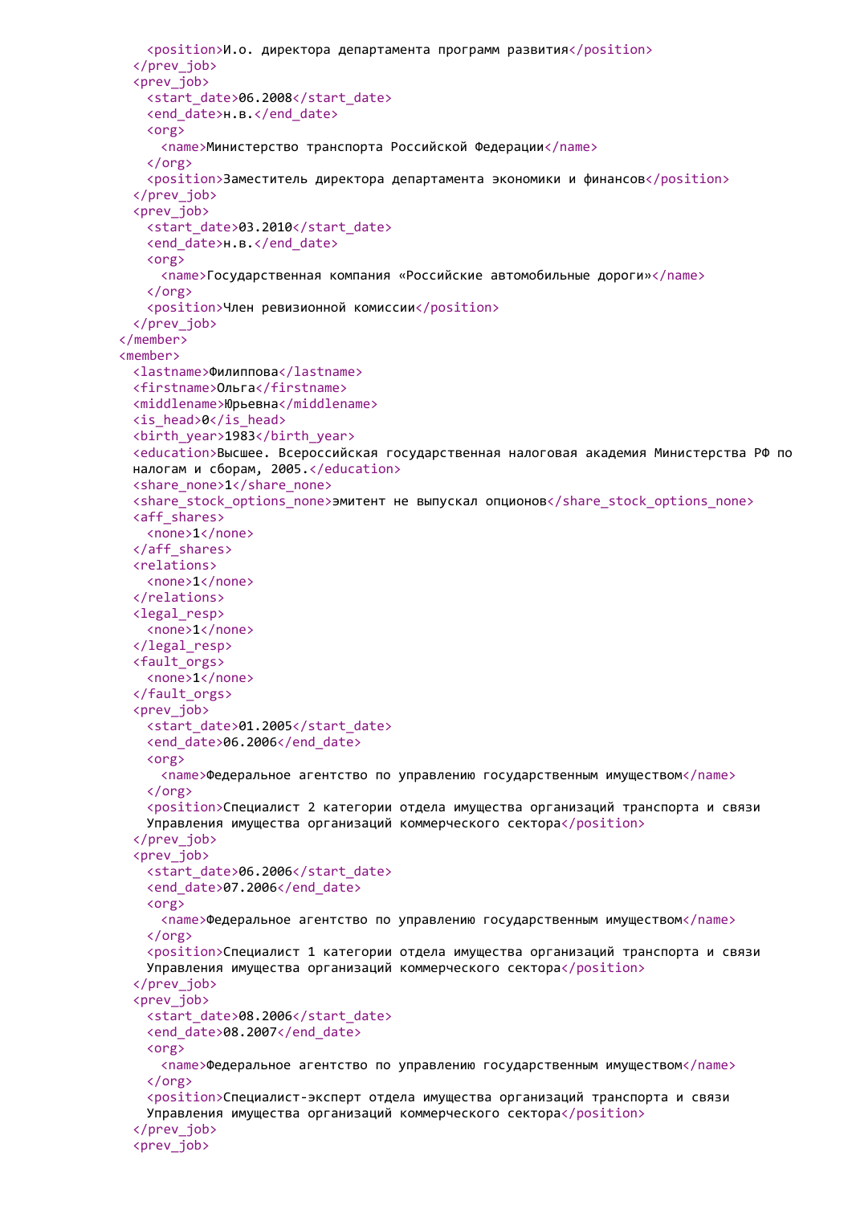```xml
        <position>И.о. директора департамента программ развития</position>
      </prev_job>
      <prev_job>
        <start_date>06.2008</start_date>
        <end_date>н.в.</end_date>
        <org>
          <name>Министерство транспорта Российской Федерации</name>
        </org>
        <position>Заместитель директора департамента экономики и финансов</position>
      </prev_job>
      <prev_job>
        <start_date>03.2010</start_date>
        <end_date>н.в.</end_date>
        <org>
          <name>Государственная компания «Российские автомобильные дороги»</name>
        </org>
        <position>Член ревизионной комиссии</position>
      </prev_job>
    </member>
    <member>
      <lastname>Филиппова</lastname>
      <firstname>Ольга</firstname>
      <middlename>Юрьевна</middlename>
      <is_head>0</is_head>
      <birth_year>1983</birth_year>
      <education>Высшее. Всероссийская государственная налоговая академия Министерства РФ по
      налогам и сборам, 2005.</education>
      <share_none>1</share_none>
      <share_stock_options_none>эмитент не выпускал опционов</share_stock_options_none>
      <aff_shares>
        <none>1</none>
      </aff_shares>
      <relations>
        <none>1</none>
      </relations>
      <legal_resp>
        <none>1</none>
      </legal_resp>
      <fault_orgs>
        <none>1</none>
      </fault_orgs>
      <prev_job>
        <start_date>01.2005</start_date>
        <end_date>06.2006</end_date>
        <org>
          <name>Федеральное агентство по управлению государственным имуществом</name>
        </org>
        <position>Специалист 2 категории отдела имущества организаций транспорта и связи
        Управления имущества организаций коммерческого сектора</position>
      </prev_job>
      <prev_job>
        <start_date>06.2006</start_date>
        <end_date>07.2006</end_date>
        <org>
          <name>Федеральное агентство по управлению государственным имуществом</name>
        </org>
        <position>Специалист 1 категории отдела имущества организаций транспорта и связи
        Управления имущества организаций коммерческого сектора</position>
      </prev_job>
      <prev_job>
        <start_date>08.2006</start_date>
        <end_date>08.2007</end_date>
        <org>
          <name>Федеральное агентство по управлению государственным имуществом</name>
        </org>
        <position>Специалист-эксперт отдела имущества организаций транспорта и связи
        Управления имущества организаций коммерческого сектора</position>
      </prev_job>
      <prev_job>
```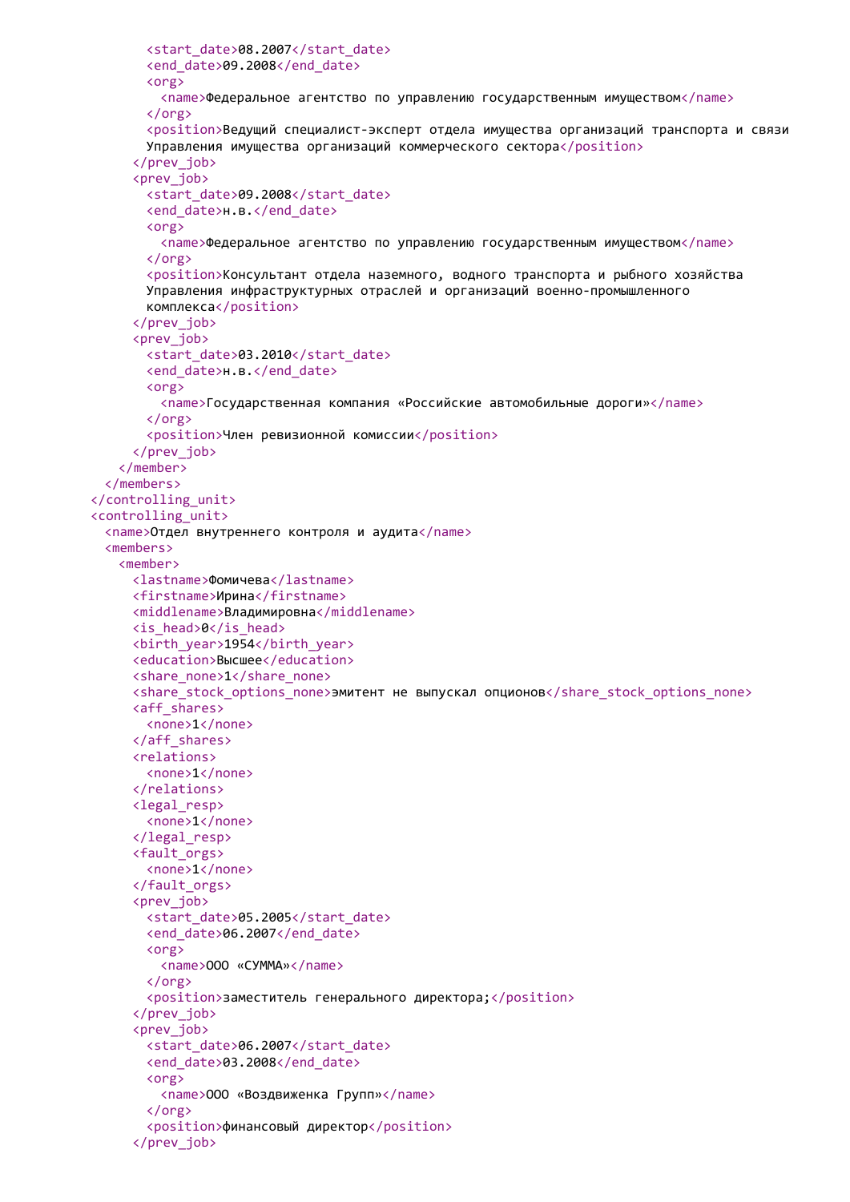```xml
        <start_date>08.2007</start_date>
        <end_date>09.2008</end_date>
        <org>
          <name>Федеральное агентство по управлению государственным имуществом</name>
        </org>
        <position>Ведущий специалист-эксперт отдела имущества организаций транспорта и связи
        Управления имущества организаций коммерческого сектора</position>
      </prev_job>
      <prev_job>
        <start_date>09.2008</start_date>
        <end_date>н.в.</end_date>
        <org>
          <name>Федеральное агентство по управлению государственным имуществом</name>
        </org>
        <position>Консультант отдела наземного, водного транспорта и рыбного хозяйства
        Управления инфраструктурных отраслей и организаций военно-промышленного
        комплекса</position>
      </prev_job>
      <prev_job>
        <start_date>03.2010</start_date>
        <end_date>н.в.</end_date>
        <org>
          <name>Государственная компания «Российские автомобильные дороги»</name>
        </org>
        <position>Член ревизионной комиссии</position>
      </prev_job>
    </member>
  </members>
</controlling_unit>
<controlling_unit>
  <name>Отдел внутреннего контроля и аудита</name>
  <members>
    <member>
      <lastname>Фомичева</lastname>
      <firstname>Ирина</firstname>
      <middlename>Владимировна</middlename>
      <is_head>0</is_head>
      <birth_year>1954</birth_year>
      <education>Высшее</education>
      <share_none>1</share_none>
      <share_stock_options_none>эмитент не выпускал опционов</share_stock_options_none>
      <aff_shares>
        <none>1</none>
      </aff_shares>
      <relations>
        <none>1</none>
      </relations>
      <legal_resp>
        <none>1</none>
      </legal_resp>
      <fault_orgs>
        <none>1</none>
      </fault_orgs>
      <prev_job>
        <start_date>05.2005</start_date>
        <end_date>06.2007</end_date>
        <org>
          <name>ООО «СУММА»</name>
        </org>
        <position>заместитель генерального директора;</position>
      </prev_job>
      <prev_job>
        <start_date>06.2007</start_date>
        <end_date>03.2008</end_date>
        <org>
          <name>ООО «Воздвиженка Групп»</name>
        </org>
        <position>финансовый директор</position>
      </prev_job>
```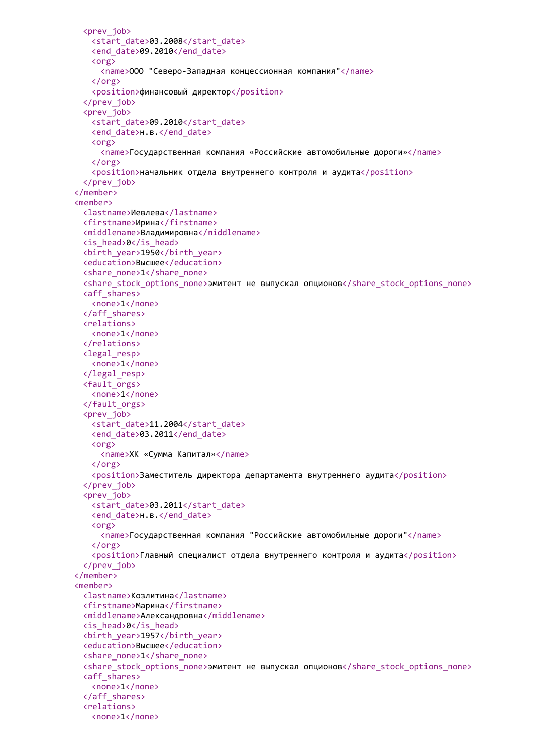```xml
      <prev_job>
        <start_date>03.2008</start_date>
        <end_date>09.2010</end_date>
        <org>
          <name>ООО "Северо-Западная концессионная компания"</name>
        </org>
        <position>финансовый директор</position>
      </prev_job>
      <prev_job>
        <start_date>09.2010</start_date>
        <end_date>н.в.</end_date>
        <org>
          <name>Государственная компания «Российские автомобильные дороги»</name>
        </org>
        <position>начальник отдела внутреннего контроля и аудита</position>
      </prev_job>
    </member>
    <member>
      <lastname>Иевлева</lastname>
      <firstname>Ирина</firstname>
      <middlename>Владимировна</middlename>
      <is_head>0</is_head>
      <birth_year>1950</birth_year>
      <education>Высшее</education>
      <share_none>1</share_none>
      <share_stock_options_none>эмитент не выпускал опционов</share_stock_options_none>
      <aff_shares>
        <none>1</none>
      </aff_shares>
      <relations>
        <none>1</none>
      </relations>
      <legal_resp>
        <none>1</none>
      </legal_resp>
      <fault_orgs>
        <none>1</none>
      </fault_orgs>
      <prev_job>
        <start_date>11.2004</start_date>
        <end_date>03.2011</end_date>
        <org>
          <name>ХК «Сумма Капитал»</name>
        </org>
        <position>Заместитель директора департамента внутреннего аудита</position>
      </prev_job>
      <prev_job>
        <start_date>03.2011</start_date>
        <end_date>н.в.</end_date>
        <org>
          <name>Государственная компания "Российские автомобильные дороги"</name>
        </org>
        <position>Главный специалист отдела внутреннего контроля и аудита</position>
      </prev_job>
    </member>
    <member>
      <lastname>Козлитина</lastname>
      <firstname>Марина</firstname>
      <middlename>Александровна</middlename>
      <is_head>0</is_head>
      <birth_year>1957</birth_year>
      <education>Высшее</education>
      <share_none>1</share_none>
      <share_stock_options_none>эмитент не выпускал опционов</share_stock_options_none>
      <aff_shares>
        <none>1</none>
      </aff_shares>
      <relations>
        <none>1</none>
```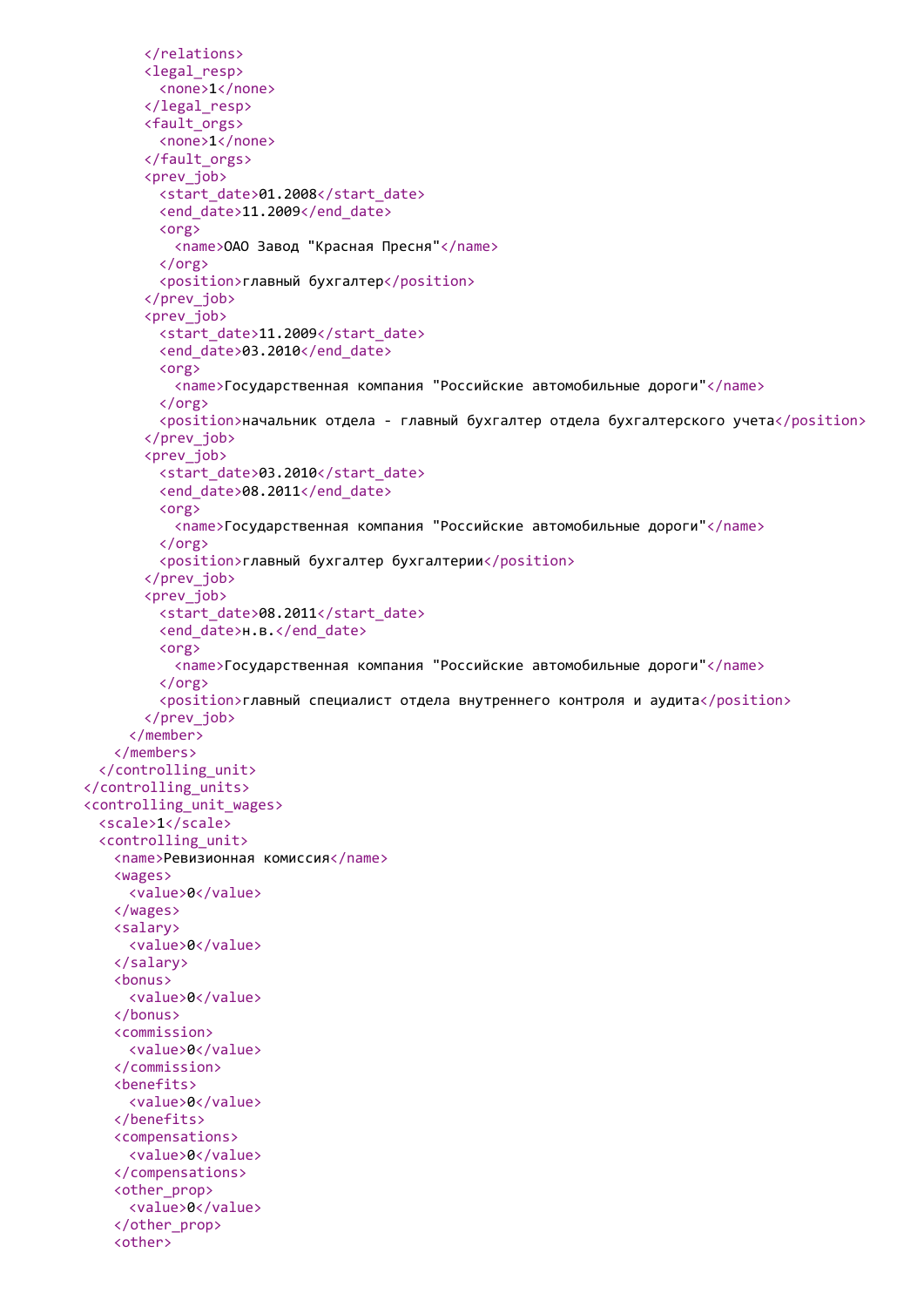```xml
        </relations>
        <legal_resp>
          <none>1</none>
        </legal_resp>
        <fault_orgs>
          <none>1</none>
        </fault_orgs>
        <prev_job>
          <start_date>01.2008</start_date>
          <end_date>11.2009</end_date>
          <org>
            <name>ОАО Завод "Красная Пресня"</name>
          </org>
          <position>главный бухгалтер</position>
        </prev_job>
        <prev_job>
          <start_date>11.2009</start_date>
          <end_date>03.2010</end_date>
          <org>
            <name>Государственная компания "Российские автомобильные дороги"</name>
          </org>
          <position>начальник отдела - главный бухгалтер отдела бухгалтерского учета</position>
        </prev_job>
        <prev_job>
          <start_date>03.2010</start_date>
          <end_date>08.2011</end_date>
          <org>
            <name>Государственная компания "Российские автомобильные дороги"</name>
          </org>
          <position>главный бухгалтер бухгалтерии</position>
        </prev_job>
        <prev_job>
          <start_date>08.2011</start_date>
          <end_date>н.в.</end_date>
          <org>
            <name>Государственная компания "Российские автомобильные дороги"</name>
          </org>
          <position>главный специалист отдела внутреннего контроля и аудита</position>
        </prev_job>
      </member>
    </members>
  </controlling_unit>
</controlling_units>
<controlling_unit_wages>
  <scale>1</scale>
  <controlling_unit>
    <name>Ревизионная комиссия</name>
    <wages>
      <value>0</value>
    </wages>
    <salary>
      <value>0</value>
    </salary>
    <bonus>
      <value>0</value>
    </bonus>
    <commission>
      <value>0</value>
    </commission>
    <benefits>
      <value>0</value>
    </benefits>
    <compensations>
      <value>0</value>
    </compensations>
    <other_prop>
      <value>0</value>
    </other_prop>
    <other>
```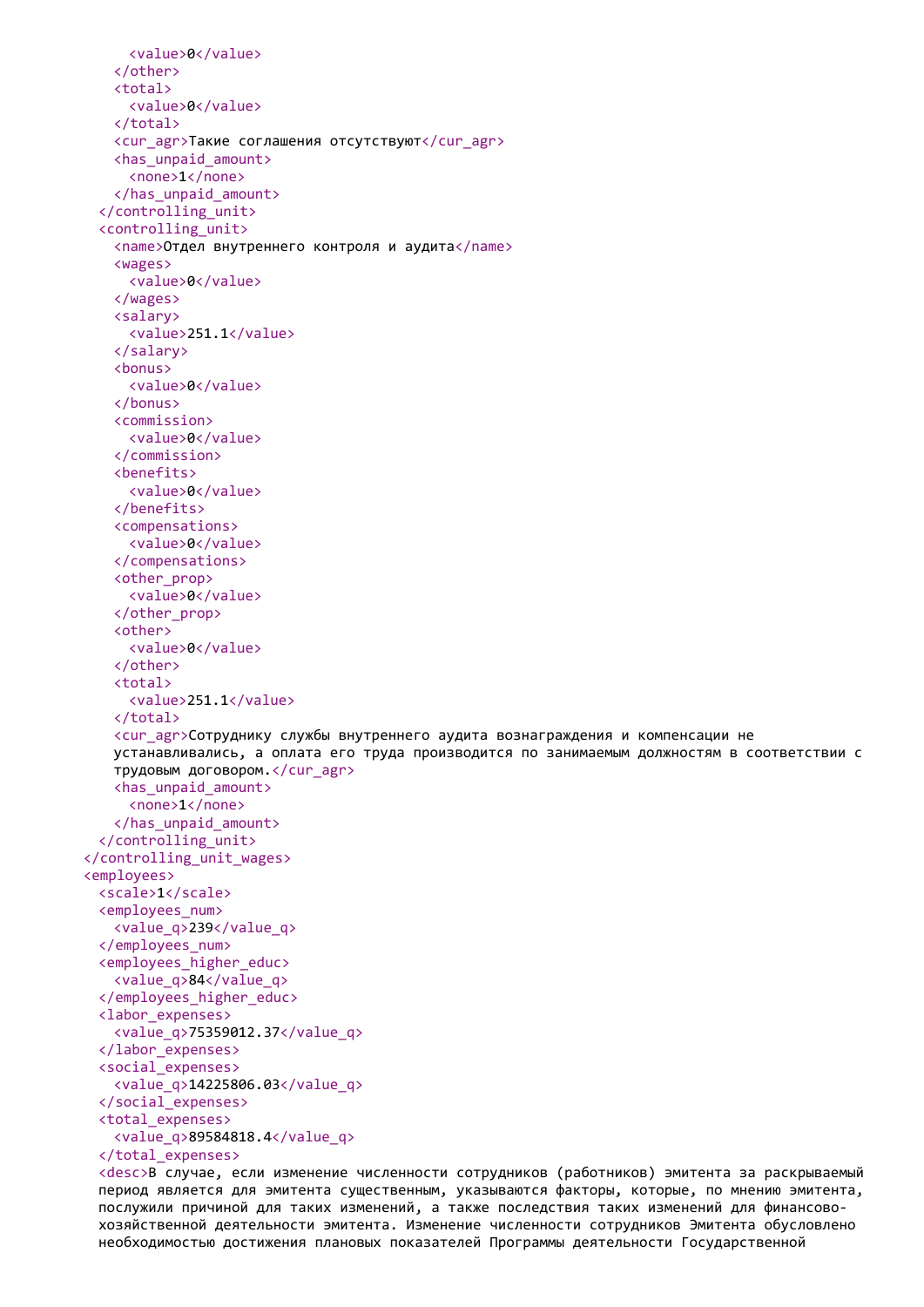```xml
      <value>0</value>
    </other>
    <total>
      <value>0</value>
    </total>
    <cur_agr>Такие соглашения отсутствуют</cur_agr>
    <has_unpaid_amount>
      <none>1</none>
    </has_unpaid_amount>
  </controlling_unit>
  <controlling_unit>
    <name>Отдел внутреннего контроля и аудита</name>
    <wages>
      <value>0</value>
    </wages>
    <salary>
      <value>251.1</value>
    </salary>
    <bonus>
      <value>0</value>
    </bonus>
    <commission>
      <value>0</value>
    </commission>
    <benefits>
      <value>0</value>
    </benefits>
    <compensations>
      <value>0</value>
    </compensations>
    <other_prop>
      <value>0</value>
    </other_prop>
    <other>
      <value>0</value>
    </other>
    <total>
      <value>251.1</value>
    </total>
    <cur_agr>Сотруднику службы внутреннего аудита вознаграждения и компенсации не
    устанавливались, а оплата его труда производится по занимаемым должностям в соответствии с
    трудовым договором.</cur_agr>
    <has_unpaid_amount>
      <none>1</none>
    </has_unpaid_amount>
  </controlling_unit>
</controlling_unit_wages>
<employees>
  <scale>1</scale>
  <employees_num>
    <value_q>239</value_q>
  </employees_num>
  <employees_higher_educ>
    <value_q>84</value_q>
  </employees_higher_educ>
  <labor_expenses>
    <value_q>75359012.37</value_q>
  </labor_expenses>
  <social_expenses>
    <value_q>14225806.03</value_q>
  </social_expenses>
  <total_expenses>
    <value_q>89584818.4</value_q>
  </total_expenses>
  <desc>В случае, если изменение численности сотрудников (работников) эмитента за раскрываемый
  период является для эмитента существенным, указываются факторы, которые, по мнению эмитента,
  послужили причиной для таких изменений, а также последствия таких изменений для финансово-
  хозяйственной деятельности эмитента. Изменение численности сотрудников Эмитента обусловлено
  необходимостью достижения плановых показателей Программы деятельности Государственной
```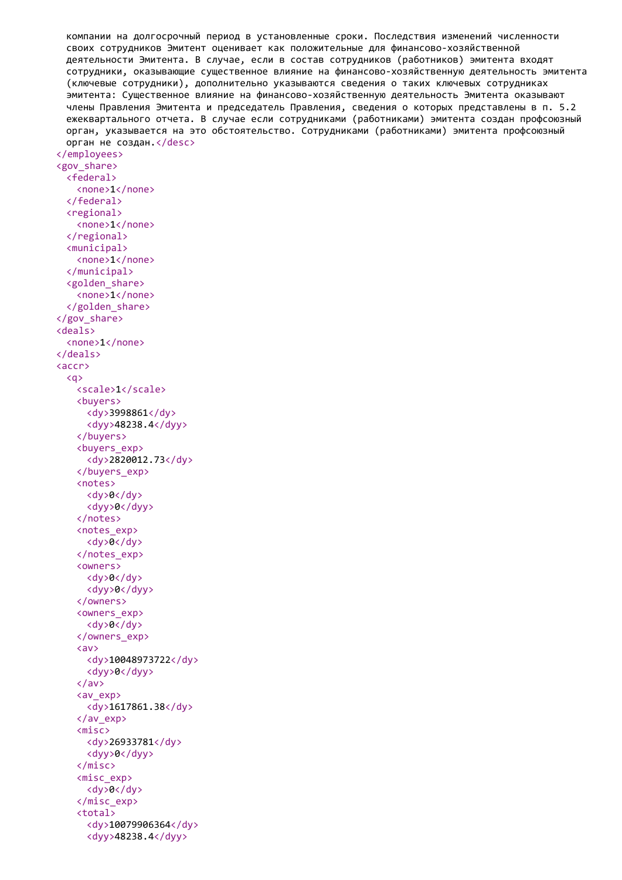```
компании на долгосрочный период в установленные сроки. Последствия изменений численности
своих сотрудников Эмитент оценивает как положительные для финансово-хозяйственной
деятельности Эмитента. В случае, если в состав сотрудников (работников) эмитента входят
сотрудники, оказывающие существенное влияние на финансово-хозяйственную деятельность эмитента
(ключевые сотрудники), дополнительно указываются сведения о таких ключевых сотрудниках
эмитента: Существенное влияние на финансово-хозяйственную деятельность Эмитента оказывают
члены Правления Эмитента и председатель Правления, сведения о которых представлены в п. 5.2
ежеквартального отчета. В случае если сотрудниками (работниками) эмитента создан профсоюзный
орган, указывается на это обстоятельство. Сотрудниками (работниками) эмитента профсоюзный
орган не создан.</desc>
</employees>
<gov_share>
  <federal>
    <none>1</none>
  </federal>
  <regional>
    <none>1</none>
  </regional>
  <municipal>
    <none>1</none>
  </municipal>
  <golden_share>
    <none>1</none>
  </golden_share>
</gov_share>
<deals>
  <none>1</none>
</deals>
<accr>
  <q>
    <scale>1</scale>
    <buyers>
      <dy>3998861</dy>
      <dyy>48238.4</dyy>
    </buyers>
    <buyers_exp>
      <dy>2820012.73</dy>
    </buyers_exp>
    <notes>
      <dy>0</dy>
      <dyy>0</dyy>
    </notes>
    <notes_exp>
      <dy>0</dy>
    </notes_exp>
    <owners>
      <dy>0</dy>
      <dyy>0</dyy>
    </owners>
    <owners_exp>
      <dy>0</dy>
    </owners_exp>
    <av>
      <dy>10048973722</dy>
      <dyy>0</dyy>
    </av>
    <av_exp>
      <dy>1617861.38</dy>
    </av_exp>
    <misc>
      <dy>26933781</dy>
      <dyy>0</dyy>
    </misc>
    <misc_exp>
      <dy>0</dy>
    </misc_exp>
    <total>
      <dy>10079906364</dy>
      <dyy>48238.4</dyy>
```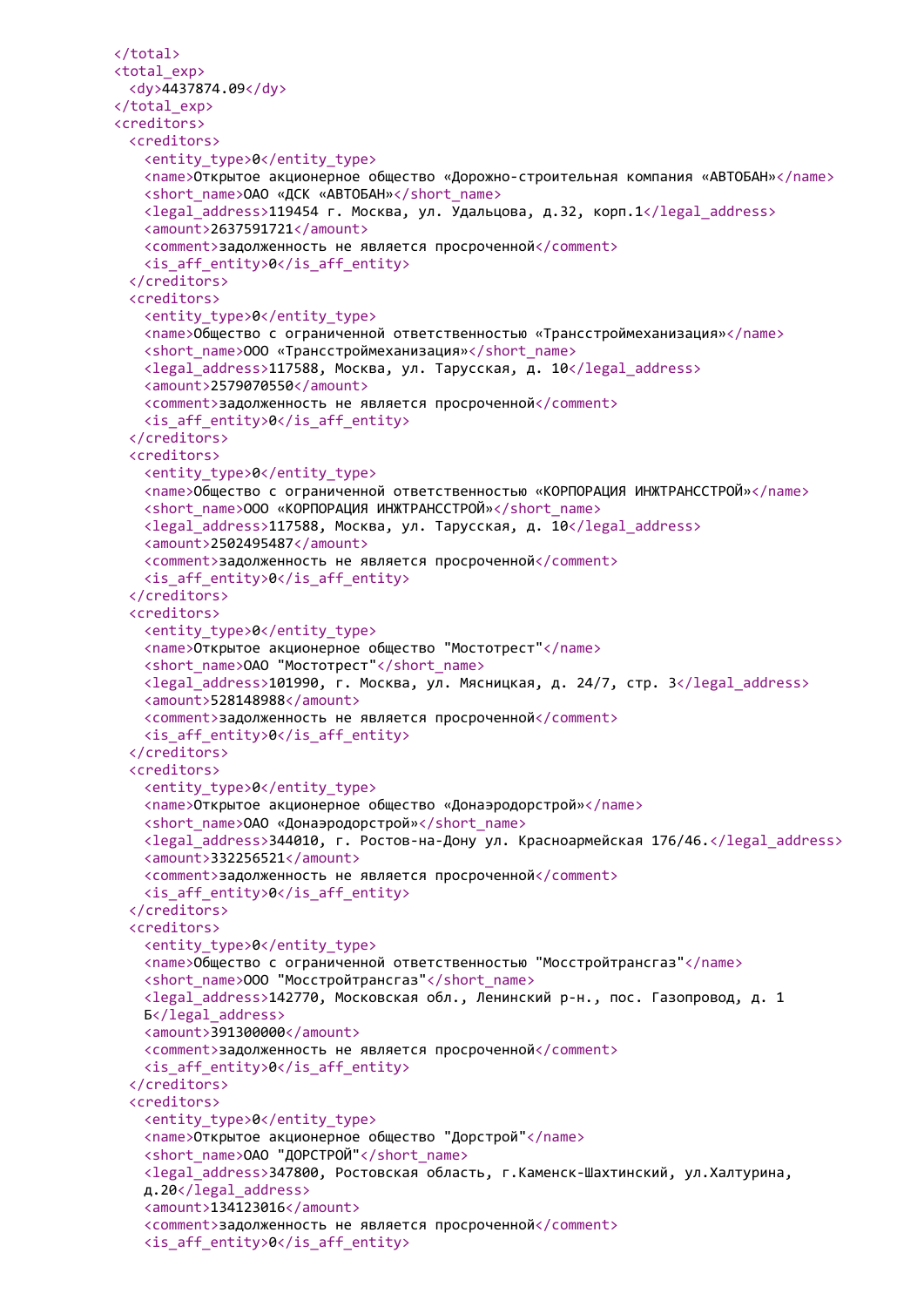```
        </total>
        <total_exp>
          <dy>4437874.09</dy>
        </total_exp>
        <creditors>
          <creditors>
            <entity_type>0</entity_type>
            <name>Открытое акционерное общество «Дорожно-строительная компания «АВТОБАН»</name>
            <short_name>ОАО «ДСК «АВТОБАН»</short_name>
            <legal_address>119454 г. Москва, ул. Удальцова, д.32, корп.1</legal_address>
            <amount>2637591721</amount>
            <comment>задолженность не является просроченной</comment>
            <is_aff_entity>0</is_aff_entity>
          </creditors>
          <creditors>
            <entity_type>0</entity_type>
            <name>Общество с ограниченной ответственностью «Трансстроймеханизация»</name>
            <short_name>ООО «Трансстроймеханизация»</short_name>
            <legal_address>117588, Москва, ул. Тарусская, д. 10</legal_address>
            <amount>2579070550</amount>
            <comment>задолженность не является просроченной</comment>
            <is_aff_entity>0</is_aff_entity>
          </creditors>
          <creditors>
            <entity_type>0</entity_type>
            <name>Общество с ограниченной ответственностью «КОРПОРАЦИЯ ИНЖТРАНССТРОЙ»</name>
            <short_name>ООО «КОРПОРАЦИЯ ИНЖТРАНССТРОЙ»</short_name>
            <legal_address>117588, Москва, ул. Тарусская, д. 10</legal_address>
            <amount>2502495487</amount>
            <comment>задолженность не является просроченной</comment>
            <is_aff_entity>0</is_aff_entity>
          </creditors>
          <creditors>
            <entity_type>0</entity_type>
            <name>Открытое акционерное общество "Мостотрест"</name>
            <short_name>ОАО "Мостотрест"</short_name>
            <legal_address>101990, г. Москва, ул. Мясницкая, д. 24/7, стр. 3</legal_address>
            <amount>528148988</amount>
            <comment>задолженность не является просроченной</comment>
            <is_aff_entity>0</is_aff_entity>
          </creditors>
          <creditors>
            <entity_type>0</entity_type>
            <name>Открытое акционерное общество «Донаэродорстрой»</name>
            <short_name>ОАО «Донаэродорстрой»</short_name>
            <legal_address>344010, г. Ростов-на-Дону ул. Красноармейская 176/46.</legal_address>
            <amount>332256521</amount>
            <comment>задолженность не является просроченной</comment>
            <is_aff_entity>0</is_aff_entity>
          </creditors>
          <creditors>
            <entity_type>0</entity_type>
            <name>Общество с ограниченной ответственностью "Мосстройтрансгаз"</name>
            <short_name>ООО "Мосстройтрансгаз"</short_name>
            <legal_address>142770, Московская обл., Ленинский р-н., пос. Газопровод, д. 1
            Б</legal_address>
            <amount>391300000</amount>
            <comment>задолженность не является просроченной</comment>
            <is_aff_entity>0</is_aff_entity>
          </creditors>
          <creditors>
            <entity_type>0</entity_type>
            <name>Открытое акционерное общество "Дорстрой"</name>
            <short_name>ОАО "ДОРСТРОЙ"</short_name>
            <legal_address>347800, Ростовская область, г.Каменск-Шахтинский, ул.Халтурина,
            д.20</legal_address>
            <amount>134123016</amount>
            <comment>задолженность не является просроченной</comment>
            <is_aff_entity>0</is_aff_entity>
```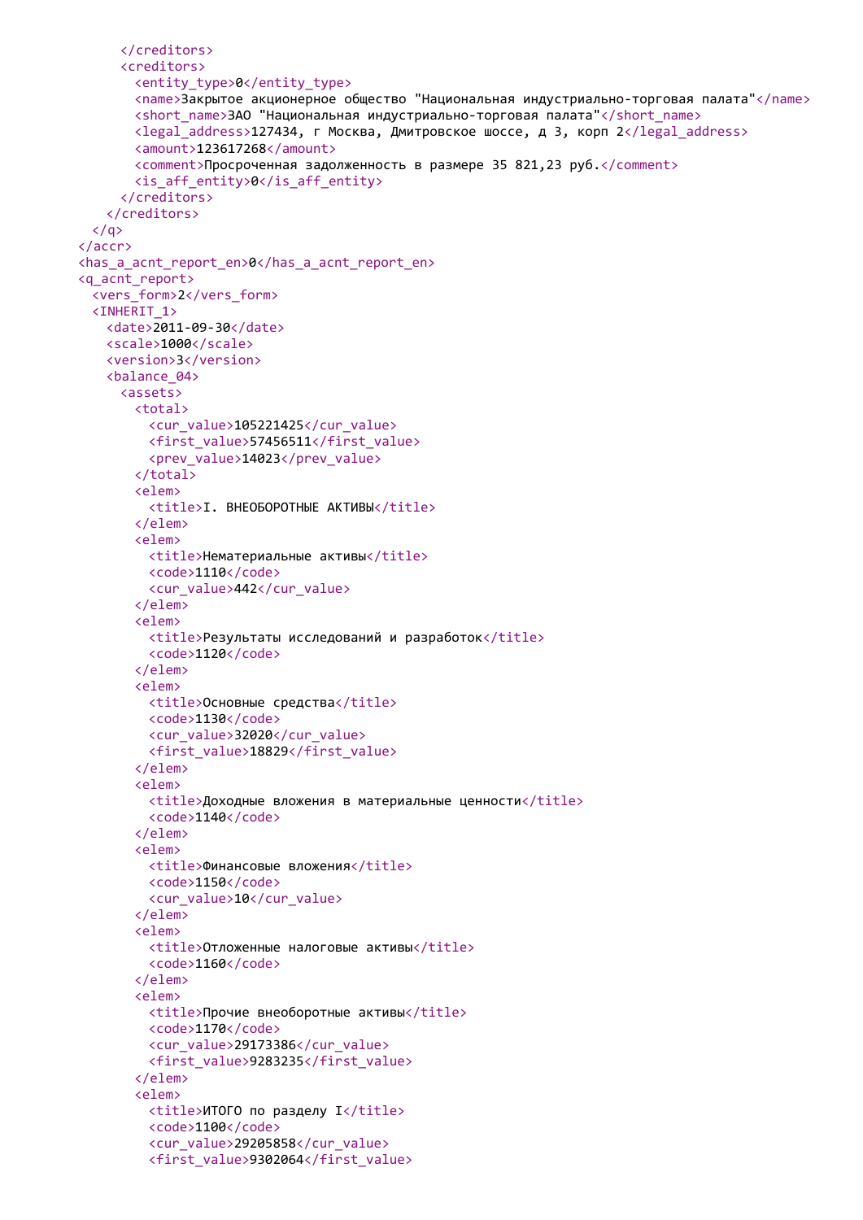```xml
      </creditors>
      <creditors>
        <entity_type>0</entity_type>
        <name>Закрытое акционерное общество "Национальная индустриально-торговая палата"</name>
        <short_name>ЗАО "Национальная индустриально-торговая палата"</short_name>
        <legal_address>127434, г Москва, Дмитровское шоссе, д 3, корп 2</legal_address>
        <amount>123617268</amount>
        <comment>Просроченная задолженность в размере 35 821,23 руб.</comment>
        <is_aff_entity>0</is_aff_entity>
      </creditors>
    </creditors>
  </q>
</accr>
<has_a_acnt_report_en>0</has_a_acnt_report_en>
<q_acnt_report>
  <vers_form>2</vers_form>
  <INHERIT_1>
    <date>2011-09-30</date>
    <scale>1000</scale>
    <version>3</version>
    <balance_04>
      <assets>
        <total>
          <cur_value>105221425</cur_value>
          <first_value>57456511</first_value>
          <prev_value>14023</prev_value>
        </total>
        <elem>
          <title>I. ВНЕОБОРОТНЫЕ АКТИВЫ</title>
        </elem>
        <elem>
          <title>Нематериальные активы</title>
          <code>1110</code>
          <cur_value>442</cur_value>
        </elem>
        <elem>
          <title>Результаты исследований и разработок</title>
          <code>1120</code>
        </elem>
        <elem>
          <title>Основные средства</title>
          <code>1130</code>
          <cur_value>32020</cur_value>
          <first_value>18829</first_value>
        </elem>
        <elem>
          <title>Доходные вложения в материальные ценности</title>
          <code>1140</code>
        </elem>
        <elem>
          <title>Финансовые вложения</title>
          <code>1150</code>
          <cur_value>10</cur_value>
        </elem>
        <elem>
          <title>Отложенные налоговые активы</title>
          <code>1160</code>
        </elem>
        <elem>
          <title>Прочие внеоборотные активы</title>
          <code>1170</code>
          <cur_value>29173386</cur_value>
          <first_value>9283235</first_value>
        </elem>
        <elem>
          <title>ИТОГО по разделу I</title>
          <code>1100</code>
          <cur_value>29205858</cur_value>
          <first_value>9302064</first_value>
```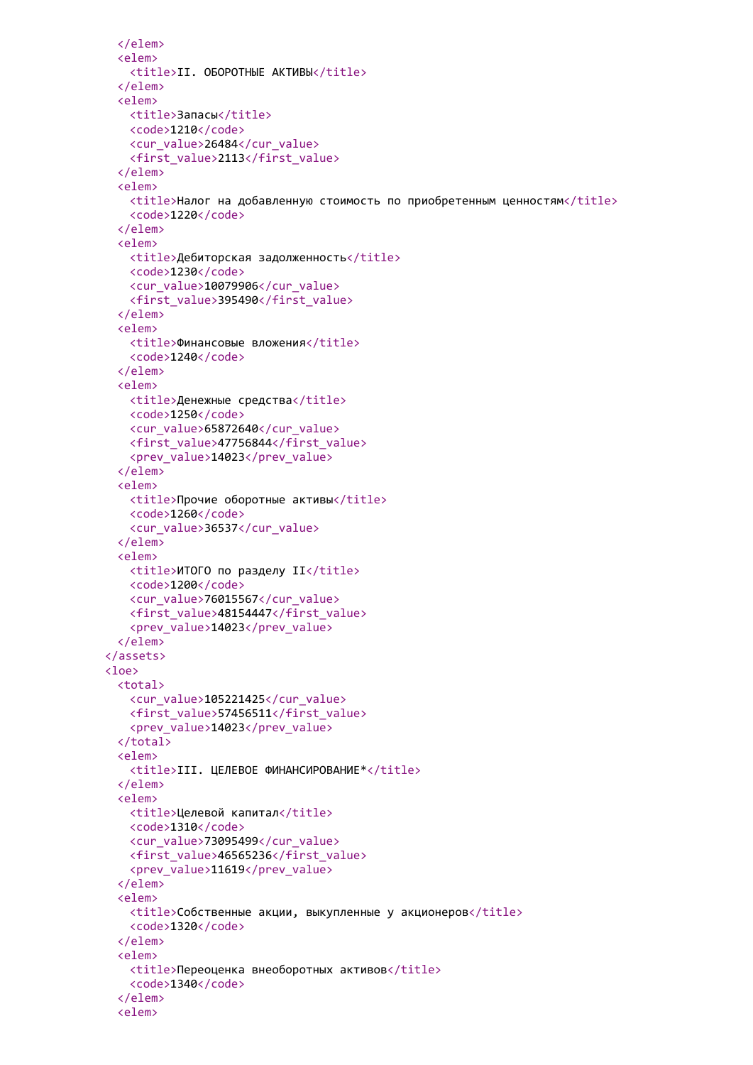```
    </elem>
    <elem>
      <title>II. ОБОРОТНЫЕ АКТИВЫ</title>
    </elem>
    <elem>
      <title>Запасы</title>
      <code>1210</code>
      <cur_value>26484</cur_value>
      <first_value>2113</first_value>
    </elem>
    <elem>
      <title>Налог на добавленную стоимость по приобретенным ценностям</title>
      <code>1220</code>
    </elem>
    <elem>
      <title>Дебиторская задолженность</title>
      <code>1230</code>
      <cur_value>10079906</cur_value>
      <first_value>395490</first_value>
    </elem>
    <elem>
      <title>Финансовые вложения</title>
      <code>1240</code>
    </elem>
    <elem>
      <title>Денежные средства</title>
      <code>1250</code>
      <cur_value>65872640</cur_value>
      <first_value>47756844</first_value>
      <prev_value>14023</prev_value>
    </elem>
    <elem>
      <title>Прочие оборотные активы</title>
      <code>1260</code>
      <cur_value>36537</cur_value>
    </elem>
    <elem>
      <title>ИТОГО по разделу II</title>
      <code>1200</code>
      <cur_value>76015567</cur_value>
      <first_value>48154447</first_value>
      <prev_value>14023</prev_value>
    </elem>
  </assets>
  <loe>
    <total>
      <cur_value>105221425</cur_value>
      <first_value>57456511</first_value>
      <prev_value>14023</prev_value>
    </total>
    <elem>
      <title>III. ЦЕЛЕВОЕ ФИНАНСИРОВАНИЕ*</title>
    </elem>
    <elem>
      <title>Целевой капитал</title>
      <code>1310</code>
      <cur_value>73095499</cur_value>
      <first_value>46565236</first_value>
      <prev_value>11619</prev_value>
    </elem>
    <elem>
      <title>Собственные акции, выкупленные у акционеров</title>
      <code>1320</code>
    </elem>
    <elem>
      <title>Переоценка внеоборотных активов</title>
      <code>1340</code>
    </elem>
    <elem>
```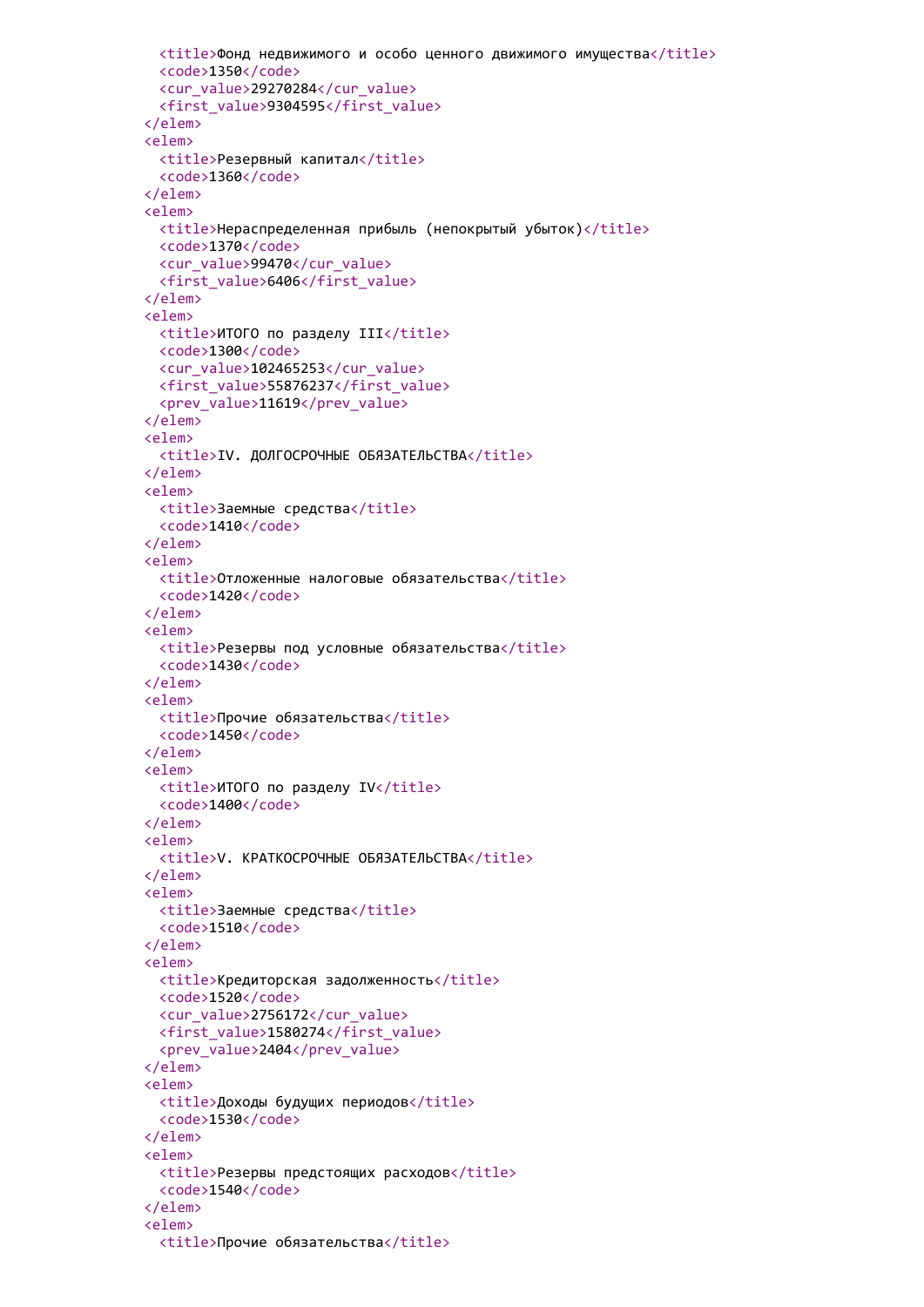```xml
      <title>Фонд недвижимого и особо ценного движимого имущества</title>
      <code>1350</code>
      <cur_value>29270284</cur_value>
      <first_value>9304595</first_value>
    </elem>
    <elem>
      <title>Резервный капитал</title>
      <code>1360</code>
    </elem>
    <elem>
      <title>Нераспределенная прибыль (непокрытый убыток)</title>
      <code>1370</code>
      <cur_value>99470</cur_value>
      <first_value>6406</first_value>
    </elem>
    <elem>
      <title>ИТОГО по разделу III</title>
      <code>1300</code>
      <cur_value>102465253</cur_value>
      <first_value>55876237</first_value>
      <prev_value>11619</prev_value>
    </elem>
    <elem>
      <title>IV. ДОЛГОСРОЧНЫЕ ОБЯЗАТЕЛЬСТВА</title>
    </elem>
    <elem>
      <title>Заемные средства</title>
      <code>1410</code>
    </elem>
    <elem>
      <title>Отложенные налоговые обязательства</title>
      <code>1420</code>
    </elem>
    <elem>
      <title>Резервы под условные обязательства</title>
      <code>1430</code>
    </elem>
    <elem>
      <title>Прочие обязательства</title>
      <code>1450</code>
    </elem>
    <elem>
      <title>ИТОГО по разделу IV</title>
      <code>1400</code>
    </elem>
    <elem>
      <title>V. КРАТКОСРОЧНЫЕ ОБЯЗАТЕЛЬСТВА</title>
    </elem>
    <elem>
      <title>Заемные средства</title>
      <code>1510</code>
    </elem>
    <elem>
      <title>Кредиторская задолженность</title>
      <code>1520</code>
      <cur_value>2756172</cur_value>
      <first_value>1580274</first_value>
      <prev_value>2404</prev_value>
    </elem>
    <elem>
      <title>Доходы будущих периодов</title>
      <code>1530</code>
    </elem>
    <elem>
      <title>Резервы предстоящих расходов</title>
      <code>1540</code>
    </elem>
    <elem>
      <title>Прочие обязательства</title>
```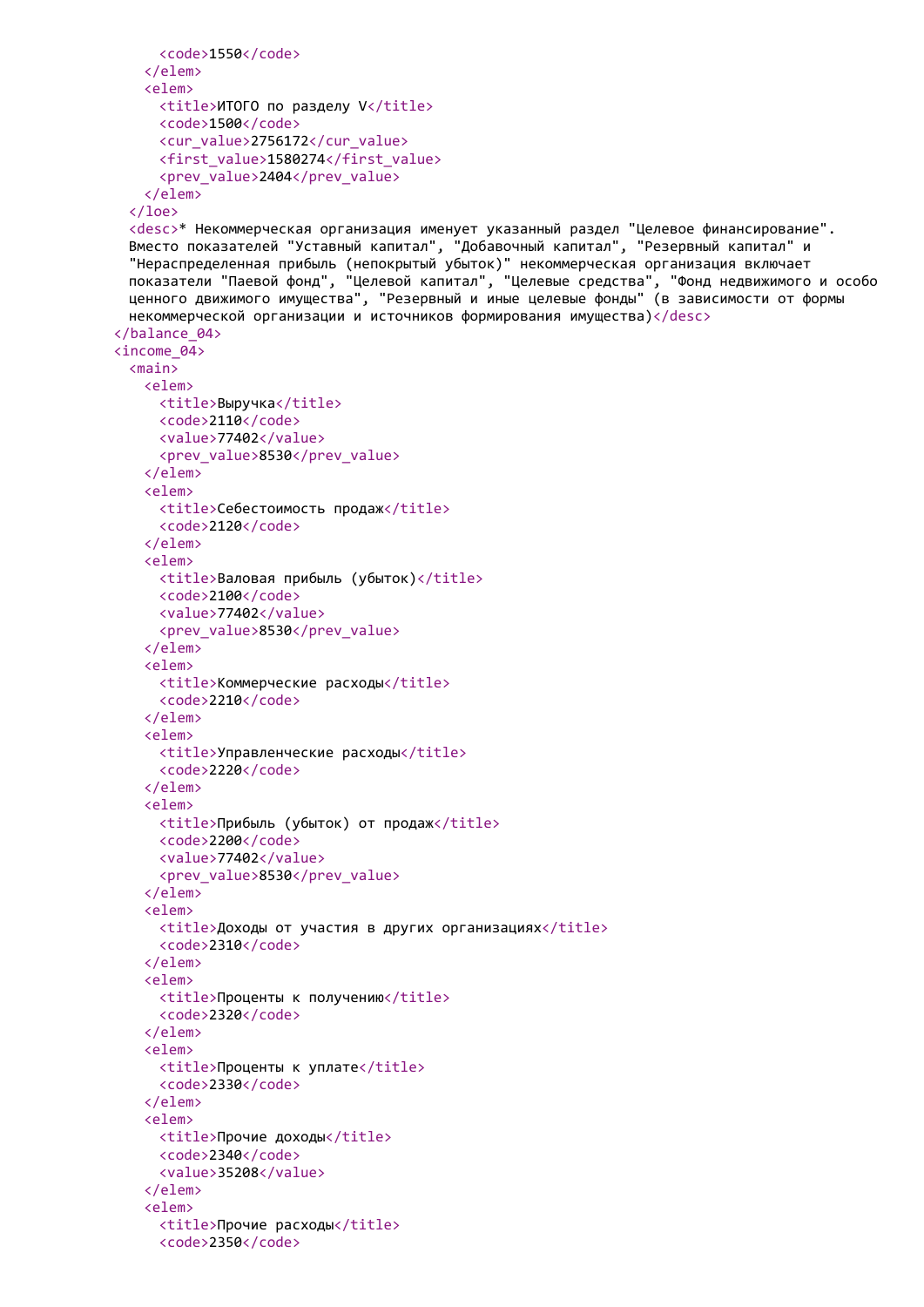```
        <code>1550</code>
      </elem>
      <elem>
        <title>ИТОГО по разделу V</title>
        <code>1500</code>
        <cur_value>2756172</cur_value>
        <first_value>1580274</first_value>
        <prev_value>2404</prev_value>
      </elem>
    </loe>
    <desc>* Некоммерческая организация именует указанный раздел "Целевое финансирование".
    Вместо показателей "Уставный капитал", "Добавочный капитал", "Резервный капитал" и
    "Нераспределенная прибыль (непокрытый убыток)" некоммерческая организация включает
    показатели "Паевой фонд", "Целевой капитал", "Целевые средства", "Фонд недвижимого и особо
    ценного движимого имущества", "Резервный и иные целевые фонды" (в зависимости от формы
    некоммерческой организации и источников формирования имущества)</desc>
  </balance_04>
  <income_04>
    <main>
      <elem>
        <title>Выручка</title>
        <code>2110</code>
        <value>77402</value>
        <prev_value>8530</prev_value>
      </elem>
      <elem>
        <title>Себестоимость продаж</title>
        <code>2120</code>
      </elem>
      <elem>
        <title>Валовая прибыль (убыток)</title>
        <code>2100</code>
        <value>77402</value>
        <prev_value>8530</prev_value>
      </elem>
      <elem>
        <title>Коммерческие расходы</title>
        <code>2210</code>
      </elem>
      <elem>
        <title>Управленческие расходы</title>
        <code>2220</code>
      </elem>
      <elem>
        <title>Прибыль (убыток) от продаж</title>
        <code>2200</code>
        <value>77402</value>
        <prev_value>8530</prev_value>
      </elem>
      <elem>
        <title>Доходы от участия в других организациях</title>
        <code>2310</code>
      </elem>
      <elem>
        <title>Проценты к получению</title>
        <code>2320</code>
      </elem>
      <elem>
        <title>Проценты к уплате</title>
        <code>2330</code>
      </elem>
      <elem>
        <title>Прочие доходы</title>
        <code>2340</code>
        <value>35208</value>
      </elem>
      <elem>
        <title>Прочие расходы</title>
        <code>2350</code>
```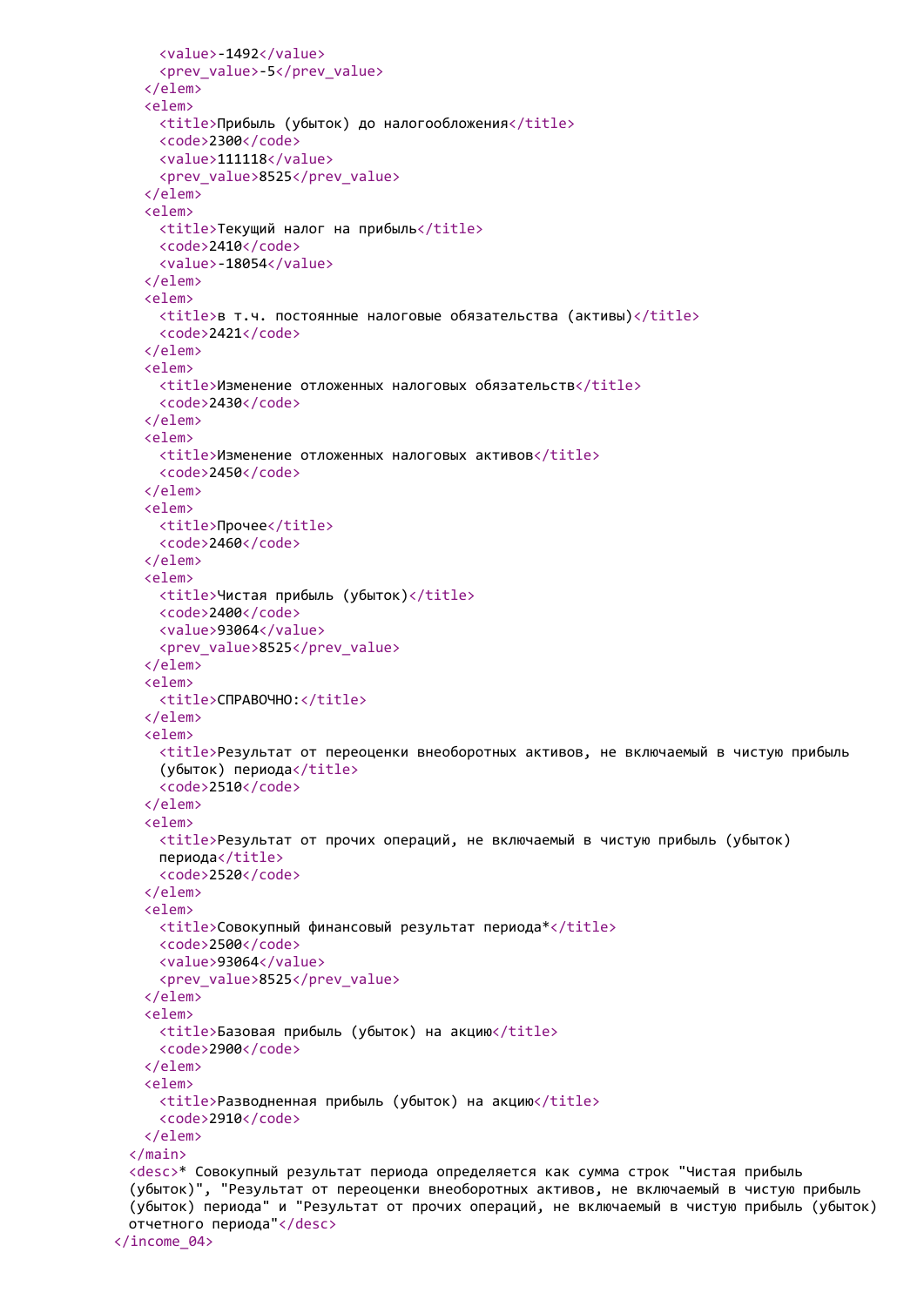```xml
      <value>-1492</value>
      <prev_value>-5</prev_value>
    </elem>
    <elem>
      <title>Прибыль (убыток) до налогообложения</title>
      <code>2300</code>
      <value>111118</value>
      <prev_value>8525</prev_value>
    </elem>
    <elem>
      <title>Текущий налог на прибыль</title>
      <code>2410</code>
      <value>-18054</value>
    </elem>
    <elem>
      <title>в т.ч. постоянные налоговые обязательства (активы)</title>
      <code>2421</code>
    </elem>
    <elem>
      <title>Изменение отложенных налоговых обязательств</title>
      <code>2430</code>
    </elem>
    <elem>
      <title>Изменение отложенных налоговых активов</title>
      <code>2450</code>
    </elem>
    <elem>
      <title>Прочее</title>
      <code>2460</code>
    </elem>
    <elem>
      <title>Чистая прибыль (убыток)</title>
      <code>2400</code>
      <value>93064</value>
      <prev_value>8525</prev_value>
    </elem>
    <elem>
      <title>СПРАВОЧНО:</title>
    </elem>
    <elem>
      <title>Результат от переоценки внеоборотных активов, не включаемый в чистую прибыль
      (убыток) периода</title>
      <code>2510</code>
    </elem>
    <elem>
      <title>Результат от прочих операций, не включаемый в чистую прибыль (убыток)
      периода</title>
      <code>2520</code>
    </elem>
    <elem>
      <title>Совокупный финансовый результат периода*</title>
      <code>2500</code>
      <value>93064</value>
      <prev_value>8525</prev_value>
    </elem>
    <elem>
      <title>Базовая прибыль (убыток) на акцию</title>
      <code>2900</code>
    </elem>
    <elem>
      <title>Разводненная прибыль (убыток) на акцию</title>
      <code>2910</code>
    </elem>
  </main>
  <desc>* Совокупный результат периода определяется как сумма строк "Чистая прибыль
  (убыток)", "Результат от переоценки внеоборотных активов, не включаемый в чистую прибыль
  (убыток) периода" и "Результат от прочих операций, не включаемый в чистую прибыль (убыток)
  отчетного периода"</desc>
</income_04>
```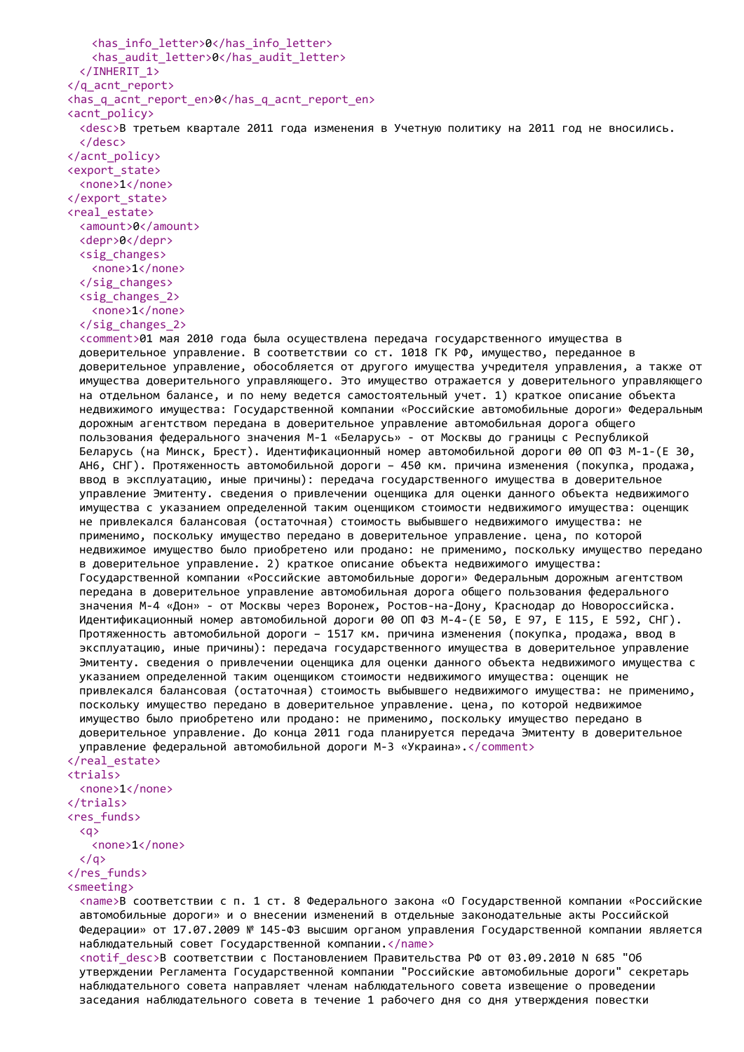```xml
      <has_info_letter>0</has_info_letter>
      <has_audit_letter>0</has_audit_letter>
    </INHERIT_1>
  </q_acnt_report>
  <has_q_acnt_report_en>0</has_q_acnt_report_en>
  <acnt_policy>
    <desc>В третьем квартале 2011 года изменения в Учетную политику на 2011 год не вносились.
    </desc>
  </acnt_policy>
  <export_state>
    <none>1</none>
  </export_state>
  <real_estate>
    <amount>0</amount>
    <depr>0</depr>
    <sig_changes>
      <none>1</none>
    </sig_changes>
    <sig_changes_2>
      <none>1</none>
    </sig_changes_2>
    <comment>01 мая 2010 года была осуществлена передача государственного имущества в доверительное управление. В соответствии со ст. 1018 ГК РФ, имущество, переданное в доверительное управление, обособляется от другого имущества учредителя управления, а также от имущества доверительного управляющего. Это имущество отражается у доверительного управляющего на отдельном балансе, и по нему ведется самостоятельный учет. 1) краткое описание объекта недвижимого имущества: Государственной компании «Российские автомобильные дороги» Федеральным дорожным агентством передана в доверительное управление автомобильная дорога общего пользования федерального значения М-1 «Беларусь» - от Москвы до границы с Республикой Беларусь (на Минск, Брест). Идентификационный номер автомобильной дороги 00 ОП ФЗ М-1-(Е 30, АН6, СНГ). Протяженность автомобильной дороги – 450 км. причина изменения (покупка, продажа, ввод в эксплуатацию, иные причины): передача государственного имущества в доверительное управление Эмитенту. сведения о привлечении оценщика для оценки данного объекта недвижимого имущества с указанием определенной таким оценщиком стоимости недвижимого имущества: оценщик не привлекался балансовая (остаточная) стоимость выбывшего недвижимого имущества: не применимо, поскольку имущество передано в доверительное управление. цена, по которой недвижимое имущество было приобретено или продано: не применимо, поскольку имущество передано в доверительное управление. 2) краткое описание объекта недвижимого имущества: Государственной компании «Российские автомобильные дороги» Федеральным дорожным агентством передана в доверительное управление автомобильная дорога общего пользования федерального значения М-4 «Дон» - от Москвы через Воронеж, Ростов-на-Дону, Краснодар до Новороссийска. Идентификационный номер автомобильной дороги 00 ОП ФЗ М-4-(Е 50, Е 97, Е 115, Е 592, СНГ). Протяженность автомобильной дороги – 1517 км. причина изменения (покупка, продажа, ввод в эксплуатацию, иные причины): передача государственного имущества в доверительное управление Эмитенту. сведения о привлечении оценщика для оценки данного объекта недвижимого имущества с указанием определенной таким оценщиком стоимости недвижимого имущества: оценщик не привлекался балансовая (остаточная) стоимость выбывшего недвижимого имущества: не применимо, поскольку имущество передано в доверительное управление. цена, по которой недвижимое имущество было приобретено или продано: не применимо, поскольку имущество передано в доверительное управление. До конца 2011 года планируется передача Эмитенту в доверительное управление федеральной автомобильной дороги М-3 «Украина».</comment>
  </real_estate>
  <trials>
    <none>1</none>
  </trials>
  <res_funds>
    <q>
      <none>1</none>
    </q>
  </res_funds>
  <smeeting>
    <name>В соответствии с п. 1 ст. 8 Федерального закона «О Государственной компании «Российские автомобильные дороги» и о внесении изменений в отдельные законодательные акты Российской Федерации» от 17.07.2009 № 145-ФЗ высшим органом управления Государственной компании является наблюдательный совет Государственной компании.</name>
    <notif_desc>В соответствии с Постановлением Правительства РФ от 03.09.2010 N 685 "Об утверждении Регламента Государственной компании "Российские автомобильные дороги" секретарь наблюдательного совета направляет членам наблюдательного совета извещение о проведении заседания наблюдательного совета в течение 1 рабочего дня со дня утверждения повестки
```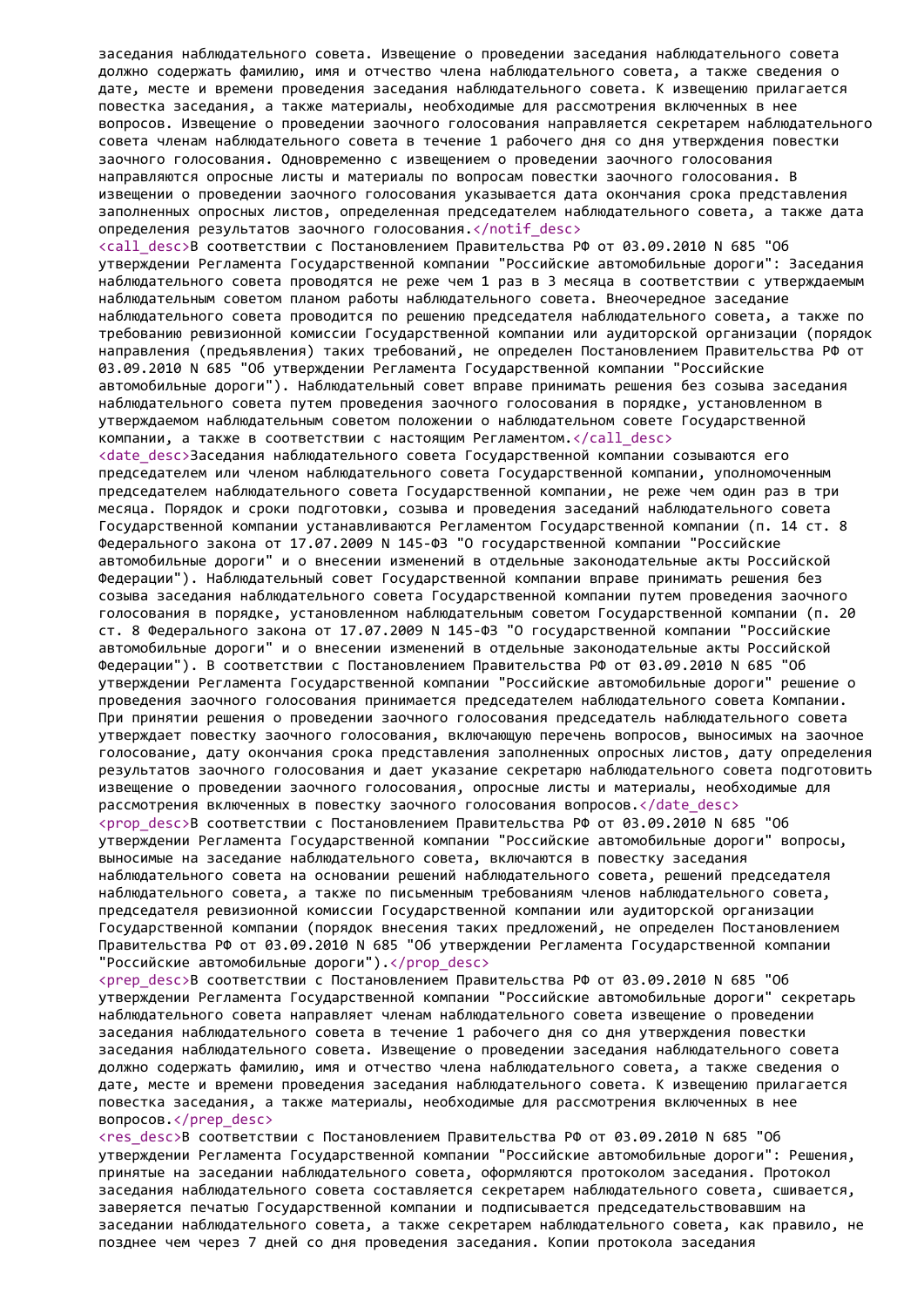заседания наблюдательного совета. Извещение о проведении заседания наблюдательного совета должно содержать фамилию, имя и отчество члена наблюдательного совета, а также сведения о дате, месте и времени проведения заседания наблюдательного совета. К извещению прилагается повестка заседания, а также материалы, необходимые для рассмотрения включенных в нее вопросов. Извещение о проведении заочного голосования направляется секретарем наблюдательного совета членам наблюдательного совета в течение 1 рабочего дня со дня утверждения повестки заочного голосования. Одновременно с извещением о проведении заочного голосования направляются опросные листы и материалы по вопросам повестки заочного голосования. В извещении о проведении заочного голосования указывается дата окончания срока представления заполненных опросных листов, определенная председателем наблюдательного совета, а также дата определения результатов заочного голосования.</notif_desc>
<call_desc>В соответствии с Постановлением Правительства РФ от 03.09.2010 N 685 "Об утверждении Регламента Государственной компании "Российские автомобильные дороги": Заседания наблюдательного совета проводятся не реже чем 1 раз в 3 месяца в соответствии с утверждаемым наблюдательным советом планом работы наблюдательного совета. Внеочередное заседание наблюдательного совета проводится по решению председателя наблюдательного совета, а также по требованию ревизионной комиссии Государственной компании или аудиторской организации (порядок направления (предъявления) таких требований, не определен Постановлением Правительства РФ от 03.09.2010 N 685 "Об утверждении Регламента Государственной компании "Российские автомобильные дороги"). Наблюдательный совет вправе принимать решения без созыва заседания наблюдательного совета путем проведения заочного голосования в порядке, установленном в утверждаемом наблюдательным советом положении о наблюдательном совете Государственной компании, а также в соответствии с настоящим Регламентом.</call_desc>
<date_desc>Заседания наблюдательного совета Государственной компании созываются его председателем или членом наблюдательного совета Государственной компании, уполномоченным председателем наблюдательного совета Государственной компании, не реже чем один раз в три месяца. Порядок и сроки подготовки, созыва и проведения заседаний наблюдательного совета Государственной компании устанавливаются Регламентом Государственной компании (п. 14 ст. 8 Федерального закона от 17.07.2009 N 145-ФЗ "О государственной компании "Российские автомобильные дороги" и о внесении изменений в отдельные законодательные акты Российской Федерации"). Наблюдательный совет Государственной компании вправе принимать решения без созыва заседания наблюдательного совета Государственной компании путем проведения заочного голосования в порядке, установленном наблюдательным советом Государственной компании (п. 20 ст. 8 Федерального закона от 17.07.2009 N 145-ФЗ "О государственной компании "Российские автомобильные дороги" и о внесении изменений в отдельные законодательные акты Российской Федерации"). В соответствии с Постановлением Правительства РФ от 03.09.2010 N 685 "Об утверждении Регламента Государственной компании "Российские автомобильные дороги" решение о проведения заочного голосования принимается председателем наблюдательного совета Компании. При принятии решения о проведении заочного голосования председатель наблюдательного совета утверждает повестку заочного голосования, включающую перечень вопросов, выносимых на заочное голосование, дату окончания срока представления заполненных опросных листов, дату определения результатов заочного голосования и дает указание секретарю наблюдательного совета подготовить извещение о проведении заочного голосования, опросные листы и материалы, необходимые для рассмотрения включенных в повестку заочного голосования вопросов.</date_desc>
<prop_desc>В соответствии с Постановлением Правительства РФ от 03.09.2010 N 685 "Об утверждении Регламента Государственной компании "Российские автомобильные дороги" вопросы, выносимые на заседание наблюдательного совета, включаются в повестку заседания наблюдательного совета на основании решений наблюдательного совета, решений председателя наблюдательного совета, а также по письменным требованиям членов наблюдательного совета, председателя ревизионной комиссии Государственной компании или аудиторской организации Государственной компании (порядок внесения таких предложений, не определен Постановлением Правительства РФ от 03.09.2010 N 685 "Об утверждении Регламента Государственной компании "Российские автомобильные дороги").</prop_desc>
<prep_desc>В соответствии с Постановлением Правительства РФ от 03.09.2010 N 685 "Об утверждении Регламента Государственной компании "Российские автомобильные дороги" секретарь наблюдательного совета направляет членам наблюдательного совета извещение о проведении заседания наблюдательного совета в течение 1 рабочего дня со дня утверждения повестки заседания наблюдательного совета. Извещение о проведении заседания наблюдательного совета должно содержать фамилию, имя и отчество члена наблюдательного совета, а также сведения о дате, месте и времени проведения заседания наблюдательного совета. К извещению прилагается повестка заседания, а также материалы, необходимые для рассмотрения включенных в нее вопросов.</prep_desc>
<res_desc>В соответствии с Постановлением Правительства РФ от 03.09.2010 N 685 "Об утверждении Регламента Государственной компании "Российские автомобильные дороги": Решения, принятые на заседании наблюдательного совета, оформляются протоколом заседания. Протокол заседания наблюдательного совета составляется секретарем наблюдательного совета, сшивается, заверяется печатью Государственной компании и подписывается председательствовавшим на заседании наблюдательного совета, а также секретарем наблюдательного совета, как правило, не позднее чем через 7 дней со дня проведения заседания. Копии протокола заседания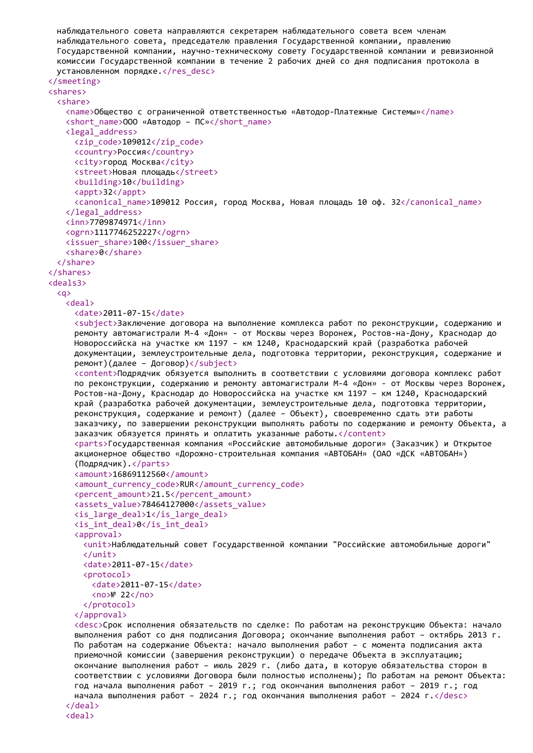```
наблюдательного совета направляются секретарем наблюдательного совета всем членам
наблюдательного совета, председателю правления Государственной компании, правлению
Государственной компании, научно-техническому совету Государственной компании и ревизионной
комиссии Государственной компании в течение 2 рабочих дней со дня подписания протокола в
установленном порядке.</res_desc>
</smeeting>
<shares>
  <share>
    <name>Общество с ограниченной ответственностью «Автодор-Платежные Системы»</name>
    <short_name>ООО «Автодор – ПС»</short_name>
    <legal_address>
      <zip_code>109012</zip_code>
      <country>Россия</country>
      <city>город Москва</city>
      <street>Новая площадь</street>
      <building>10</building>
      <appt>32</appt>
      <canonical_name>109012 Россия, город Москва, Новая площадь 10 оф. 32</canonical_name>
    </legal_address>
    <inn>7709874971</inn>
    <ogrn>1117746252227</ogrn>
    <issuer_share>100</issuer_share>
    <share>0</share>
  </share>
</shares>
<deals3>
  <q>
    <deal>
      <date>2011-07-15</date>
      <subject>Заключение договора на выполнение комплекса работ по реконструкции, содержанию и
      ремонту автомагистрали М-4 «Дон» - от Москвы через Воронеж, Ростов-на-Дону, Краснодар до
      Новороссийска на участке км 1197 – км 1240, Краснодарский край (разработка рабочей
      документации, землеустроительные дела, подготовка территории, реконструкция, содержание и
      ремонт)(далее – Договор)</subject>
      <content>Подрядчик обязуется выполнить в соответствии с условиями договора комплекс работ
      по реконструкции, содержанию и ремонту автомагистрали М-4 «Дон» - от Москвы через Воронеж,
      Ростов-на-Дону, Краснодар до Новороссийска на участке км 1197 – км 1240, Краснодарский
      край (разработка рабочей документации, землеустроительные дела, подготовка территории,
      реконструкция, содержание и ремонт) (далее – Объект), своевременно сдать эти работы
      заказчику, по завершении реконструкции выполнять работы по содержанию и ремонту Объекта, а
      заказчик обязуется принять и оплатить указанные работы.</content>
      <parts>Государственная компания «Российские автомобильные дороги» (Заказчик) и Открытое
      акционерное общество «Дорожно-строительная компания «АВТОБАН» (ОАО «ДСК «АВТОБАН»)
      (Подрядчик).</parts>
      <amount>16869112560</amount>
      <amount_currency_code>RUR</amount_currency_code>
      <percent_amount>21.5</percent_amount>
      <assets_value>78464127000</assets_value>
      <is_large_deal>1</is_large_deal>
      <is_int_deal>0</is_int_deal>
      <approval>
        <unit>Наблюдательный совет Государственной компании "Российские автомобильные дороги"
        </unit>
        <date>2011-07-15</date>
        <protocol>
          <date>2011-07-15</date>
          <no>№ 22</no>
        </protocol>
      </approval>
      <desc>Срок исполнения обязательств по сделке: По работам на реконструкцию Объекта: начало
      выполнения работ со дня подписания Договора; окончание выполнения работ – октябрь 2013 г.
      По работам на содержание Объекта: начало выполнения работ – с момента подписания акта
      приемочной комиссии (завершения реконструкции) о передаче Объекта в эксплуатацию;
      окончание выполнения работ – июль 2029 г. (либо дата, в которую обязательства сторон в
      соответствии с условиями Договора были полностью исполнены); По работам на ремонт Объекта:
      год начала выполнения работ – 2019 г.; год окончания выполнения работ – 2019 г.; год
      начала выполнения работ – 2024 г.; год окончания выполнения работ – 2024 г.</desc>
    </deal>
    <deal>
```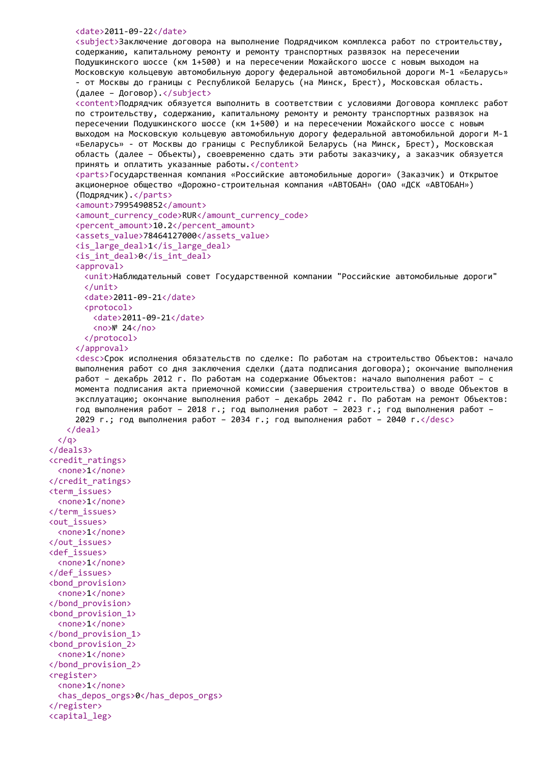```xml
      <date>2011-09-22</date>
      <subject>Заключение договора на выполнение Подрядчиком комплекса работ по строительству,
      содержанию, капитальному ремонту и ремонту транспортных развязок на пересечении
      Подушкинского шоссе (км 1+500) и на пересечении Можайского шоссе с новым выходом на
      Московскую кольцевую автомобильную дорогу федеральной автомобильной дороги М-1 «Беларусь»
      - от Москвы до границы с Республикой Беларусь (на Минск, Брест), Московская область.
      (далее – Договор).</subject>
      <content>Подрядчик обязуется выполнить в соответствии с условиями Договора комплекс работ
      по строительству, содержанию, капитальному ремонту и ремонту транспортных развязок на
      пересечении Подушкинского шоссе (км 1+500) и на пересечении Можайского шоссе с новым
      выходом на Московскую кольцевую автомобильную дорогу федеральной автомобильной дороги М-1
      «Беларусь» - от Москвы до границы с Республикой Беларусь (на Минск, Брест), Московская
      область (далее – Объекты), своевременно сдать эти работы заказчику, а заказчик обязуется
      принять и оплатить указанные работы.</content>
      <parts>Государственная компания «Российские автомобильные дороги» (Заказчик) и Открытое
      акционерное общество «Дорожно-строительная компания «АВТОБАН» (ОАО «ДСК «АВТОБАН»)
      (Подрядчик).</parts>
      <amount>7995490852</amount>
      <amount_currency_code>RUR</amount_currency_code>
      <percent_amount>10.2</percent_amount>
      <assets_value>78464127000</assets_value>
      <is_large_deal>1</is_large_deal>
      <is_int_deal>0</is_int_deal>
      <approval>
        <unit>Наблюдательный совет Государственной компании "Российские автомобильные дороги"
        </unit>
        <date>2011-09-21</date>
        <protocol>
          <date>2011-09-21</date>
          <no>№ 24</no>
        </protocol>
      </approval>
      <desc>Срок исполнения обязательств по сделке: По работам на строительство Объектов: начало
      выполнения работ со дня заключения сделки (дата подписания договора); окончание выполнения
      работ – декабрь 2012 г. По работам на содержание Объектов: начало выполнения работ – с
      момента подписания акта приемочной комиссии (завершения строительства) о вводе Объектов в
      эксплуатацию; окончание выполнения работ – декабрь 2042 г. По работам на ремонт Объектов:
      год выполнения работ – 2018 г.; год выполнения работ – 2023 г.; год выполнения работ –
      2029 г.; год выполнения работ – 2034 г.; год выполнения работ – 2040 г.</desc>
    </deal>
  </q>
</deals3>
<credit_ratings>
  <none>1</none>
</credit_ratings>
<term_issues>
  <none>1</none>
</term_issues>
<out_issues>
  <none>1</none>
</out_issues>
<def_issues>
  <none>1</none>
</def_issues>
<bond_provision>
  <none>1</none>
</bond_provision>
<bond_provision_1>
  <none>1</none>
</bond_provision_1>
<bond_provision_2>
  <none>1</none>
</bond_provision_2>
<register>
  <none>1</none>
  <has_depos_orgs>0</has_depos_orgs>
</register>
<capital_leg>
```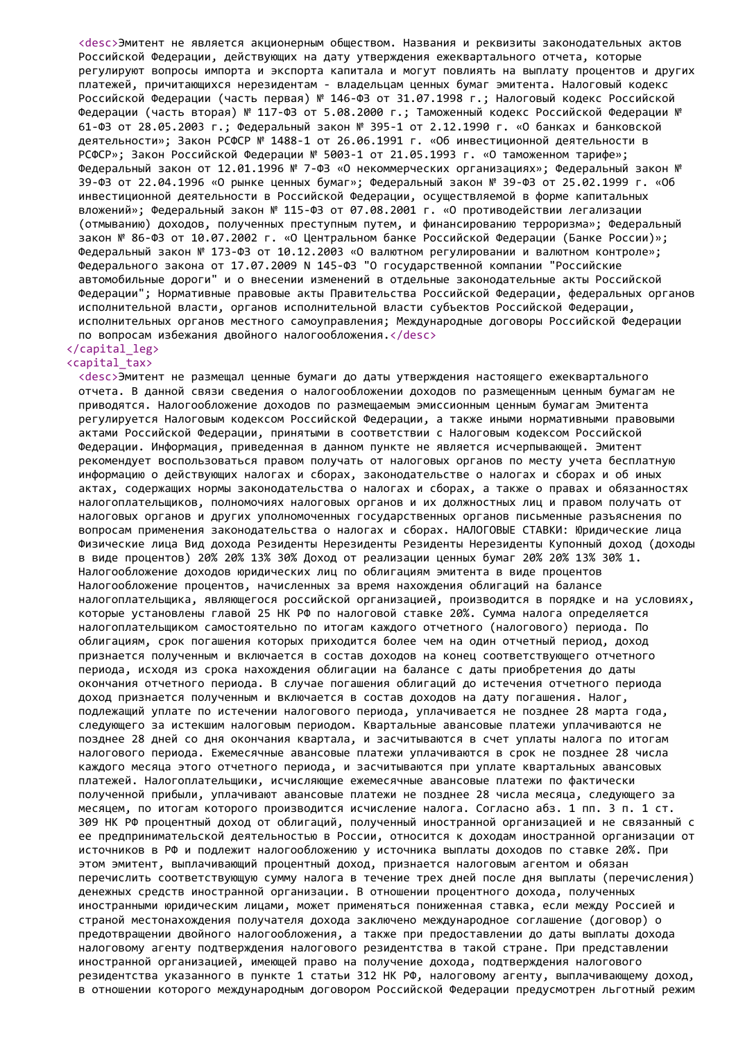<desc>Эмитент не является акционерным обществом. Названия и реквизиты законодательных актов Российской Федерации, действующих на дату утверждения ежеквартального отчета, которые регулируют вопросы импорта и экспорта капитала и могут повлиять на выплату процентов и других платежей, причитающихся нерезидентам - владельцам ценных бумаг эмитента. Налоговый кодекс Российской Федерации (часть первая) № 146-ФЗ от 31.07.1998 г.; Налоговый кодекс Российской Федерации (часть вторая) № 117-ФЗ от 5.08.2000 г.; Таможенный кодекс Российской Федерации № 61-ФЗ от 28.05.2003 г.; Федеральный закон № 395-1 от 2.12.1990 г. «О банках и банковской деятельности»; Закон РСФСР № 1488-1 от 26.06.1991 г. «Об инвестиционной деятельности в РСФСР»; Закон Российской Федерации № 5003-1 от 21.05.1993 г. «О таможенном тарифе»; Федеральный закон от 12.01.1996 № 7-ФЗ «О некоммерческих организациях»; Федеральный закон № 39-ФЗ от 22.04.1996 «О рынке ценных бумаг»; Федеральный закон № 39-ФЗ от 25.02.1999 г. «Об инвестиционной деятельности в Российской Федерации, осуществляемой в форме капитальных вложений»; Федеральный закон № 115-ФЗ от 07.08.2001 г. «О противодействии легализации (отмыванию) доходов, полученных преступным путем, и финансированию терроризма»; Федеральный закон № 86-ФЗ от 10.07.2002 г. «О Центральном банке Российской Федерации (Банке России)»; Федеральный закон № 173-ФЗ от 10.12.2003 «О валютном регулировании и валютном контроле»; Федерального закона от 17.07.2009 N 145-ФЗ "О государственной компании "Российские автомобильные дороги" и о внесении изменений в отдельные законодательные акты Российской Федерации"; Нормативные правовые акты Правительства Российской Федерации, федеральных органов исполнительной власти, органов исполнительной власти субъектов Российской Федерации, исполнительных органов местного самоуправления; Международные договоры Российской Федерации по вопросам избежания двойного налогообложения.</desc>
</capital_leg>
<capital_tax>
<desc>Эмитент не размещал ценные бумаги до даты утверждения настоящего ежеквартального отчета. В данной связи сведения о налогообложении доходов по размещенным ценным бумагам не приводятся. Налогообложение доходов по размещаемым эмиссионным ценным бумагам Эмитента регулируется Налоговым кодексом Российской Федерации, а также иными нормативными правовыми актами Российской Федерации, принятыми в соответствии с Налоговым кодексом Российской Федерации. Информация, приведенная в данном пункте не является исчерпывающей. Эмитент рекомендует воспользоваться правом получать от налоговых органов по месту учета бесплатную информацию о действующих налогах и сборах, законодательстве о налогах и сборах и об иных актах, содержащих нормы законодательства о налогах и сборах, а также о правах и обязанностях налогоплательщиков, полномочиях налоговых органов и их должностных лиц и правом получать от налоговых органов и других уполномоченных государственных органов письменные разъяснения по вопросам применения законодательства о налогах и сборах. НАЛОГОВЫЕ СТАВКИ: Юридические лица Физические лица Вид дохода Резиденты Нерезиденты Резиденты Нерезиденты Купонный доход (доходы в виде процентов) 20% 20% 13% 30% Доход от реализации ценных бумаг 20% 20% 13% 30% 1. Налогообложение доходов юридических лиц по облигациям эмитента в виде процентов Налогообложение процентов, начисленных за время нахождения облигаций на балансе налогоплательщика, являющегося российской организацией, производится в порядке и на условиях, которые установлены главой 25 НК РФ по налоговой ставке 20%. Сумма налога определяется налогоплательщиком самостоятельно по итогам каждого отчетного (налогового) периода. По облигациям, срок погашения которых приходится более чем на один отчетный период, доход признается полученным и включается в состав доходов на конец соответствующего отчетного периода, исходя из срока нахождения облигации на балансе с даты приобретения до даты окончания отчетного периода. В случае погашения облигаций до истечения отчетного периода доход признается полученным и включается в состав доходов на дату погашения. Налог, подлежащий уплате по истечении налогового периода, уплачивается не позднее 28 марта года, следующего за истекшим налоговым периодом. Квартальные авансовые платежи уплачиваются не позднее 28 дней со дня окончания квартала, и засчитываются в счет уплаты налога по итогам налогового периода. Ежемесячные авансовые платежи уплачиваются в срок не позднее 28 числа каждого месяца этого отчетного периода, и засчитываются при уплате квартальных авансовых платежей. Налогоплательщики, исчисляющие ежемесячные авансовые платежи по фактически полученной прибыли, уплачивают авансовые платежи не позднее 28 числа месяца, следующего за месяцем, по итогам которого производится исчисление налога. Согласно абз. 1 пп. 3 п. 1 ст. 309 НК РФ процентный доход от облигаций, полученный иностранной организацией и не связанный с ее предпринимательской деятельностью в России, относится к доходам иностранной организации от источников в РФ и подлежит налогообложению у источника выплаты доходов по ставке 20%. При этом эмитент, выплачивающий процентный доход, признается налоговым агентом и обязан перечислить соответствующую сумму налога в течение трех дней после дня выплаты (перечисления) денежных средств иностранной организации. В отношении процентного дохода, полученных иностранными юридическим лицами, может применяться пониженная ставка, если между Россией и страной местонахождения получателя дохода заключено международное соглашение (договор) о предотвращении двойного налогообложения, а также при предоставлении до даты выплаты дохода налоговому агенту подтверждения налогового резидентства в такой стране. При представлении иностранной организацией, имеющей право на получение дохода, подтверждения налогового резидентства указанного в пункте 1 статьи 312 НК РФ, налоговому агенту, выплачивающему доход, в отношении которого международным договором Российской Федерации предусмотрен льготный режим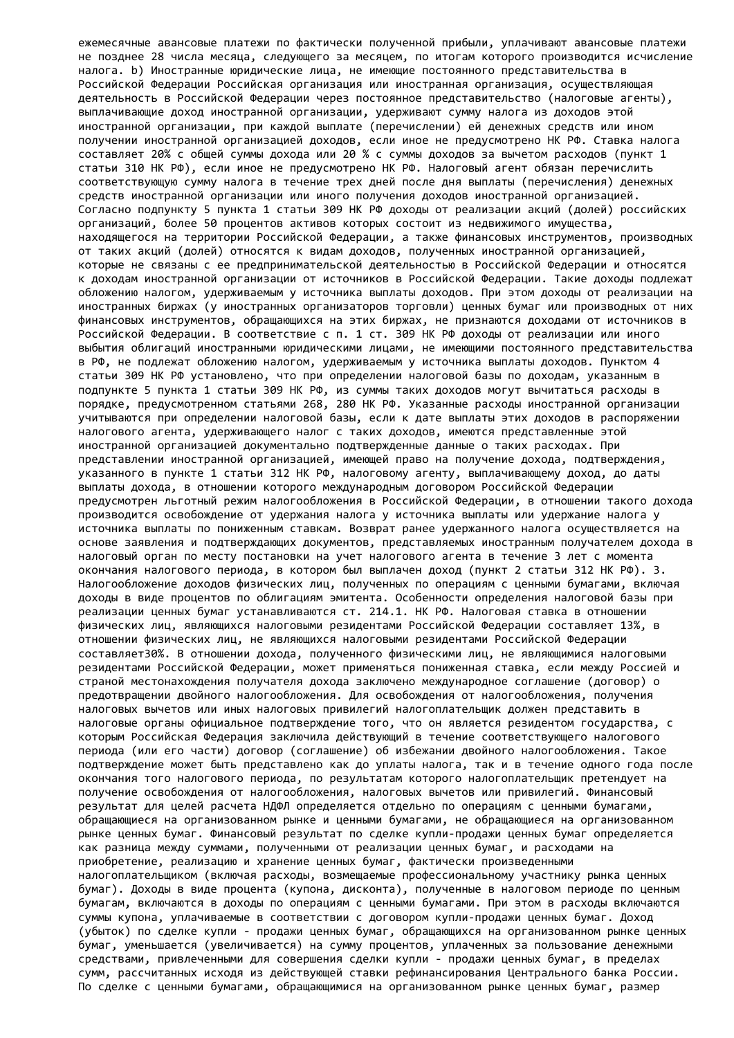ежемесячные авансовые платежи по фактически полученной прибыли, уплачивают авансовые платежи не позднее 28 числа месяца, следующего за месяцем, по итогам которого производится исчисление налога. b) Иностранные юридические лица, не имеющие постоянного представительства в Российской Федерации Российская организация или иностранная организация, осуществляющая деятельность в Российской Федерации через постоянное представительство (налоговые агенты), выплачивающие доход иностранной организации, удерживают сумму налога из доходов этой иностранной организации, при каждой выплате (перечислении) ей денежных средств или ином получении иностранной организацией доходов, если иное не предусмотрено НК РФ. Ставка налога составляет 20% с общей суммы дохода или 20 % с суммы доходов за вычетом расходов (пункт 1 статьи 310 НК РФ), если иное не предусмотрено НК РФ. Налоговый агент обязан перечислить соответствующую сумму налога в течение трех дней после дня выплаты (перечисления) денежных средств иностранной организации или иного получения доходов иностранной организацией. Согласно подпункту 5 пункта 1 статьи 309 НК РФ доходы от реализации акций (долей) российских организаций, более 50 процентов активов которых состоит из недвижимого имущества, находящегося на территории Российской Федерации, а также финансовых инструментов, производных от таких акций (долей) относятся к видам доходов, полученных иностранной организацией, которые не связаны с ее предпринимательской деятельностью в Российской Федерации и относятся к доходам иностранной организации от источников в Российской Федерации. Такие доходы подлежат обложению налогом, удерживаемым у источника выплаты доходов. При этом доходы от реализации на иностранных биржах (у иностранных организаторов торговли) ценных бумаг или производных от них финансовых инструментов, обращающихся на этих биржах, не признаются доходами от источников в Российской Федерации. В соответствие с п. 1 ст. 309 НК РФ доходы от реализации или иного выбытия облигаций иностранными юридическими лицами, не имеющими постоянного представительства в РФ, не подлежат обложению налогом, удерживаемым у источника выплаты доходов. Пунктом 4 статьи 309 НК РФ установлено, что при определении налоговой базы по доходам, указанным в подпункте 5 пункта 1 статьи 309 НК РФ, из суммы таких доходов могут вычитаться расходы в порядке, предусмотренном статьями 268, 280 НК РФ. Указанные расходы иностранной организации учитываются при определении налоговой базы, если к дате выплаты этих доходов в распоряжении налогового агента, удерживающего налог с таких доходов, имеются представленные этой иностранной организацией документально подтвержденные данные о таких расходах. При представлении иностранной организацией, имеющей право на получение дохода, подтверждения, указанного в пункте 1 статьи 312 НК РФ, налоговому агенту, выплачивающему доход, до даты выплаты дохода, в отношении которого международным договором Российской Федерации предусмотрен льготный режим налогообложения в Российской Федерации, в отношении такого дохода производится освобождение от удержания налога у источника выплаты или удержание налога у источника выплаты по пониженным ставкам. Возврат ранее удержанного налога осуществляется на основе заявления и подтверждающих документов, представляемых иностранным получателем дохода в налоговый орган по месту постановки на учет налогового агента в течение 3 лет с момента окончания налогового периода, в котором был выплачен доход (пункт 2 статьи 312 НК РФ). 3. Налогообложение доходов физических лиц, полученных по операциям с ценными бумагами, включая доходы в виде процентов по облигациям эмитента. Особенности определения налоговой базы при реализации ценных бумаг устанавливаются ст. 214.1. НК РФ. Налоговая ставка в отношении физических лиц, являющихся налоговыми резидентами Российской Федерации составляет 13%, в отношении физических лиц, не являющихся налоговыми резидентами Российской Федерации составляет30%. В отношении дохода, полученного физическими лиц, не являющимися налоговыми резидентами Российской Федерации, может применяться пониженная ставка, если между Россией и страной местонахождения получателя дохода заключено международное соглашение (договор) о предотвращении двойного налогообложения. Для освобождения от налогообложения, получения налоговых вычетов или иных налоговых привилегий налогоплательщик должен представить в налоговые органы официальное подтверждение того, что он является резидентом государства, с которым Российская Федерация заключила действующий в течение соответствующего налогового периода (или его части) договор (соглашение) об избежании двойного налогообложения. Такое подтверждение может быть представлено как до уплаты налога, так и в течение одного года после окончания того налогового периода, по результатам которого налогоплательщик претендует на получение освобождения от налогообложения, налоговых вычетов или привилегий. Финансовый результат для целей расчета НДФЛ определяется отдельно по операциям с ценными бумагами, обращающиеся на организованном рынке и ценными бумагами, не обращающиеся на организованном рынке ценных бумаг. Финансовый результат по сделке купли-продажи ценных бумаг определяется как разница между суммами, полученными от реализации ценных бумаг, и расходами на приобретение, реализацию и хранение ценных бумаг, фактически произведенными налогоплательщиком (включая расходы, возмещаемые профессиональному участнику рынка ценных бумаг). Доходы в виде процента (купона, дисконта), полученные в налоговом периоде по ценным бумагам, включаются в доходы по операциям с ценными бумагами. При этом в расходы включаются суммы купона, уплачиваемые в соответствии с договором купли-продажи ценных бумаг. Доход (убыток) по сделке купли - продажи ценных бумаг, обращающихся на организованном рынке ценных бумаг, уменьшается (увеличивается) на сумму процентов, уплаченных за пользование денежными средствами, привлеченными для совершения сделки купли - продажи ценных бумаг, в пределах сумм, рассчитанных исходя из действующей ставки рефинансирования Центрального банка России. По сделке с ценными бумагами, обращающимися на организованном рынке ценных бумаг, размер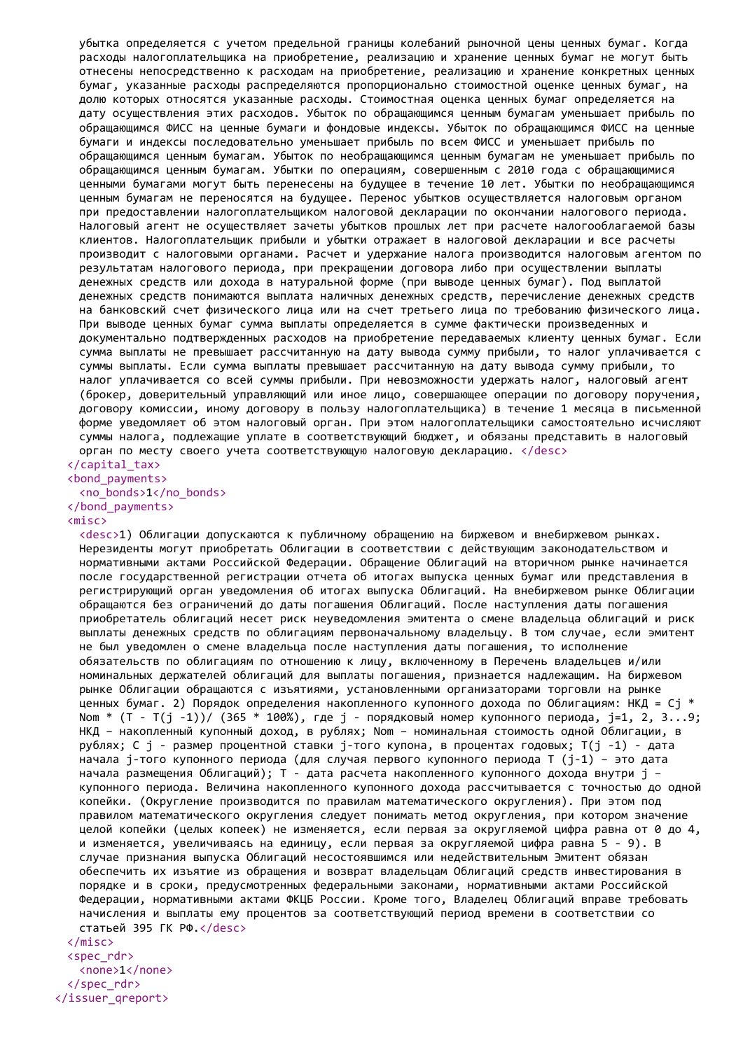```xml
    убытка определяется с учетом предельной границы колебаний рыночной цены ценных бумаг. Когда расходы налогоплательщика на приобретение, реализацию и хранение ценных бумаг не могут быть отнесены непосредственно к расходам на приобретение, реализацию и хранение конкретных ценных бумаг, указанные расходы распределяются пропорционально стоимостной оценке ценных бумаг, на долю которых относятся указанные расходы. Стоимостная оценка ценных бумаг определяется на дату осуществления этих расходов. Убыток по обращающимся ценным бумагам уменьшает прибыль по обращающимся ФИСС на ценные бумаги и фондовые индексы. Убыток по обращающимся ФИСС на ценные бумаги и индексы последовательно уменьшает прибыль по всем ФИСС и уменьшает прибыль по обращающимся ценным бумагам. Убыток по необращающимся ценным бумагам не уменьшает прибыль по обращающимся ценным бумагам. Убытки по операциям, совершенным с 2010 года с обращающимися ценными бумагами могут быть перенесены на будущее в течение 10 лет. Убытки по необращающимся ценным бумагам не переносятся на будущее. Перенос убытков осуществляется налоговым органом при предоставлении налогоплательщиком налоговой декларации по окончании налогового периода. Налоговый агент не осуществляет зачеты убытков прошлых лет при расчете налогооблагаемой базы клиентов. Налогоплательщик прибыли и убытки отражает в налоговой декларации и все расчеты производит с налоговыми органами. Расчет и удержание налога производится налоговым агентом по результатам налогового периода, при прекращении договора либо при осуществлении выплаты денежных средств или дохода в натуральной форме (при выводе ценных бумаг). Под выплатой денежных средств понимаются выплата наличных денежных средств, перечисление денежных средств на банковский счет физического лица или на счет третьего лица по требованию физического лица. При выводе ценных бумаг сумма выплаты определяется в сумме фактически произведенных и документально подтвержденных расходов на приобретение передаваемых клиенту ценных бумаг. Если сумма выплаты не превышает рассчитанную на дату вывода сумму прибыли, то налог уплачивается с суммы выплаты. Если сумма выплаты превышает рассчитанную на дату вывода сумму прибыли, то налог уплачивается со всей суммы прибыли. При невозможности удержать налог, налоговый агент (брокер, доверительный управляющий или иное лицо, совершающее операции по договору поручения, договору комиссии, иному договору в пользу налогоплательщика) в течение 1 месяца в письменной форме уведомляет об этом налоговый орган. При этом налогоплательщики самостоятельно исчисляют суммы налога, подлежащие уплате в соответствующий бюджет, и обязаны представить в налоговый орган по месту своего учета соответствующую налоговую декларацию. </desc>
  </capital_tax>
  <bond_payments>
    <no_bonds>1</no_bonds>
  </bond_payments>
  <misc>
    <desc>1) Облигации допускаются к публичному обращению на биржевом и внебиржевом рынках. Нерезиденты могут приобретать Облигации в соответствии с действующим законодательством и нормативными актами Российской Федерации. Обращение Облигаций на вторичном рынке начинается после государственной регистрации отчета об итогах выпуска ценных бумаг или представления в регистрирующий орган уведомления об итогах выпуска Облигаций. На внебиржевом рынке Облигации обращаются без ограничений до даты погашения Облигаций. После наступления даты погашения приобретатель облигаций несет риск неуведомления эмитента о смене владельца облигаций и риск выплаты денежных средств по облигациям первоначальному владельцу. В том случае, если эмитент не был уведомлен о смене владельца после наступления даты погашения, то исполнение обязательств по облигациям по отношению к лицу, включенному в Перечень владельцев и/или номинальных держателей облигаций для выплаты погашения, признается надлежащим. На биржевом рынке Облигации обращаются с изъятиями, установленными организаторами торговли на рынке ценных бумаг. 2) Порядок определения накопленного купонного дохода по Облигациям: НКД = Cj * Nom * (T - T(j -1))/ (365 * 100%), где j - порядковый номер купонного периода, j=1, 2, 3...9; НКД – накопленный купонный доход, в рублях; Nom – номинальная стоимость одной Облигации, в рублях; C j - размер процентной ставки j-того купона, в процентах годовых; T(j -1) - дата начала j-того купонного периода (для случая первого купонного периода Т (j-1) – это дата начала размещения Облигаций); T - дата расчета накопленного купонного дохода внутри j –купонного периода. Величина накопленного купонного дохода рассчитывается с точностью до одной копейки. (Округление производится по правилам математического округления). При этом под правилом математического округления следует понимать метод округления, при котором значение целой копейки (целых копеек) не изменяется, если первая за округляемой цифра равна от 0 до 4, и изменяется, увеличиваясь на единицу, если первая за округляемой цифра равна 5 - 9). В случае признания выпуска Облигаций несостоявшимся или недействительным Эмитент обязан обеспечить их изъятие из обращения и возврат владельцам Облигаций средств инвестирования в порядке и в сроки, предусмотренных федеральными законами, нормативными актами Российской Федерации, нормативными актами ФКЦБ России. Кроме того, Владелец Облигаций вправе требовать начисления и выплаты ему процентов за соответствующий период времени в соответствии со статьей 395 ГК РФ.</desc>
  </misc>
  <spec_rdr>
    <none>1</none>
  </spec_rdr>
</issuer_qreport>
```